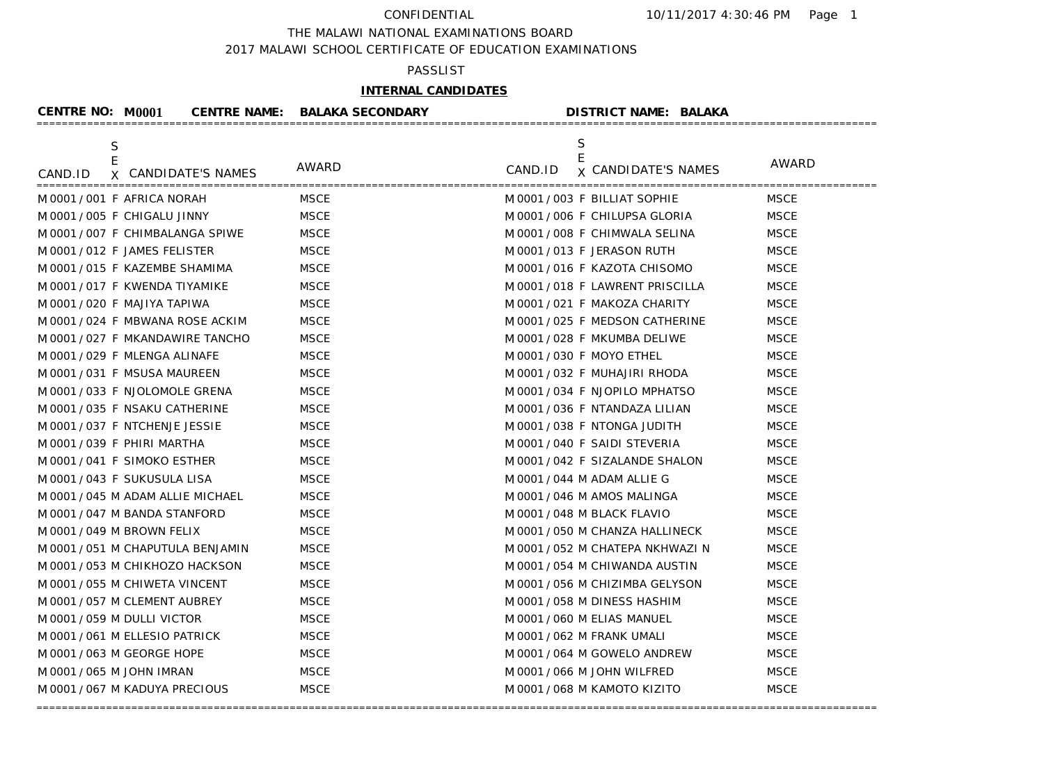CONFIDENTIAL 10/11/2017 4:30:46 PM

THE MALAWI NATIONAL EXAMINATIONS BOARD

2017 MALAWI SCHOOL CERTIFICATE OF EDUCATION EXAMINATIONS

PASSLIST

**INTERNAL CANDIDATES**

**CENTRE NO: M0001 CENTRE NAME: BALAKA SECONDARY DISTRICT NAME: BALAKA**

| CAND.ID | SEX | CANDIDATE'S NAMES | AWARD | CAND.ID | SEX | CANDIDATE'S NAMES | AWARD |
|---|---|---|---|---|---|---|---|
| M0001/001 | F | AFRICA NORAH | MSCE | M0001/003 | F | BILLIAT SOPHIE | MSCE |
| M0001/005 | F | CHIGALU JINNY | MSCE | M0001/006 | F | CHILUPSA GLORIA | MSCE |
| M0001/007 | F | CHIMBALANGA SPIWE | MSCE | M0001/008 | F | CHIMWALA SELINA | MSCE |
| M0001/012 | F | JAMES FELISTER | MSCE | M0001/013 | F | JERASON RUTH | MSCE |
| M0001/015 | F | KAZEMBE SHAMIMA | MSCE | M0001/016 | F | KAZOTA CHISOMO | MSCE |
| M0001/017 | F | KWENDA TIYAMIKE | MSCE | M0001/018 | F | LAWRENT PRISCILLA | MSCE |
| M0001/020 | F | MAJIYA TAPIWA | MSCE | M0001/021 | F | MAKOZA CHARITY | MSCE |
| M0001/024 | F | MBWANA ROSE ACKIM | MSCE | M0001/025 | F | MEDSON CATHERINE | MSCE |
| M0001/027 | F | MKANDAWIRE TANCHO | MSCE | M0001/028 | F | MKUMBA DELIWE | MSCE |
| M0001/029 | F | MLENGA ALINAFE | MSCE | M0001/030 | F | MOYO ETHEL | MSCE |
| M0001/031 | F | MSUSA MAUREEN | MSCE | M0001/032 | F | MUHAJIRI RHODA | MSCE |
| M0001/033 | F | NJOLOMOLE GRENA | MSCE | M0001/034 | F | NJOPILO MPHATSO | MSCE |
| M0001/035 | F | NSAKU CATHERINE | MSCE | M0001/036 | F | NTANDAZA LILIAN | MSCE |
| M0001/037 | F | NTCHENJE JESSIE | MSCE | M0001/038 | F | NTONGA JUDITH | MSCE |
| M0001/039 | F | PHIRI MARTHA | MSCE | M0001/040 | F | SAIDI STEVERIA | MSCE |
| M0001/041 | F | SIMOKO ESTHER | MSCE | M0001/042 | F | SIZALANDE SHALON | MSCE |
| M0001/043 | F | SUKUSULA LISA | MSCE | M0001/044 | M | ADAM ALLIE G | MSCE |
| M0001/045 | M | ADAM ALLIE MICHAEL | MSCE | M0001/046 | M | AMOS MALINGA | MSCE |
| M0001/047 | M | BANDA STANFORD | MSCE | M0001/048 | M | BLACK FLAVIO | MSCE |
| M0001/049 | M | BROWN FELIX | MSCE | M0001/050 | M | CHANZA HALLINECK | MSCE |
| M0001/051 | M | CHAPUTULA BENJAMIN | MSCE | M0001/052 | M | CHATEPA NKHWAZI N | MSCE |
| M0001/053 | M | CHIKHOZO HACKSON | MSCE | M0001/054 | M | CHIWANDA AUSTIN | MSCE |
| M0001/055 | M | CHIWETA VINCENT | MSCE | M0001/056 | M | CHIZIMBA GELYSON | MSCE |
| M0001/057 | M | CLEMENT AUBREY | MSCE | M0001/058 | M | DINESS HASHIM | MSCE |
| M0001/059 | M | DULLI VICTOR | MSCE | M0001/060 | M | ELIAS MANUEL | MSCE |
| M0001/061 | M | ELLESIO PATRICK | MSCE | M0001/062 | M | FRANK UMALI | MSCE |
| M0001/063 | M | GEORGE HOPE | MSCE | M0001/064 | M | GOWELO ANDREW | MSCE |
| M0001/065 | M | JOHN IMRAN | MSCE | M0001/066 | M | JOHN WILFRED | MSCE |
| M0001/067 | M | KADUYA PRECIOUS | MSCE | M0001/068 | M | KAMOTO KIZITO | MSCE |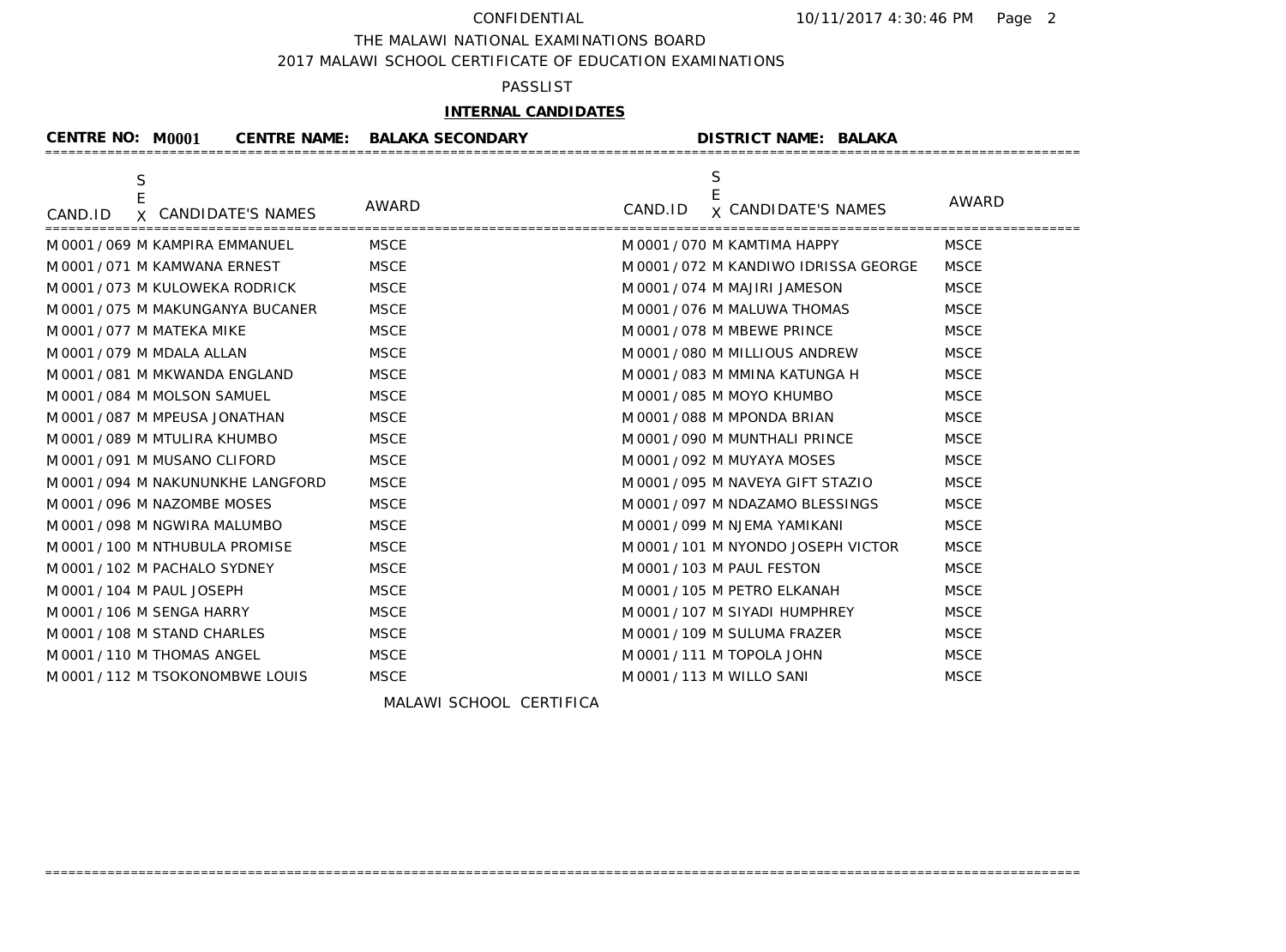CONFIDENTIAL

THE MALAWI NATIONAL EXAMINATIONS BOARD

2017 MALAWI SCHOOL CERTIFICATE OF EDUCATION EXAMINATIONS

PASSLIST

**INTERNAL CANDIDATES**

**CENTRE NO: M0001 CENTRE NAME: BALAKA SECONDARY DISTRICT NAME: BALAKA**

| CAND.ID | SEX | CANDIDATE'S NAMES | AWARD | CAND.ID | SEX | CANDIDATE'S NAMES | AWARD |
|---|---|---|---|---|---|---|---|
| M0001 / 069 | M | KAMPIRA EMMANUEL | MSCE | M0001 / 070 | M | KAMTIMA HAPPY | MSCE |
| M0001 / 071 | M | KAMWANA ERNEST | MSCE | M0001 / 072 | M | KANDIWO IDRISSA GEORGE | MSCE |
| M0001 / 073 | M | KULOWEKA RODRICK | MSCE | M0001 / 074 | M | MAJIRI JAMESON | MSCE |
| M0001 / 075 | M | MAKUNGANYA BUCANER | MSCE | M0001 / 076 | M | MALUWA THOMAS | MSCE |
| M0001 / 077 | M | MATEKA MIKE | MSCE | M0001 / 078 | M | MBEWE PRINCE | MSCE |
| M0001 / 079 | M | MDALA ALLAN | MSCE | M0001 / 080 | M | MILLIOUS ANDREW | MSCE |
| M0001 / 081 | M | MKWANDA ENGLAND | MSCE | M0001 / 083 | M | MMINA KATUNGA H | MSCE |
| M0001 / 084 | M | MOLSON SAMUEL | MSCE | M0001 / 085 | M | MOYO KHUMBO | MSCE |
| M0001 / 087 | M | MPEUSA JONATHAN | MSCE | M0001 / 088 | M | MPONDA BRIAN | MSCE |
| M0001 / 089 | M | MTULIRA KHUMBO | MSCE | M0001 / 090 | M | MUNTHALI PRINCE | MSCE |
| M0001 / 091 | M | MUSANO CLIFORD | MSCE | M0001 / 092 | M | MUYAYA MOSES | MSCE |
| M0001 / 094 | M | NAKUNUNKHE LANGFORD | MSCE | M0001 / 095 | M | NAVEYA GIFT STAZIO | MSCE |
| M0001 / 096 | M | NAZOMBE MOSES | MSCE | M0001 / 097 | M | NDAZAMO BLESSINGS | MSCE |
| M0001 / 098 | M | NGWIRA MALUMBO | MSCE | M0001 / 099 | M | NJEMA YAMIKANI | MSCE |
| M0001 / 100 | M | NTHUBULA PROMISE | MSCE | M0001 / 101 | M | NYONDO JOSEPH VICTOR | MSCE |
| M0001 / 102 | M | PACHALO SYDNEY | MSCE | M0001 / 103 | M | PAUL FESTON | MSCE |
| M0001 / 104 | M | PAUL JOSEPH | MSCE | M0001 / 105 | M | PETRO ELKANAH | MSCE |
| M0001 / 106 | M | SENGA HARRY | MSCE | M0001 / 107 | M | SIYADI HUMPHREY | MSCE |
| M0001 / 108 | M | STAND CHARLES | MSCE | M0001 / 109 | M | SULUMA FRAZER | MSCE |
| M0001 / 110 | M | THOMAS ANGEL | MSCE | M0001 / 111 | M | TOPOLA JOHN | MSCE |
| M0001 / 112 | M | TSOKONOMBWE LOUIS | MSCE | M0001 / 113 | M | WILLO SANI | MSCE |

MALAWI SCHOOL CERTIFICA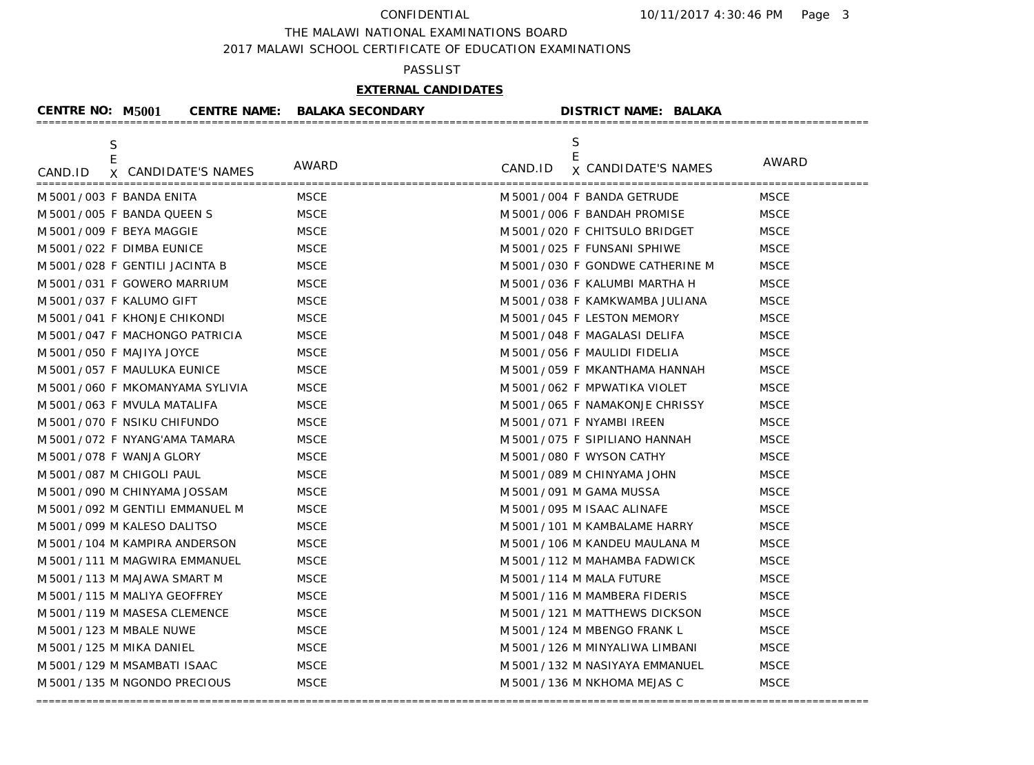CONFIDENTIAL

THE MALAWI NATIONAL EXAMINATIONS BOARD

2017 MALAWI SCHOOL CERTIFICATE OF EDUCATION EXAMINATIONS

PASSLIST

**EXTERNAL CANDIDATES**

**CENTRE NO: M5001 CENTRE NAME: BALAKA SECONDARY DISTRICT NAME: BALAKA**

| CAND.ID | SEX | CANDIDATE'S NAMES | AWARD | CAND.ID | SEX | CANDIDATE'S NAMES | AWARD |
|---|---|---|---|---|---|---|---|
| M5001/003 | F | BANDA ENITA | MSCE | M5001/004 | F | BANDA GETRUDE | MSCE |
| M5001/005 | F | BANDA QUEEN S | MSCE | M5001/006 | F | BANDAH PROMISE | MSCE |
| M5001/009 | F | BEYA MAGGIE | MSCE | M5001/020 | F | CHITSULO BRIDGET | MSCE |
| M5001/022 | F | DIMBA EUNICE | MSCE | M5001/025 | F | FUNSANI SPHIWE | MSCE |
| M5001/028 | F | GENTILI JACINTA B | MSCE | M5001/030 | F | GONDWE CATHERINE M | MSCE |
| M5001/031 | F | GOWERO MARRIUM | MSCE | M5001/036 | F | KALUMBI MARTHA H | MSCE |
| M5001/037 | F | KALUMO GIFT | MSCE | M5001/038 | F | KAMKWAMBA JULIANA | MSCE |
| M5001/041 | F | KHONJE CHIKONDI | MSCE | M5001/045 | F | LESTON MEMORY | MSCE |
| M5001/047 | F | MACHONGO PATRICIA | MSCE | M5001/048 | F | MAGALASI DELIFA | MSCE |
| M5001/050 | F | MAJIYA JOYCE | MSCE | M5001/056 | F | MAULIDI FIDELIA | MSCE |
| M5001/057 | F | MAULUKA EUNICE | MSCE | M5001/059 | F | MKANTHAMA HANNAH | MSCE |
| M5001/060 | F | MKOMANYAMA SYLIVIA | MSCE | M5001/062 | F | MPWATIKA VIOLET | MSCE |
| M5001/063 | F | MVULA MATALIFA | MSCE | M5001/065 | F | NAMAKONJE CHRISSY | MSCE |
| M5001/070 | F | NSIKU CHIFUNDO | MSCE | M5001/071 | F | NYAMBI IREEN | MSCE |
| M5001/072 | F | NYANG'AMA TAMARA | MSCE | M5001/075 | F | SIPILIANO HANNAH | MSCE |
| M5001/078 | F | WANJA GLORY | MSCE | M5001/080 | F | WYSON CATHY | MSCE |
| M5001/087 | M | CHIGOLI PAUL | MSCE | M5001/089 | M | CHINYAMA JOHN | MSCE |
| M5001/090 | M | CHINYAMA JOSSAM | MSCE | M5001/091 | M | GAMA MUSSA | MSCE |
| M5001/092 | M | GENTILI EMMANUEL M | MSCE | M5001/095 | M | ISAAC ALINAFE | MSCE |
| M5001/099 | M | KALESO DALITSO | MSCE | M5001/101 | M | KAMBALAME HARRY | MSCE |
| M5001/104 | M | KAMPIRA ANDERSON | MSCE | M5001/106 | M | KANDEU MAULANA M | MSCE |
| M5001/111 | M | MAGWIRA EMMANUEL | MSCE | M5001/112 | M | MAHAMBA FADWICK | MSCE |
| M5001/113 | M | MAJAWA SMART M | MSCE | M5001/114 | M | MALA FUTURE | MSCE |
| M5001/115 | M | MALIYA GEOFFREY | MSCE | M5001/116 | M | MAMBERA FIDERIS | MSCE |
| M5001/119 | M | MASESA CLEMENCE | MSCE | M5001/121 | M | MATTHEWS DICKSON | MSCE |
| M5001/123 | M | MBALE NUWE | MSCE | M5001/124 | M | MBENGO FRANK L | MSCE |
| M5001/125 | M | MIKA DANIEL | MSCE | M5001/126 | M | MINYALIWA LIMBANI | MSCE |
| M5001/129 | M | MSAMBATI ISAAC | MSCE | M5001/132 | M | NASIYAYA EMMANUEL | MSCE |
| M5001/135 | M | NGONDO PRECIOUS | MSCE | M5001/136 | M | NKHOMA MEJAS C | MSCE |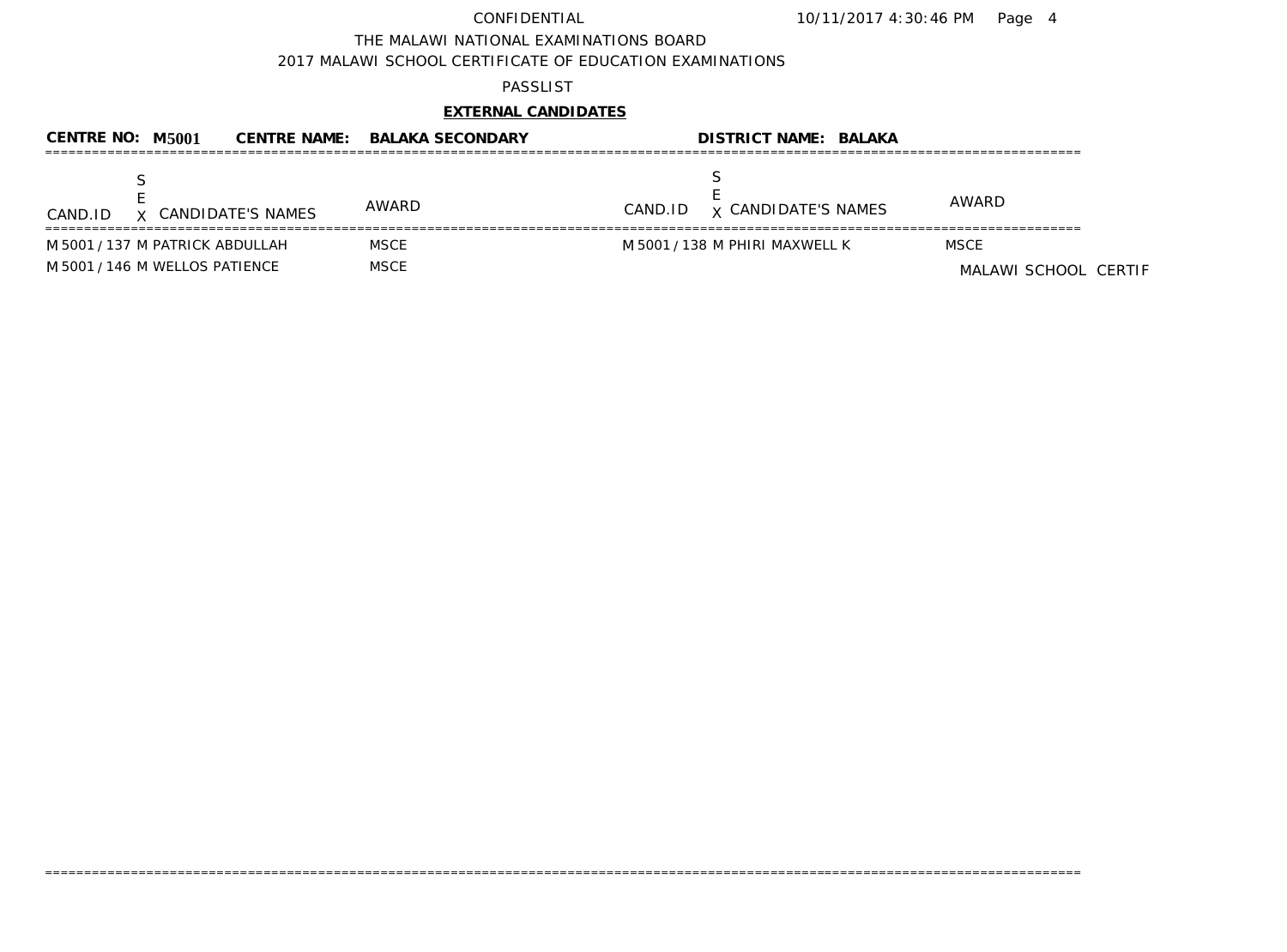CONFIDENTIAL 10/11/2017 4:30:46 PM

THE MALAWI NATIONAL EXAMINATIONS BOARD

2017 MALAWI SCHOOL CERTIFICATE OF EDUCATION EXAMINATIONS

PASSLIST

**EXTERNAL CANDIDATES**

**CENTRE NO: M5001 CENTRE NAME: BALAKA SECONDARY DISTRICT NAME: BALAKA**

| CAND.ID | SEX | CANDIDATE'S NAMES | AWARD | CAND.ID | SEX | CANDIDATE'S NAMES | AWARD |
|---|---|---|---|---|---|---|---|
| M5001/137 | M | PATRICK ABDULLAH | MSCE | M5001/138 | M | PHIRI MAXWELL K | MSCE |
| M5001/146 | M | WELLOS PATIENCE | MSCE | | | | |

MALAWI SCHOOL CERTIF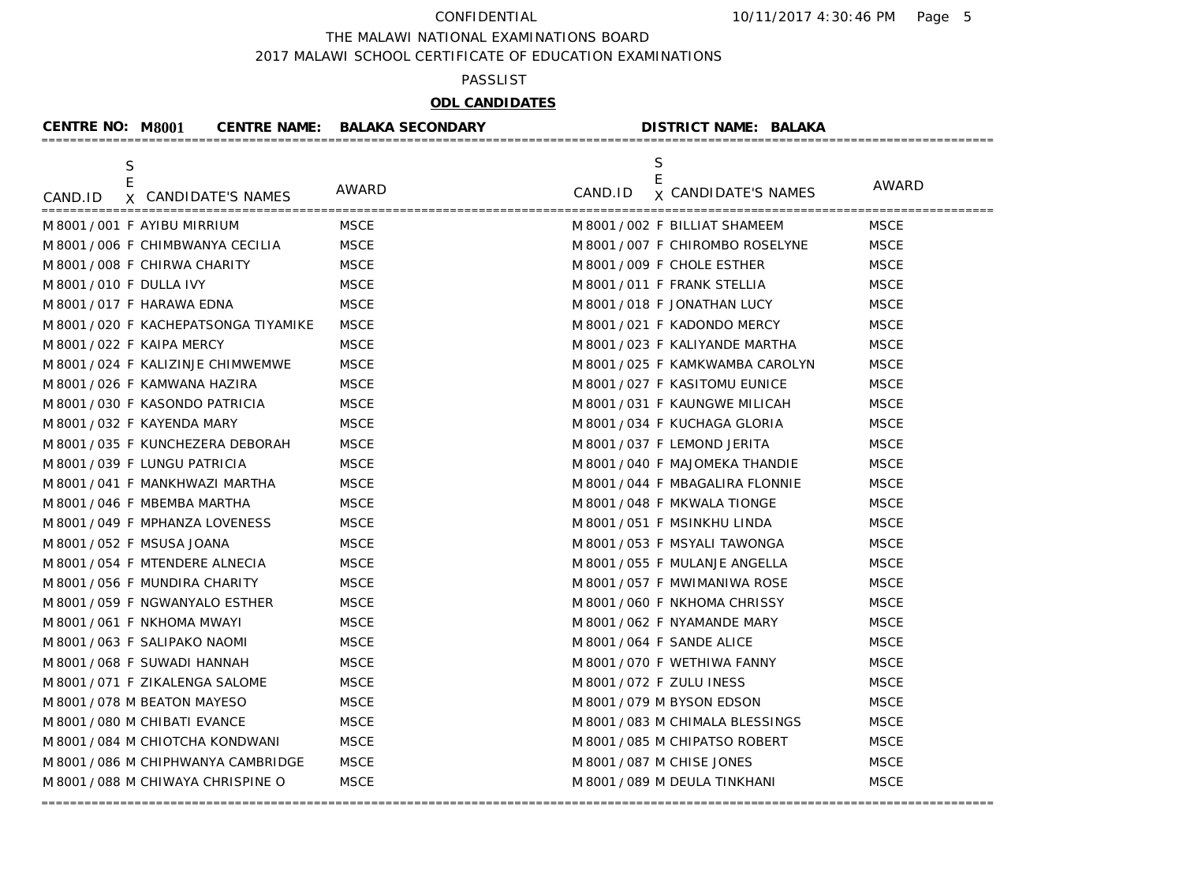CONFIDENTIAL 10/11/2017 4:30:46 PM

THE MALAWI NATIONAL EXAMINATIONS BOARD

2017 MALAWI SCHOOL CERTIFICATE OF EDUCATION EXAMINATIONS

PASSLIST

**ODL CANDIDATES**

**CENTRE NO: M8001 CENTRE NAME: BALAKA SECONDARY DISTRICT NAME: BALAKA**

| CAND.ID | SEX | CANDIDATE'S NAMES | AWARD | CAND.ID | SEX | CANDIDATE'S NAMES | AWARD |
|---|---|---|---|---|---|---|---|
| M8001/001 | F | AYIBU MIRRIUM | MSCE | M8001/002 | F | BILLIAT SHAMEEM | MSCE |
| M8001/006 | F | CHIMBWANYA CECILIA | MSCE | M8001/007 | F | CHIROMBO ROSELYNE | MSCE |
| M8001/008 | F | CHIRWA CHARITY | MSCE | M8001/009 | F | CHOLE ESTHER | MSCE |
| M8001/010 | F | DULLA IVY | MSCE | M8001/011 | F | FRANK STELLIA | MSCE |
| M8001/017 | F | HARAWA EDNA | MSCE | M8001/018 | F | JONATHAN LUCY | MSCE |
| M8001/020 | F | KACHEPATSONGA TIYAMIKE | MSCE | M8001/021 | F | KADONDO MERCY | MSCE |
| M8001/022 | F | KAIPA MERCY | MSCE | M8001/023 | F | KALIYANDE MARTHA | MSCE |
| M8001/024 | F | KALIZINJE CHIMWEMWE | MSCE | M8001/025 | F | KAMKWAMBA CAROLYN | MSCE |
| M8001/026 | F | KAMWANA HAZIRA | MSCE | M8001/027 | F | KASITOMU EUNICE | MSCE |
| M8001/030 | F | KASONDO PATRICIA | MSCE | M8001/031 | F | KAUNGWE MILICAH | MSCE |
| M8001/032 | F | KAYENDA MARY | MSCE | M8001/034 | F | KUCHAGA GLORIA | MSCE |
| M8001/035 | F | KUNCHEZERA DEBORAH | MSCE | M8001/037 | F | LEMOND JERITA | MSCE |
| M8001/039 | F | LUNGU PATRICIA | MSCE | M8001/040 | F | MAJOMEKA THANDIE | MSCE |
| M8001/041 | F | MANKHWAZI MARTHA | MSCE | M8001/044 | F | MBAGALIRA FLONNIE | MSCE |
| M8001/046 | F | MBEMBA MARTHA | MSCE | M8001/048 | F | MKWALA TIONGE | MSCE |
| M8001/049 | F | MPHANZA LOVENESS | MSCE | M8001/051 | F | MSINKHU LINDA | MSCE |
| M8001/052 | F | MSUSA JOANA | MSCE | M8001/053 | F | MSYALI TAWONGA | MSCE |
| M8001/054 | F | MTENDERE ALNECIA | MSCE | M8001/055 | F | MULANJE ANGELLA | MSCE |
| M8001/056 | F | MUNDIRA CHARITY | MSCE | M8001/057 | F | MWIMANIWA ROSE | MSCE |
| M8001/059 | F | NGWANYALO ESTHER | MSCE | M8001/060 | F | NKHOMA CHRISSY | MSCE |
| M8001/061 | F | NKHOMA MWAYI | MSCE | M8001/062 | F | NYAMANDE MARY | MSCE |
| M8001/063 | F | SALIPAKO NAOMI | MSCE | M8001/064 | F | SANDE ALICE | MSCE |
| M8001/068 | F | SUWADI HANNAH | MSCE | M8001/070 | F | WETHIWA FANNY | MSCE |
| M8001/071 | F | ZIKALENGA SALOME | MSCE | M8001/072 | F | ZULU INESS | MSCE |
| M8001/078 | M | BEATON MAYESO | MSCE | M8001/079 | M | BYSON EDSON | MSCE |
| M8001/080 | M | CHIBATI EVANCE | MSCE | M8001/083 | M | CHIMALA BLESSINGS | MSCE |
| M8001/084 | M | CHIOTCHA KONDWANI | MSCE | M8001/085 | M | CHIPATSO ROBERT | MSCE |
| M8001/086 | M | CHIPHWANYA CAMBRIDGE | MSCE | M8001/087 | M | CHISE JONES | MSCE |
| M8001/088 | M | CHIWAYA CHRISPINE O | MSCE | M8001/089 | M | DEULA TINKHANI | MSCE |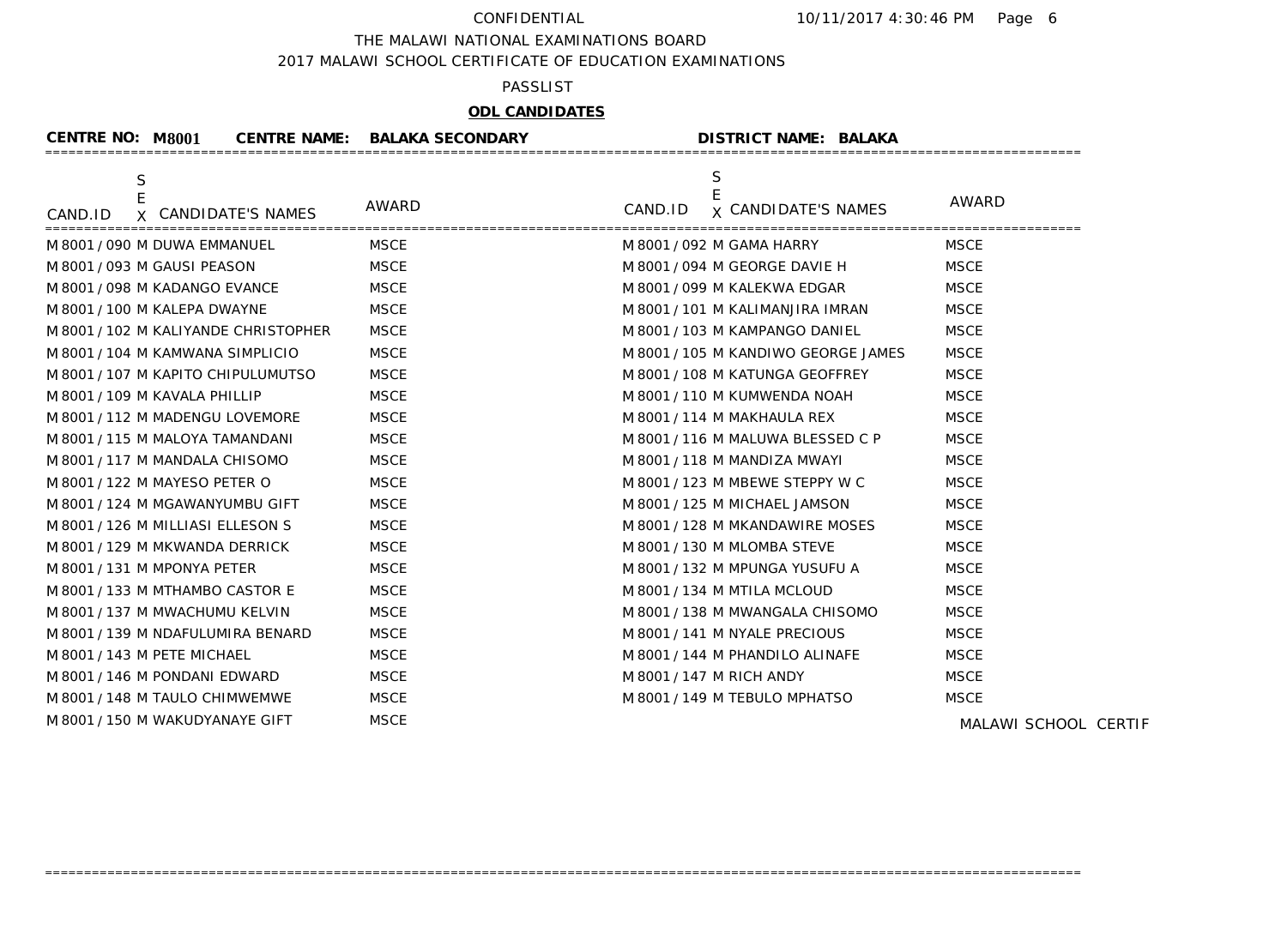CONFIDENTIAL

THE MALAWI NATIONAL EXAMINATIONS BOARD

2017 MALAWI SCHOOL CERTIFICATE OF EDUCATION EXAMINATIONS

PASSLIST

**ODL CANDIDATES**

**CENTRE NO: M8001 CENTRE NAME: BALAKA SECONDARY DISTRICT NAME: BALAKA**

| CAND.ID | SEX | CANDIDATE'S NAMES | AWARD | CAND.ID | SEX | CANDIDATE'S NAMES | AWARD |
|---|---|---|---|---|---|---|---|
| M8001 / 090 | M | DUWA EMMANUEL | MSCE | M8001 / 092 | M | GAMA HARRY | MSCE |
| M8001 / 093 | M | GAUSI PEASON | MSCE | M8001 / 094 | M | GEORGE DAVIE H | MSCE |
| M8001 / 098 | M | KADANGO EVANCE | MSCE | M8001 / 099 | M | KALEKWA EDGAR | MSCE |
| M8001 / 100 | M | KALEPA DWAYNE | MSCE | M8001 / 101 | M | KALIMANJIRA IMRAN | MSCE |
| M8001 / 102 | M | KALIYANDE CHRISTOPHER | MSCE | M8001 / 103 | M | KAMPANGO DANIEL | MSCE |
| M8001 / 104 | M | KAMWANA SIMPLICIO | MSCE | M8001 / 105 | M | KANDIWO GEORGE JAMES | MSCE |
| M8001 / 107 | M | KAPITO CHIPULUMUTSO | MSCE | M8001 / 108 | M | KATUNGA GEOFFREY | MSCE |
| M8001 / 109 | M | KAVALA PHILLIP | MSCE | M8001 / 110 | M | KUMWENDA NOAH | MSCE |
| M8001 / 112 | M | MADENGU LOVEMORE | MSCE | M8001 / 114 | M | MAKHAULA REX | MSCE |
| M8001 / 115 | M | MALOYA TAMANDANI | MSCE | M8001 / 116 | M | MALUWA BLESSED C P | MSCE |
| M8001 / 117 | M | MANDALA CHISOMO | MSCE | M8001 / 118 | M | MANDIZA MWAYI | MSCE |
| M8001 / 122 | M | MAYESO PETER O | MSCE | M8001 / 123 | M | MBEWE STEPPY W C | MSCE |
| M8001 / 124 | M | MGAWANYUMBU GIFT | MSCE | M8001 / 125 | M | MICHAEL JAMSON | MSCE |
| M8001 / 126 | M | MILLIASI ELLESON S | MSCE | M8001 / 128 | M | MKANDAWIRE MOSES | MSCE |
| M8001 / 129 | M | MKWANDA DERRICK | MSCE | M8001 / 130 | M | MLOMBA STEVE | MSCE |
| M8001 / 131 | M | MPONYA PETER | MSCE | M8001 / 132 | M | MPUNGA YUSUFU A | MSCE |
| M8001 / 133 | M | MTHAMBO CASTOR E | MSCE | M8001 / 134 | M | MTILA MCLOUD | MSCE |
| M8001 / 137 | M | MWACHUMU KELVIN | MSCE | M8001 / 138 | M | MWANGALA CHISOMO | MSCE |
| M8001 / 139 | M | NDAFULUMIRA BENARD | MSCE | M8001 / 141 | M | NYALE PRECIOUS | MSCE |
| M8001 / 143 | M | PETE MICHAEL | MSCE | M8001 / 144 | M | PHANDILO ALINAFE | MSCE |
| M8001 / 146 | M | PONDANI EDWARD | MSCE | M8001 / 147 | M | RICH ANDY | MSCE |
| M8001 / 148 | M | TAULO CHIMWEMWE | MSCE | M8001 / 149 | M | TEBULO MPHATSO | MSCE |
| M8001 / 150 | M | WAKUDYANAYE GIFT | MSCE | | | | |

MALAWI SCHOOL CERTIF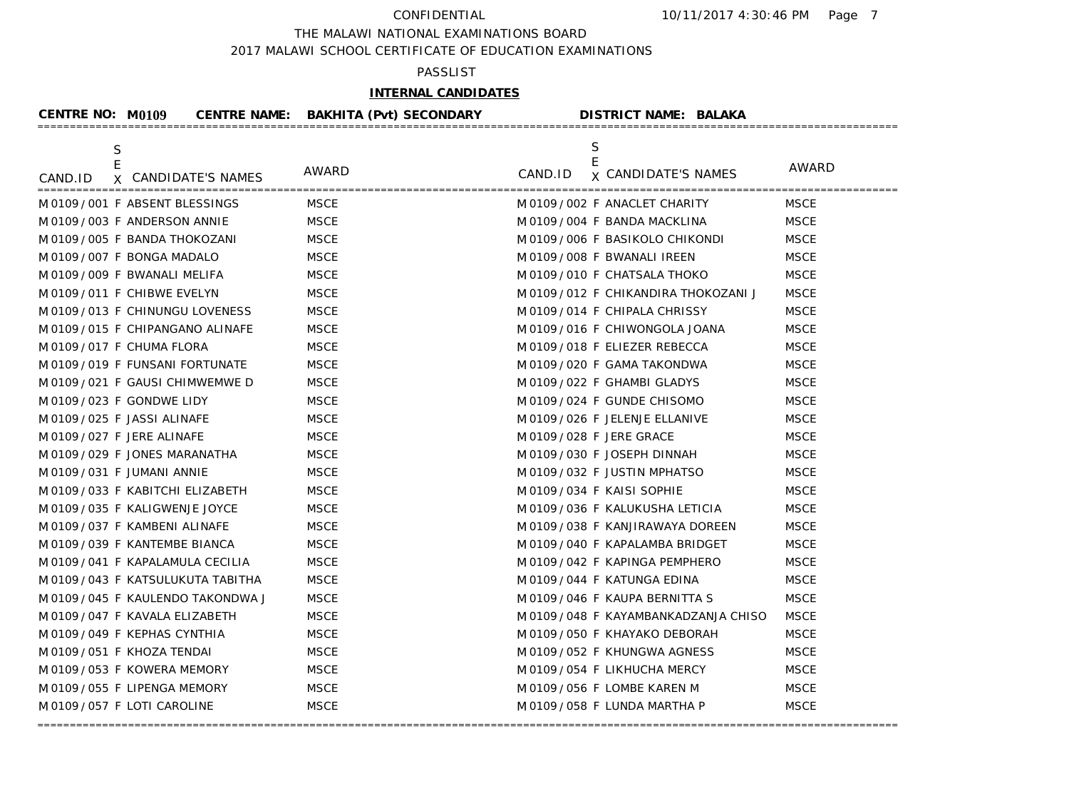CONFIDENTIAL

THE MALAWI NATIONAL EXAMINATIONS BOARD

2017 MALAWI SCHOOL CERTIFICATE OF EDUCATION EXAMINATIONS

PASSLIST

**INTERNAL CANDIDATES**

**CENTRE NO: M0109 CENTRE NAME: BAKHITA (Pvt) SECONDARY DISTRICT NAME: BALAKA**

| CAND.ID | SEX | CANDIDATE'S NAMES | AWARD | CAND.ID | SEX | CANDIDATE'S NAMES | AWARD |
|---|---|---|---|---|---|---|---|
| M0109/001 | F | ABSENT BLESSINGS | MSCE | M0109/002 | F | ANACLET CHARITY | MSCE |
| M0109/003 | F | ANDERSON ANNIE | MSCE | M0109/004 | F | BANDA MACKLINA | MSCE |
| M0109/005 | F | BANDA THOKOZANI | MSCE | M0109/006 | F | BASIKOLO CHIKONDI | MSCE |
| M0109/007 | F | BONGA MADALO | MSCE | M0109/008 | F | BWANALI IREEN | MSCE |
| M0109/009 | F | BWANALI MELIFA | MSCE | M0109/010 | F | CHATSALA THOKO | MSCE |
| M0109/011 | F | CHIBWE EVELYN | MSCE | M0109/012 | F | CHIKANDIRA THOKOZANI J | MSCE |
| M0109/013 | F | CHINUNGU LOVENESS | MSCE | M0109/014 | F | CHIPALA CHRISSY | MSCE |
| M0109/015 | F | CHIPANGANO ALINAFE | MSCE | M0109/016 | F | CHIWONGOLA JOANA | MSCE |
| M0109/017 | F | CHUMA FLORA | MSCE | M0109/018 | F | ELIEZER REBECCA | MSCE |
| M0109/019 | F | FUNSANI FORTUNATE | MSCE | M0109/020 | F | GAMA TAKONDWA | MSCE |
| M0109/021 | F | GAUSI CHIMWEMWE D | MSCE | M0109/022 | F | GHAMBI GLADYS | MSCE |
| M0109/023 | F | GONDWE LIDY | MSCE | M0109/024 | F | GUNDE CHISOMO | MSCE |
| M0109/025 | F | JASSI ALINAFE | MSCE | M0109/026 | F | JELENJE ELLANIVE | MSCE |
| M0109/027 | F | JERE ALINAFE | MSCE | M0109/028 | F | JERE GRACE | MSCE |
| M0109/029 | F | JONES MARANATHA | MSCE | M0109/030 | F | JOSEPH DINNAH | MSCE |
| M0109/031 | F | JUMANI ANNIE | MSCE | M0109/032 | F | JUSTIN MPHATSO | MSCE |
| M0109/033 | F | KABITCHI ELIZABETH | MSCE | M0109/034 | F | KAISI SOPHIE | MSCE |
| M0109/035 | F | KALIGWENJE JOYCE | MSCE | M0109/036 | F | KALUKUSHA LETICIA | MSCE |
| M0109/037 | F | KAMBENI ALINAFE | MSCE | M0109/038 | F | KANJIRAWAYA DOREEN | MSCE |
| M0109/039 | F | KANTEMBE BIANCA | MSCE | M0109/040 | F | KAPALAMBA BRIDGET | MSCE |
| M0109/041 | F | KAPALAMULA CECILIA | MSCE | M0109/042 | F | KAPINGA PEMPHERO | MSCE |
| M0109/043 | F | KATSULUKUTA TABITHA | MSCE | M0109/044 | F | KATUNGA EDINA | MSCE |
| M0109/045 | F | KAULENDO TAKONDWA J | MSCE | M0109/046 | F | KAUPA BERNITTA S | MSCE |
| M0109/047 | F | KAVALA ELIZABETH | MSCE | M0109/048 | F | KAYAMBANKADZANJA CHISO | MSCE |
| M0109/049 | F | KEPHAS CYNTHIA | MSCE | M0109/050 | F | KHAYAKO DEBORAH | MSCE |
| M0109/051 | F | KHOZA TENDAI | MSCE | M0109/052 | F | KHUNGWA AGNESS | MSCE |
| M0109/053 | F | KOWERA MEMORY | MSCE | M0109/054 | F | LIKHUCHA MERCY | MSCE |
| M0109/055 | F | LIPENGA MEMORY | MSCE | M0109/056 | F | LOMBE KAREN M | MSCE |
| M0109/057 | F | LOTI CAROLINE | MSCE | M0109/058 | F | LUNDA MARTHA P | MSCE |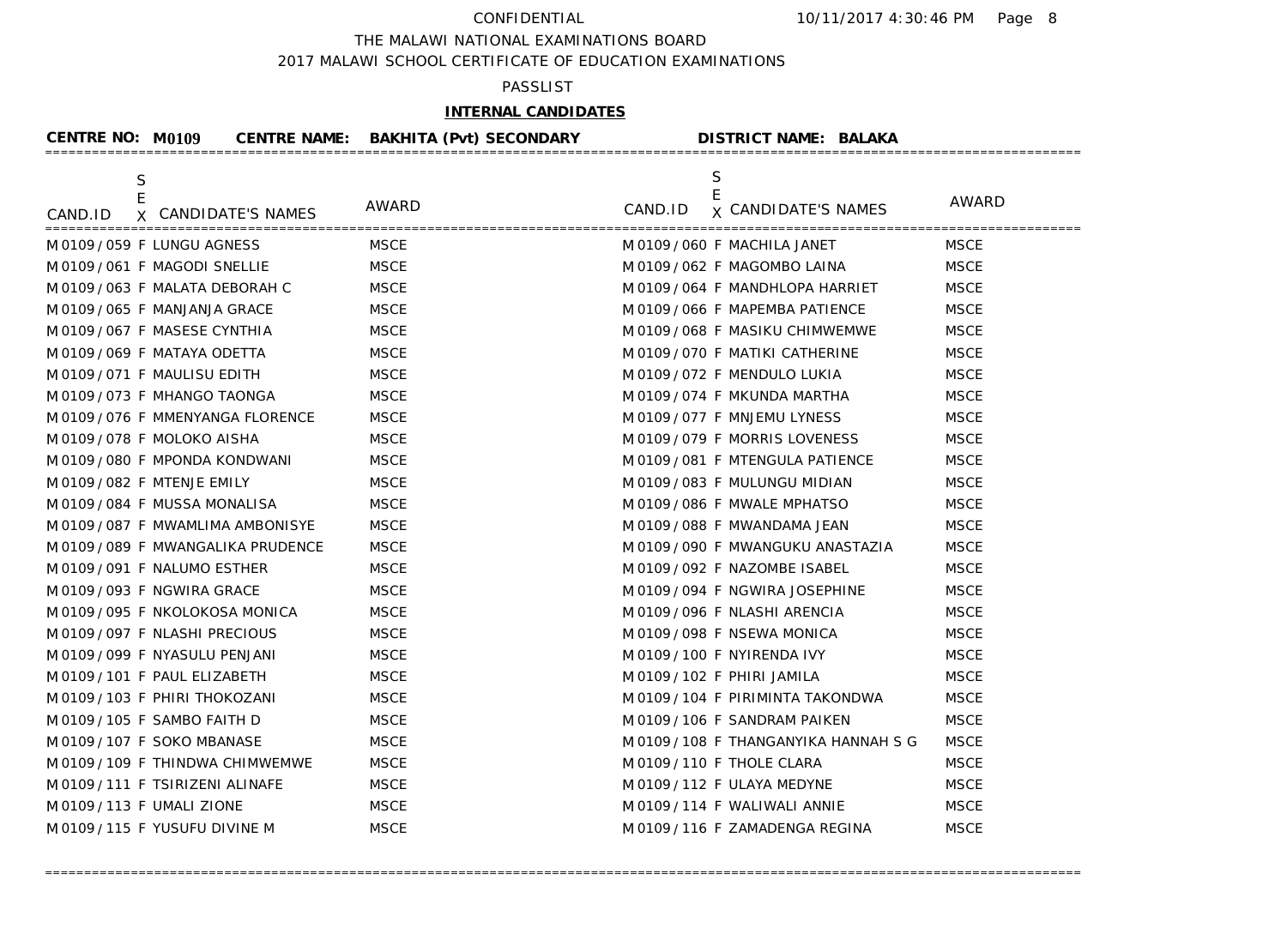CONFIDENTIAL

THE MALAWI NATIONAL EXAMINATIONS BOARD

2017 MALAWI SCHOOL CERTIFICATE OF EDUCATION EXAMINATIONS

PASSLIST

**INTERNAL CANDIDATES**

**CENTRE NO: M0109 CENTRE NAME: BAKHITA (Pvt) SECONDARY DISTRICT NAME: BALAKA**

| CAND.ID | SEX | CANDIDATE'S NAMES | AWARD |
|---|---|---|---|
| M0109/059 | F | LUNGU AGNESS | MSCE |
| M0109/060 | F | MACHILA JANET | MSCE |
| M0109/061 | F | MAGODI SNELLIE | MSCE |
| M0109/062 | F | MAGOMBO LAINA | MSCE |
| M0109/063 | F | MALATA DEBORAH C | MSCE |
| M0109/064 | F | MANDHLOPA HARRIET | MSCE |
| M0109/065 | F | MANJANJA GRACE | MSCE |
| M0109/066 | F | MAPEMBA PATIENCE | MSCE |
| M0109/067 | F | MASESE CYNTHIA | MSCE |
| M0109/068 | F | MASIKU CHIMWEMWE | MSCE |
| M0109/069 | F | MATAYA ODETTA | MSCE |
| M0109/070 | F | MATIKI CATHERINE | MSCE |
| M0109/071 | F | MAULISU EDITH | MSCE |
| M0109/072 | F | MENDULO LUKIA | MSCE |
| M0109/073 | F | MHANGO TAONGA | MSCE |
| M0109/074 | F | MKUNDA MARTHA | MSCE |
| M0109/076 | F | MMENYANGA FLORENCE | MSCE |
| M0109/077 | F | MNJEMU LYNESS | MSCE |
| M0109/078 | F | MOLOKO AISHA | MSCE |
| M0109/079 | F | MORRIS LOVENESS | MSCE |
| M0109/080 | F | MPONDA KONDWANI | MSCE |
| M0109/081 | F | MTENGULA PATIENCE | MSCE |
| M0109/082 | F | MTENJE EMILY | MSCE |
| M0109/083 | F | MULUNGU MIDIAN | MSCE |
| M0109/084 | F | MUSSA MONALISA | MSCE |
| M0109/086 | F | MWALE MPHATSO | MSCE |
| M0109/087 | F | MWAMLIMA AMBONISYE | MSCE |
| M0109/088 | F | MWANDAMA JEAN | MSCE |
| M0109/089 | F | MWANGALIKA PRUDENCE | MSCE |
| M0109/090 | F | MWANGUKU ANASTAZIA | MSCE |
| M0109/091 | F | NALUMO ESTHER | MSCE |
| M0109/092 | F | NAZOMBE ISABEL | MSCE |
| M0109/093 | F | NGWIRA GRACE | MSCE |
| M0109/094 | F | NGWIRA JOSEPHINE | MSCE |
| M0109/095 | F | NKOLOKOSA MONICA | MSCE |
| M0109/096 | F | NLASHI ARENCIA | MSCE |
| M0109/097 | F | NLASHI PRECIOUS | MSCE |
| M0109/098 | F | NSEWA MONICA | MSCE |
| M0109/099 | F | NYASULU PENJANI | MSCE |
| M0109/100 | F | NYIRENDA IVY | MSCE |
| M0109/101 | F | PAUL ELIZABETH | MSCE |
| M0109/102 | F | PHIRI JAMILA | MSCE |
| M0109/103 | F | PHIRI THOKOZANI | MSCE |
| M0109/104 | F | PIRIMINTA TAKONDWA | MSCE |
| M0109/105 | F | SAMBO FAITH D | MSCE |
| M0109/106 | F | SANDRAM PAIKEN | MSCE |
| M0109/107 | F | SOKO MBANASE | MSCE |
| M0109/108 | F | THANGANYIKA HANNAH S G | MSCE |
| M0109/109 | F | THINDWA CHIMWEMWE | MSCE |
| M0109/110 | F | THOLE CLARA | MSCE |
| M0109/111 | F | TSIRIZENI ALINAFE | MSCE |
| M0109/112 | F | ULAYA MEDYNE | MSCE |
| M0109/113 | F | UMALI ZIONE | MSCE |
| M0109/114 | F | WALIWALI ANNIE | MSCE |
| M0109/115 | F | YUSUFU DIVINE M | MSCE |
| M0109/116 | F | ZAMADENGA REGINA | MSCE |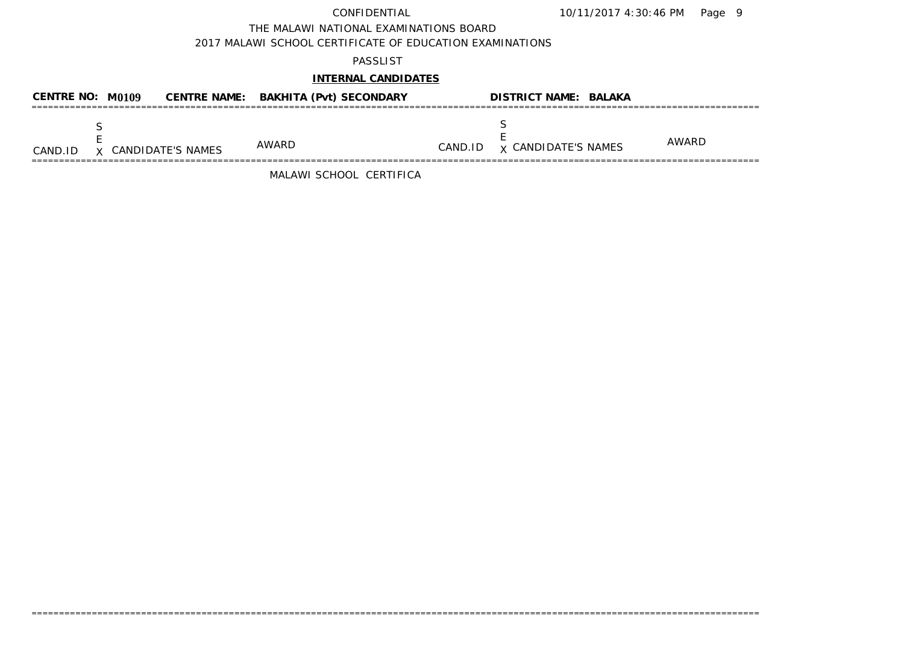CONFIDENTIAL

THE MALAWI NATIONAL EXAMINATIONS BOARD

2017 MALAWI SCHOOL CERTIFICATE OF EDUCATION EXAMINATIONS

PASSLIST

**INTERNAL CANDIDATES**

**CENTRE NO: M0109** **CENTRE NAME: BAKHITA (Pvt) SECONDARY** **DISTRICT NAME: BALAKA**

| CAND.ID | SEX | CANDIDATE'S NAMES | AWARD | CAND.ID | SEX | CANDIDATE'S NAMES | AWARD |
|---|---|---|---|---|---|---|---|

MALAWI SCHOOL CERTIFICA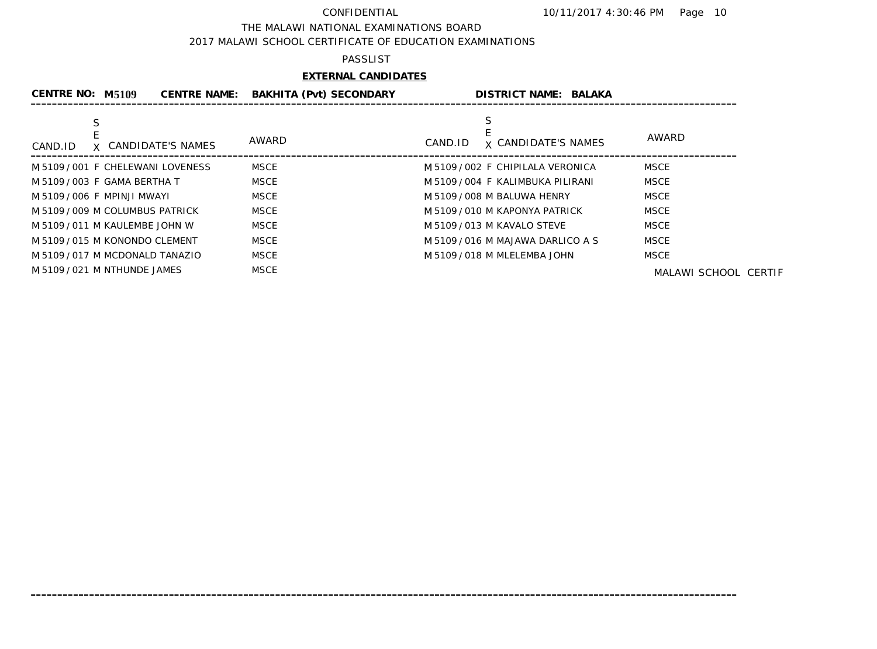CONFIDENTIAL 10/11/2017 4:30:46 PM

THE MALAWI NATIONAL EXAMINATIONS BOARD

2017 MALAWI SCHOOL CERTIFICATE OF EDUCATION EXAMINATIONS

PASSLIST

**EXTERNAL CANDIDATES**

**CENTRE NO: M5109 CENTRE NAME: BAKHITA (Pvt) SECONDARY DISTRICT NAME: BALAKA**

| CAND.ID | SEX | CANDIDATE'S NAMES | AWARD | CAND.ID | SEX | CANDIDATE'S NAMES | AWARD |
|---|---|---|---|---|---|---|---|
| M5109/001 | F | CHELEWANI LOVENESS | MSCE | M5109/002 | F | CHIPILALA VERONICA | MSCE |
| M5109/003 | F | GAMA BERTHA T | MSCE | M5109/004 | F | KALIMBUKA PILIRANI | MSCE |
| M5109/006 | F | MPINJI MWAYI | MSCE | M5109/008 | M | BALUWA HENRY | MSCE |
| M5109/009 | M | COLUMBUS PATRICK | MSCE | M5109/010 | M | KAPONYA PATRICK | MSCE |
| M5109/011 | M | KAULEMBE JOHN W | MSCE | M5109/013 | M | KAVALO STEVE | MSCE |
| M5109/015 | M | KONONDO CLEMENT | MSCE | M5109/016 | M | MAJAWA DARLICO A S | MSCE |
| M5109/017 | M | MCDONALD TANAZIO | MSCE | M5109/018 | M | MLELEMBA JOHN | MSCE |
| M5109/021 | M | NTHUNDE JAMES | MSCE | | | | |

MALAWI SCHOOL CERTIF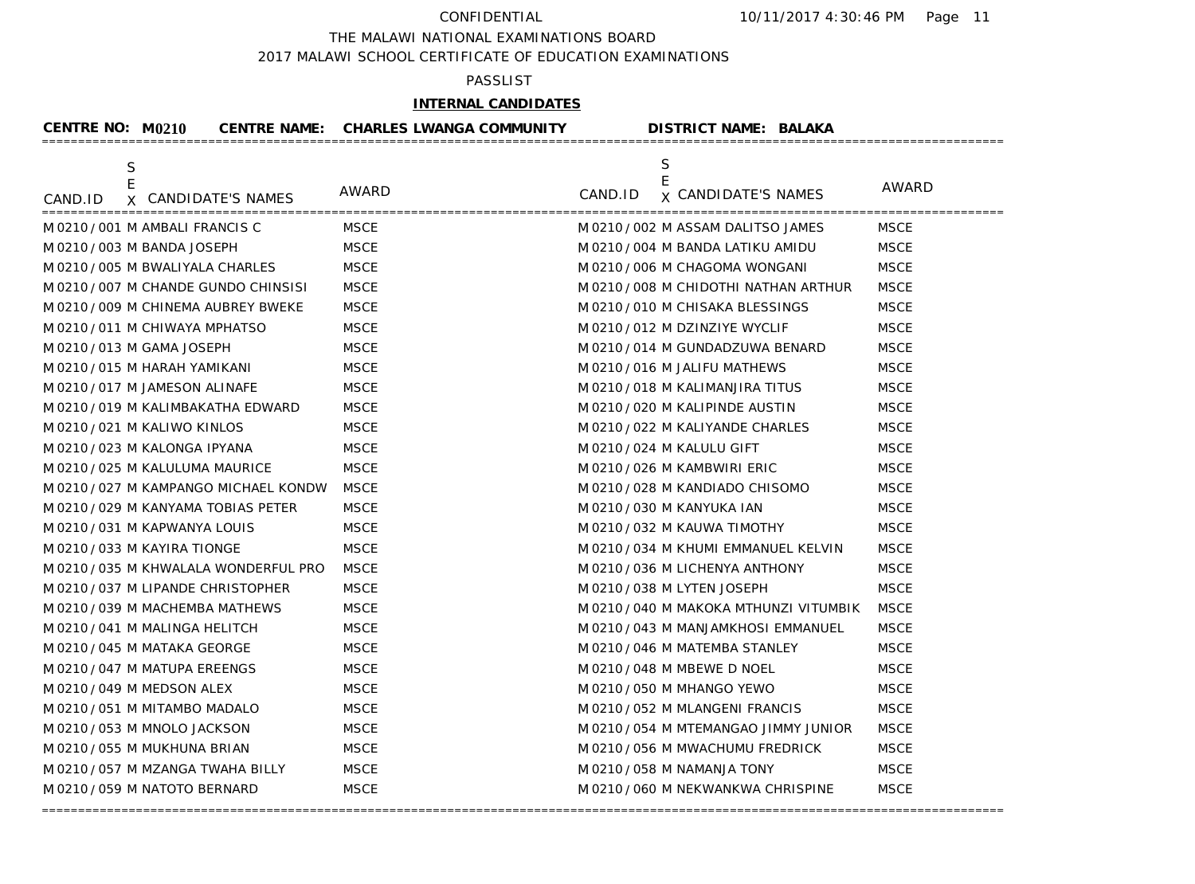CONFIDENTIAL

THE MALAWI NATIONAL EXAMINATIONS BOARD

2017 MALAWI SCHOOL CERTIFICATE OF EDUCATION EXAMINATIONS

PASSLIST

**INTERNAL CANDIDATES**

**CENTRE NO: M0210 CENTRE NAME: CHARLES LWANGA COMMUNITY DISTRICT NAME: BALAKA**

| CAND.ID | SEX | CANDIDATE'S NAMES | AWARD | CAND.ID | SEX | CANDIDATE'S NAMES | AWARD |
|---|---|---|---|---|---|---|---|
| M0210 / 001 | M | AMBALI FRANCIS C | MSCE | M0210 / 002 | M | ASSAM DALITSO JAMES | MSCE |
| M0210 / 003 | M | BANDA JOSEPH | MSCE | M0210 / 004 | M | BANDA LATIKU AMIDU | MSCE |
| M0210 / 005 | M | BWALIYALA CHARLES | MSCE | M0210 / 006 | M | CHAGOMA WONGANI | MSCE |
| M0210 / 007 | M | CHANDE GUNDO CHINSISI | MSCE | M0210 / 008 | M | CHIDOTHI NATHAN ARTHUR | MSCE |
| M0210 / 009 | M | CHINEMA AUBREY BWEKE | MSCE | M0210 / 010 | M | CHISAKA BLESSINGS | MSCE |
| M0210 / 011 | M | CHIWAYA MPHATSO | MSCE | M0210 / 012 | M | DZINZIYE WYCLIF | MSCE |
| M0210 / 013 | M | GAMA JOSEPH | MSCE | M0210 / 014 | M | GUNDADZUWA BENARD | MSCE |
| M0210 / 015 | M | HARAH YAMIKANI | MSCE | M0210 / 016 | M | JALIFU MATHEWS | MSCE |
| M0210 / 017 | M | JAMESON ALINAFE | MSCE | M0210 / 018 | M | KALIMANJIRA TITUS | MSCE |
| M0210 / 019 | M | KALIMBAKATHA EDWARD | MSCE | M0210 / 020 | M | KALIPINDE AUSTIN | MSCE |
| M0210 / 021 | M | KALIWO KINLOS | MSCE | M0210 / 022 | M | KALIYANDE CHARLES | MSCE |
| M0210 / 023 | M | KALONGA IPYANA | MSCE | M0210 / 024 | M | KALULU GIFT | MSCE |
| M0210 / 025 | M | KALULUMA MAURICE | MSCE | M0210 / 026 | M | KAMBWIRI ERIC | MSCE |
| M0210 / 027 | M | KAMPANGO MICHAEL KONDW | MSCE | M0210 / 028 | M | KANDIADO CHISOMO | MSCE |
| M0210 / 029 | M | KANYAMA TOBIAS PETER | MSCE | M0210 / 030 | M | KANYUKA IAN | MSCE |
| M0210 / 031 | M | KAPWANYA LOUIS | MSCE | M0210 / 032 | M | KAUWA TIMOTHY | MSCE |
| M0210 / 033 | M | KAYIRA TIONGE | MSCE | M0210 / 034 | M | KHUMI EMMANUEL KELVIN | MSCE |
| M0210 / 035 | M | KHWALALA WONDERFUL PRO | MSCE | M0210 / 036 | M | LICHENYA ANTHONY | MSCE |
| M0210 / 037 | M | LIPANDE CHRISTOPHER | MSCE | M0210 / 038 | M | LYTEN JOSEPH | MSCE |
| M0210 / 039 | M | MACHEMBA MATHEWS | MSCE | M0210 / 040 | M | MAKOKA MTHUNZI VITUMBIK | MSCE |
| M0210 / 041 | M | MALINGA HELITCH | MSCE | M0210 / 043 | M | MANJAMKHOSI EMMANUEL | MSCE |
| M0210 / 045 | M | MATAKA GEORGE | MSCE | M0210 / 046 | M | MATEMBA STANLEY | MSCE |
| M0210 / 047 | M | MATUPA EREENGS | MSCE | M0210 / 048 | M | MBEWE D NOEL | MSCE |
| M0210 / 049 | M | MEDSON ALEX | MSCE | M0210 / 050 | M | MHANGO YEWO | MSCE |
| M0210 / 051 | M | MITAMBO MADALO | MSCE | M0210 / 052 | M | MLANGENI FRANCIS | MSCE |
| M0210 / 053 | M | MNOLO JACKSON | MSCE | M0210 / 054 | M | MTEMANGAO JIMMY JUNIOR | MSCE |
| M0210 / 055 | M | MUKHUNA BRIAN | MSCE | M0210 / 056 | M | MWACHUMU FREDRICK | MSCE |
| M0210 / 057 | M | MZANGA TWAHA BILLY | MSCE | M0210 / 058 | M | NAMANJA TONY | MSCE |
| M0210 / 059 | M | NATOTO BERNARD | MSCE | M0210 / 060 | M | NEKWANKWA CHRISPINE | MSCE |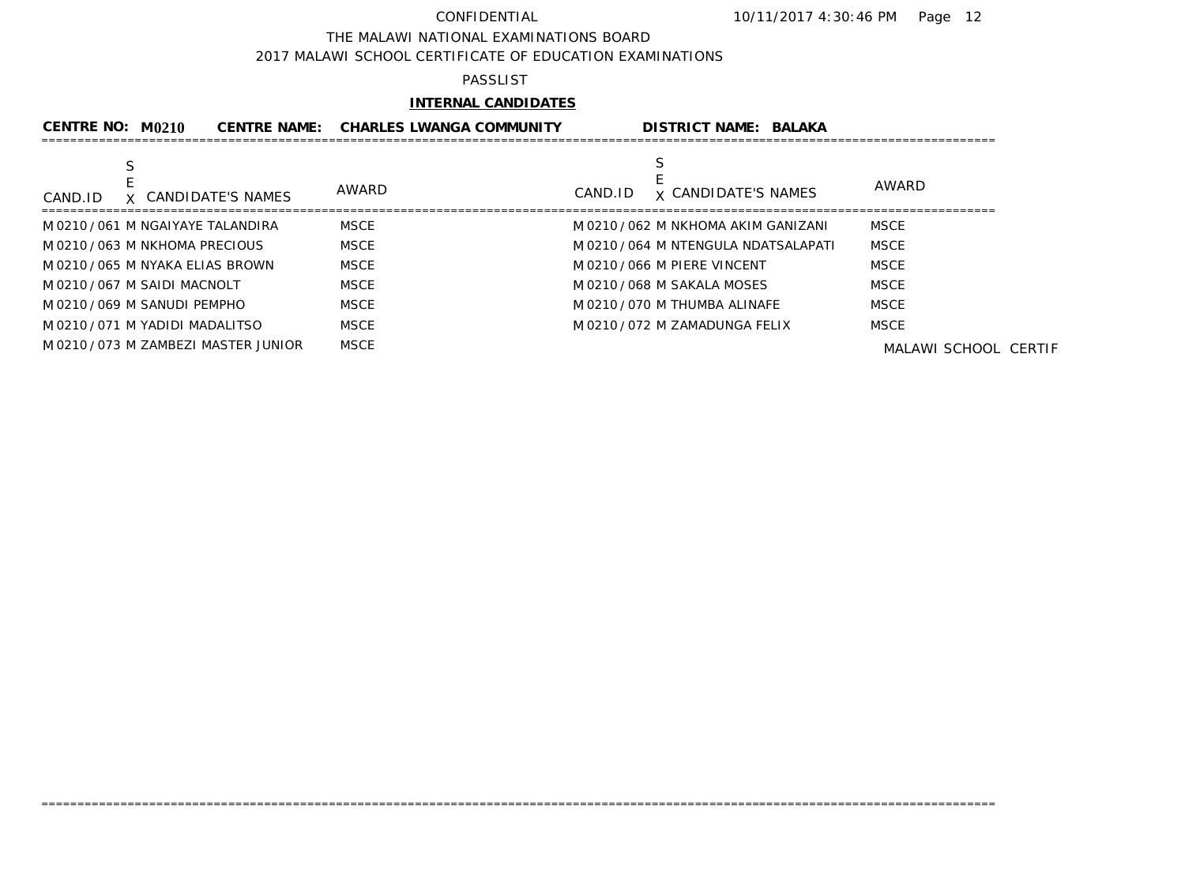CONFIDENTIAL

THE MALAWI NATIONAL EXAMINATIONS BOARD

2017 MALAWI SCHOOL CERTIFICATE OF EDUCATION EXAMINATIONS

PASSLIST

**INTERNAL CANDIDATES**

**CENTRE NO: M0210 CENTRE NAME: CHARLES LWANGA COMMUNITY DISTRICT NAME: BALAKA**

| CAND.ID | SEX | CANDIDATE'S NAMES | AWARD | CAND.ID | SEX | CANDIDATE'S NAMES | AWARD |
|---|---|---|---|---|---|---|---|
| M0210/061 | M | NGAIYAYE TALANDIRA | MSCE | M0210/062 | M | NKHOMA AKIM GANIZANI | MSCE |
| M0210/063 | M | NKHOMA PRECIOUS | MSCE | M0210/064 | M | NTENGULA NDATSALAPATI | MSCE |
| M0210/065 | M | NYAKA ELIAS BROWN | MSCE | M0210/066 | M | PIERE VINCENT | MSCE |
| M0210/067 | M | SAIDI MACNOLT | MSCE | M0210/068 | M | SAKALA MOSES | MSCE |
| M0210/069 | M | SANUDI PEMPHO | MSCE | M0210/070 | M | THUMBA ALINAFE | MSCE |
| M0210/071 | M | YADIDI MADALITSO | MSCE | M0210/072 | M | ZAMADUNGA FELIX | MSCE |
| M0210/073 | M | ZAMBEZI MASTER JUNIOR | MSCE | | | | |

MALAWI SCHOOL CERTIF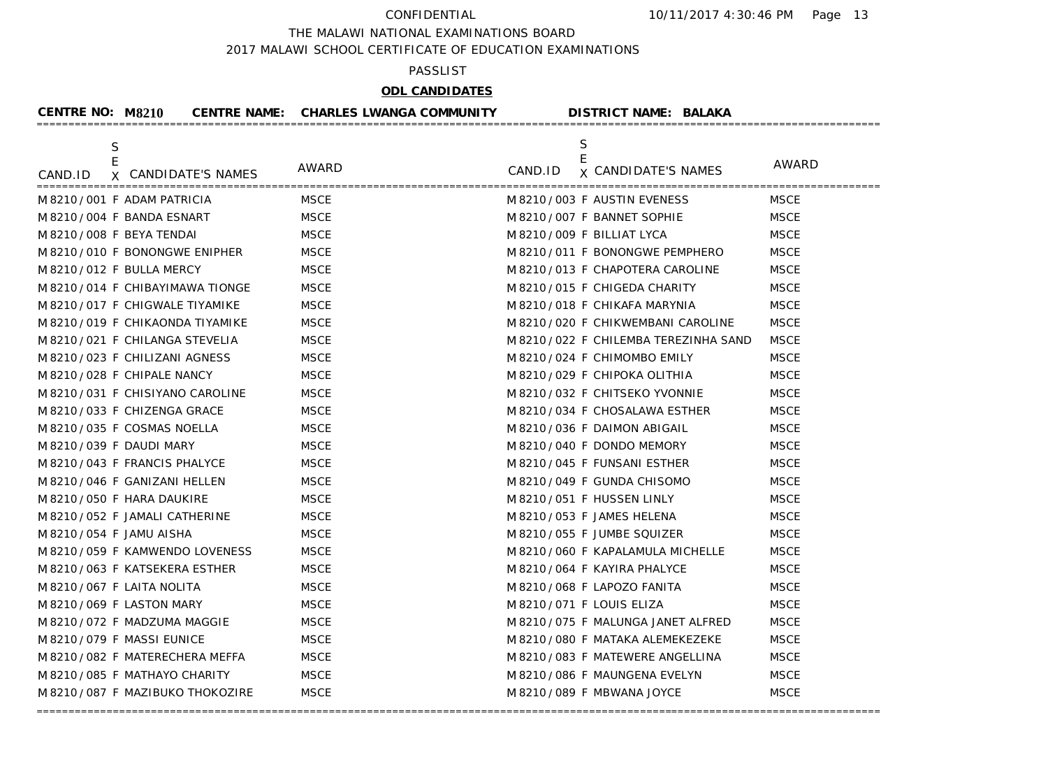CONFIDENTIAL

THE MALAWI NATIONAL EXAMINATIONS BOARD

2017 MALAWI SCHOOL CERTIFICATE OF EDUCATION EXAMINATIONS

PASSLIST

**ODL CANDIDATES**

**CENTRE NO: M8210 CENTRE NAME: CHARLES LWANGA COMMUNITY DISTRICT NAME: BALAKA**

| CAND.ID | SEX | CANDIDATE'S NAMES | AWARD | CAND.ID | SEX | CANDIDATE'S NAMES | AWARD |
|---|---|---|---|---|---|---|---|
| M8210/001 | F | ADAM PATRICIA | MSCE | M8210/003 | F | AUSTIN EVENESS | MSCE |
| M8210/004 | F | BANDA ESNART | MSCE | M8210/007 | F | BANNET SOPHIE | MSCE |
| M8210/008 | F | BEYA TENDAI | MSCE | M8210/009 | F | BILLIAT LYCA | MSCE |
| M8210/010 | F | BONONGWE ENIPHER | MSCE | M8210/011 | F | BONONGWE PEMPHERO | MSCE |
| M8210/012 | F | BULLA MERCY | MSCE | M8210/013 | F | CHAPOTERA CAROLINE | MSCE |
| M8210/014 | F | CHIBAYIMAWA TIONGE | MSCE | M8210/015 | F | CHIGEDA CHARITY | MSCE |
| M8210/017 | F | CHIGWALE TIYAMIKE | MSCE | M8210/018 | F | CHIKAFA MARYNIA | MSCE |
| M8210/019 | F | CHIKAONDA TIYAMIKE | MSCE | M8210/020 | F | CHIKWEMBANI CAROLINE | MSCE |
| M8210/021 | F | CHILANGA STEVELIA | MSCE | M8210/022 | F | CHILEMBA TEREZINHA SAND | MSCE |
| M8210/023 | F | CHILIZANI AGNESS | MSCE | M8210/024 | F | CHIMOMBO EMILY | MSCE |
| M8210/028 | F | CHIPALE NANCY | MSCE | M8210/029 | F | CHIPOKA OLITHIA | MSCE |
| M8210/031 | F | CHISIYANO CAROLINE | MSCE | M8210/032 | F | CHITSEKO YVONNIE | MSCE |
| M8210/033 | F | CHIZENGA GRACE | MSCE | M8210/034 | F | CHOSALAWA ESTHER | MSCE |
| M8210/035 | F | COSMAS NOELLA | MSCE | M8210/036 | F | DAIMON ABIGAIL | MSCE |
| M8210/039 | F | DAUDI MARY | MSCE | M8210/040 | F | DONDO MEMORY | MSCE |
| M8210/043 | F | FRANCIS PHALYCE | MSCE | M8210/045 | F | FUNSANI ESTHER | MSCE |
| M8210/046 | F | GANIZANI HELLEN | MSCE | M8210/049 | F | GUNDA CHISOMO | MSCE |
| M8210/050 | F | HARA DAUKIRE | MSCE | M8210/051 | F | HUSSEN LINLY | MSCE |
| M8210/052 | F | JAMALI CATHERINE | MSCE | M8210/053 | F | JAMES HELENA | MSCE |
| M8210/054 | F | JAMU AISHA | MSCE | M8210/055 | F | JUMBE SQUIZER | MSCE |
| M8210/059 | F | KAMWENDO LOVENESS | MSCE | M8210/060 | F | KAPALAMULA MICHELLE | MSCE |
| M8210/063 | F | KATSEKERA ESTHER | MSCE | M8210/064 | F | KAYIRA PHALYCE | MSCE |
| M8210/067 | F | LAITA NOLITA | MSCE | M8210/068 | F | LAPOZO FANITA | MSCE |
| M8210/069 | F | LASTON MARY | MSCE | M8210/071 | F | LOUIS ELIZA | MSCE |
| M8210/072 | F | MADZUMA MAGGIE | MSCE | M8210/075 | F | MALUNGA JANET ALFRED | MSCE |
| M8210/079 | F | MASSI EUNICE | MSCE | M8210/080 | F | MATAKA ALEMEKEZEKE | MSCE |
| M8210/082 | F | MATERECHERA MEFFA | MSCE | M8210/083 | F | MATEWERE ANGELLINA | MSCE |
| M8210/085 | F | MATHAYO CHARITY | MSCE | M8210/086 | F | MAUNGENA EVELYN | MSCE |
| M8210/087 | F | MAZIBUKO THOKOZIRE | MSCE | M8210/089 | F | MBWANA JOYCE | MSCE |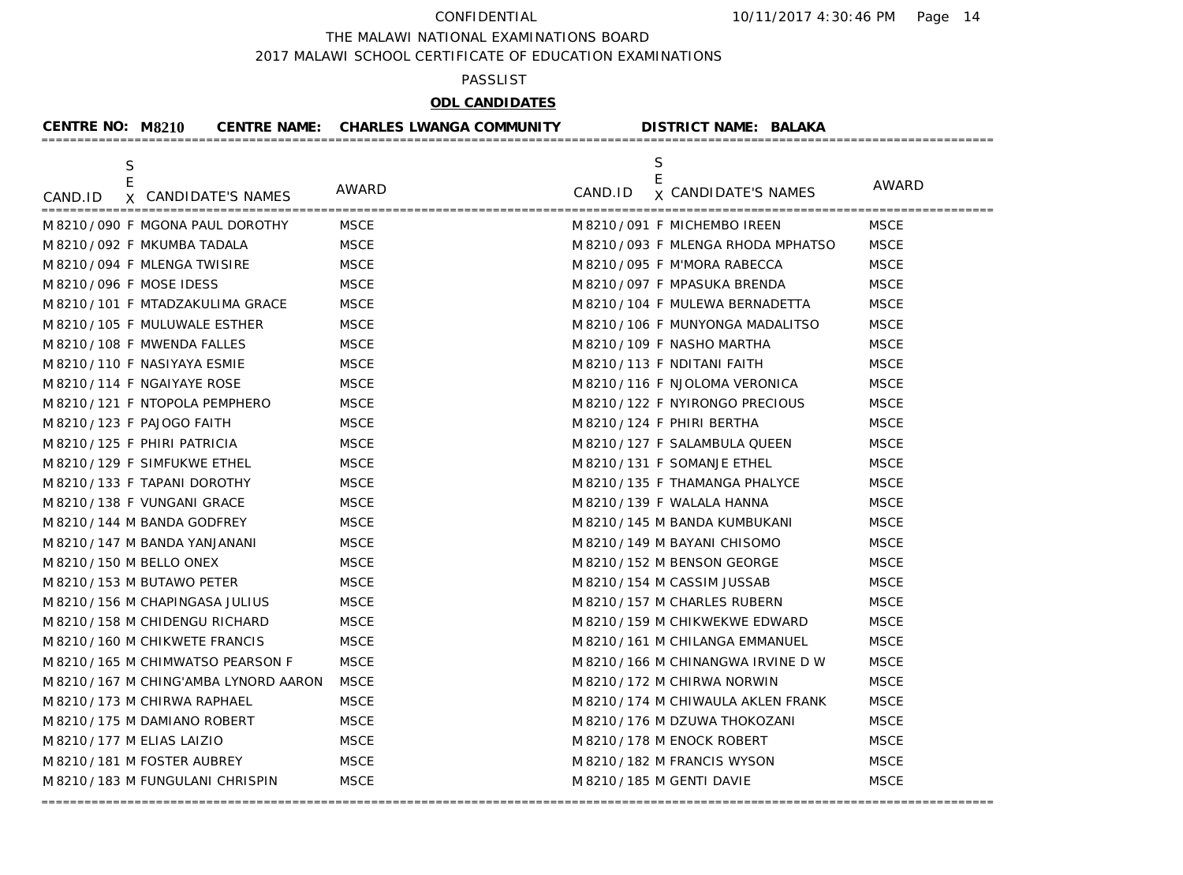CONFIDENTIAL

THE MALAWI NATIONAL EXAMINATIONS BOARD

2017 MALAWI SCHOOL CERTIFICATE OF EDUCATION EXAMINATIONS

PASSLIST

**ODL CANDIDATES**

**CENTRE NO: M8210 CENTRE NAME: CHARLES LWANGA COMMUNITY DISTRICT NAME: BALAKA**

| CAND.ID | SEX | CANDIDATE'S NAMES | AWARD | CAND.ID | SEX | CANDIDATE'S NAMES | AWARD |
|---|---|---|---|---|---|---|---|
| M8210/090 | F | MGONA PAUL DOROTHY | MSCE | M8210/091 | F | MICHEMBO IREEN | MSCE |
| M8210/092 | F | MKUMBA TADALA | MSCE | M8210/093 | F | MLENGA RHODA MPHATSO | MSCE |
| M8210/094 | F | MLENGA TWISIRE | MSCE | M8210/095 | F | M'MORA RABECCA | MSCE |
| M8210/096 | F | MOSE IDESS | MSCE | M8210/097 | F | MPASUKA BRENDA | MSCE |
| M8210/101 | F | MTADZAKULIMA GRACE | MSCE | M8210/104 | F | MULEWA BERNADETTA | MSCE |
| M8210/105 | F | MULUWALE ESTHER | MSCE | M8210/106 | F | MUNYONGA MADALITSO | MSCE |
| M8210/108 | F | MWENDA FALLES | MSCE | M8210/109 | F | NASHO MARTHA | MSCE |
| M8210/110 | F | NASIYAYA ESMIE | MSCE | M8210/113 | F | NDITANI FAITH | MSCE |
| M8210/114 | F | NGAIYAYE ROSE | MSCE | M8210/116 | F | NJOLOMA VERONICA | MSCE |
| M8210/121 | F | NTOPOLA PEMPHERO | MSCE | M8210/122 | F | NYIRONGO PRECIOUS | MSCE |
| M8210/123 | F | PAJOGO FAITH | MSCE | M8210/124 | F | PHIRI BERTHA | MSCE |
| M8210/125 | F | PHIRI PATRICIA | MSCE | M8210/127 | F | SALAMBULA QUEEN | MSCE |
| M8210/129 | F | SIMFUKWE ETHEL | MSCE | M8210/131 | F | SOMANJE ETHEL | MSCE |
| M8210/133 | F | TAPANI DOROTHY | MSCE | M8210/135 | F | THAMANGA PHALYCE | MSCE |
| M8210/138 | F | VUNGANI GRACE | MSCE | M8210/139 | F | WALALA HANNA | MSCE |
| M8210/144 | M | BANDA GODFREY | MSCE | M8210/145 | M | BANDA KUMBUKANI | MSCE |
| M8210/147 | M | BANDA YANJANANI | MSCE | M8210/149 | M | BAYANI CHISOMO | MSCE |
| M8210/150 | M | BELLO ONEX | MSCE | M8210/152 | M | BENSON GEORGE | MSCE |
| M8210/153 | M | BUTAWO PETER | MSCE | M8210/154 | M | CASSIM JUSSAB | MSCE |
| M8210/156 | M | CHAPINGASA JULIUS | MSCE | M8210/157 | M | CHARLES RUBERN | MSCE |
| M8210/158 | M | CHIDENGU RICHARD | MSCE | M8210/159 | M | CHIKWEKWE EDWARD | MSCE |
| M8210/160 | M | CHIKWETE FRANCIS | MSCE | M8210/161 | M | CHILANGA EMMANUEL | MSCE |
| M8210/165 | M | CHIMWATSO PEARSON F | MSCE | M8210/166 | M | CHINANGWA IRVINE D W | MSCE |
| M8210/167 | M | CHING'AMBA LYNORD AARON | MSCE | M8210/172 | M | CHIRWA NORWIN | MSCE |
| M8210/173 | M | CHIRWA RAPHAEL | MSCE | M8210/174 | M | CHIWAULA AKLEN FRANK | MSCE |
| M8210/175 | M | DAMIANO ROBERT | MSCE | M8210/176 | M | DZUWA THOKOZANI | MSCE |
| M8210/177 | M | ELIAS LAIZIO | MSCE | M8210/178 | M | ENOCK ROBERT | MSCE |
| M8210/181 | M | FOSTER AUBREY | MSCE | M8210/182 | M | FRANCIS WYSON | MSCE |
| M8210/183 | M | FUNGULANI CHRISPIN | MSCE | M8210/185 | M | GENTI DAVIE | MSCE |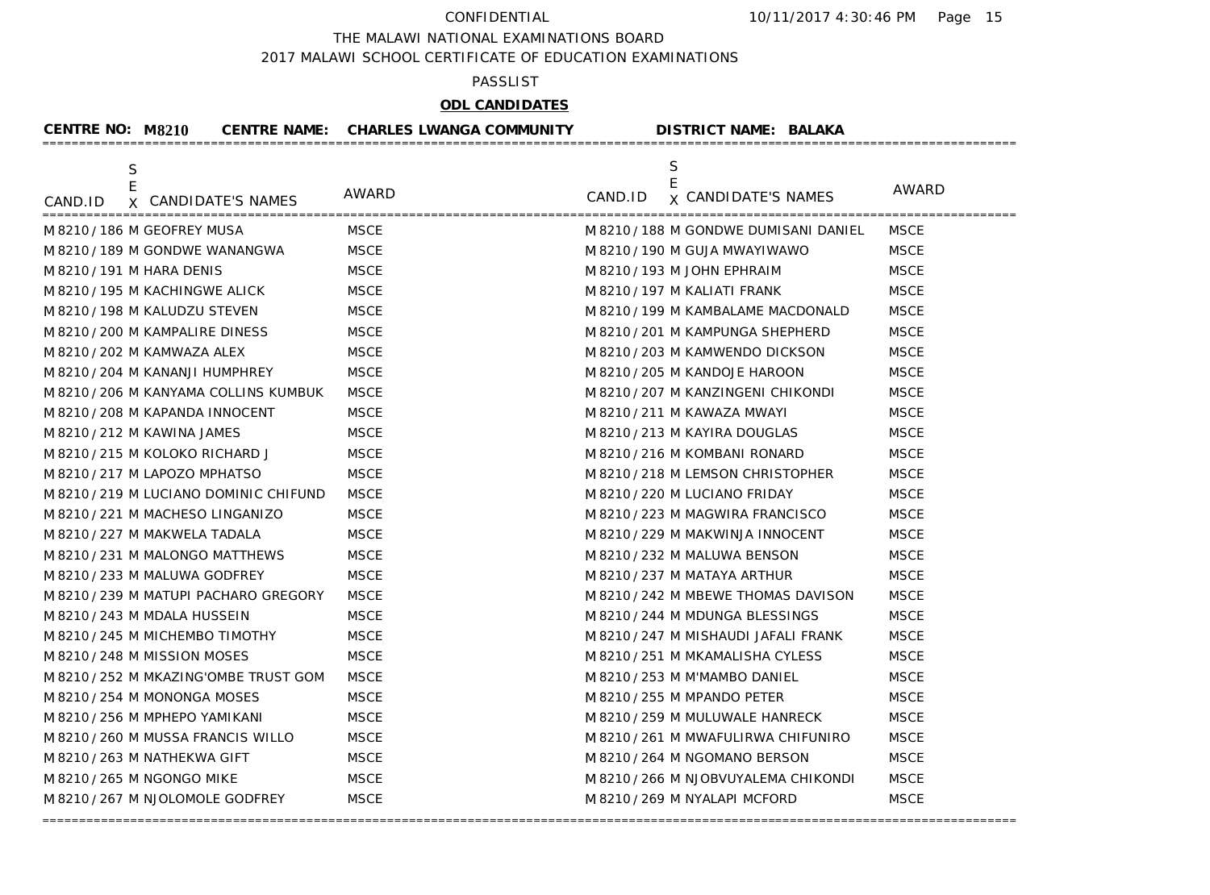CONFIDENTIAL

THE MALAWI NATIONAL EXAMINATIONS BOARD

2017 MALAWI SCHOOL CERTIFICATE OF EDUCATION EXAMINATIONS

PASSLIST

**ODL CANDIDATES**

**CENTRE NO: M8210 CENTRE NAME: CHARLES LWANGA COMMUNITY DISTRICT NAME: BALAKA**

| CAND.ID | SEX | CANDIDATE'S NAMES | AWARD | CAND.ID | SEX | CANDIDATE'S NAMES | AWARD |
|---|---|---|---|---|---|---|---|
| M8210/186 | M | GEOFREY MUSA | MSCE | M8210/188 | M | GONDWE DUMISANI DANIEL | MSCE |
| M8210/189 | M | GONDWE WANANGWA | MSCE | M8210/190 | M | GUJA MWAYIWAWO | MSCE |
| M8210/191 | M | HARA DENIS | MSCE | M8210/193 | M | JOHN EPHRAIM | MSCE |
| M8210/195 | M | KACHINGWE ALICK | MSCE | M8210/197 | M | KALIATI FRANK | MSCE |
| M8210/198 | M | KALUDZU STEVEN | MSCE | M8210/199 | M | KAMBALAME MACDONALD | MSCE |
| M8210/200 | M | KAMPALIRE DINESS | MSCE | M8210/201 | M | KAMPUNGA SHEPHERD | MSCE |
| M8210/202 | M | KAMWAZA ALEX | MSCE | M8210/203 | M | KAMWENDO DICKSON | MSCE |
| M8210/204 | M | KANANJI HUMPHREY | MSCE | M8210/205 | M | KANDOJE HAROON | MSCE |
| M8210/206 | M | KANYAMA COLLINS KUMBUK | MSCE | M8210/207 | M | KANZINGENI CHIKONDI | MSCE |
| M8210/208 | M | KAPANDA INNOCENT | MSCE | M8210/211 | M | KAWAZA MWAYI | MSCE |
| M8210/212 | M | KAWINA JAMES | MSCE | M8210/213 | M | KAYIRA DOUGLAS | MSCE |
| M8210/215 | M | KOLOKO RICHARD J | MSCE | M8210/216 | M | KOMBANI RONARD | MSCE |
| M8210/217 | M | LAPOZO MPHATSO | MSCE | M8210/218 | M | LEMSON CHRISTOPHER | MSCE |
| M8210/219 | M | LUCIANO DOMINIC CHIFUND | MSCE | M8210/220 | M | LUCIANO FRIDAY | MSCE |
| M8210/221 | M | MACHESO LINGANIZO | MSCE | M8210/223 | M | MAGWIRA FRANCISCO | MSCE |
| M8210/227 | M | MAKWELA TADALA | MSCE | M8210/229 | M | MAKWINJA INNOCENT | MSCE |
| M8210/231 | M | MALONGO MATTHEWS | MSCE | M8210/232 | M | MALUWA BENSON | MSCE |
| M8210/233 | M | MALUWA GODFREY | MSCE | M8210/237 | M | MATAYA ARTHUR | MSCE |
| M8210/239 | M | MATUPI PACHARO GREGORY | MSCE | M8210/242 | M | MBEWE THOMAS DAVISON | MSCE |
| M8210/243 | M | MDALA HUSSEIN | MSCE | M8210/244 | M | MDUNGA BLESSINGS | MSCE |
| M8210/245 | M | MICHEMBO TIMOTHY | MSCE | M8210/247 | M | MISHAUDI JAFALI FRANK | MSCE |
| M8210/248 | M | MISSION MOSES | MSCE | M8210/251 | M | MKAMALISHA CYLESS | MSCE |
| M8210/252 | M | MKAZING'OMBE TRUST GOM | MSCE | M8210/253 | M | M'MAMBO DANIEL | MSCE |
| M8210/254 | M | MONONGA MOSES | MSCE | M8210/255 | M | MPANDO PETER | MSCE |
| M8210/256 | M | MPHEPO YAMIKANI | MSCE | M8210/259 | M | MULUWALE HANRECK | MSCE |
| M8210/260 | M | MUSSA FRANCIS WILLO | MSCE | M8210/261 | M | MWAFULIRWA CHIFUNIRO | MSCE |
| M8210/263 | M | NATHEKWA GIFT | MSCE | M8210/264 | M | NGOMANO BERSON | MSCE |
| M8210/265 | M | NGONGO MIKE | MSCE | M8210/266 | M | NJOBVUYALEMA CHIKONDI | MSCE |
| M8210/267 | M | NJOLOMOLE GODFREY | MSCE | M8210/269 | M | NYALAPI MCFORD | MSCE |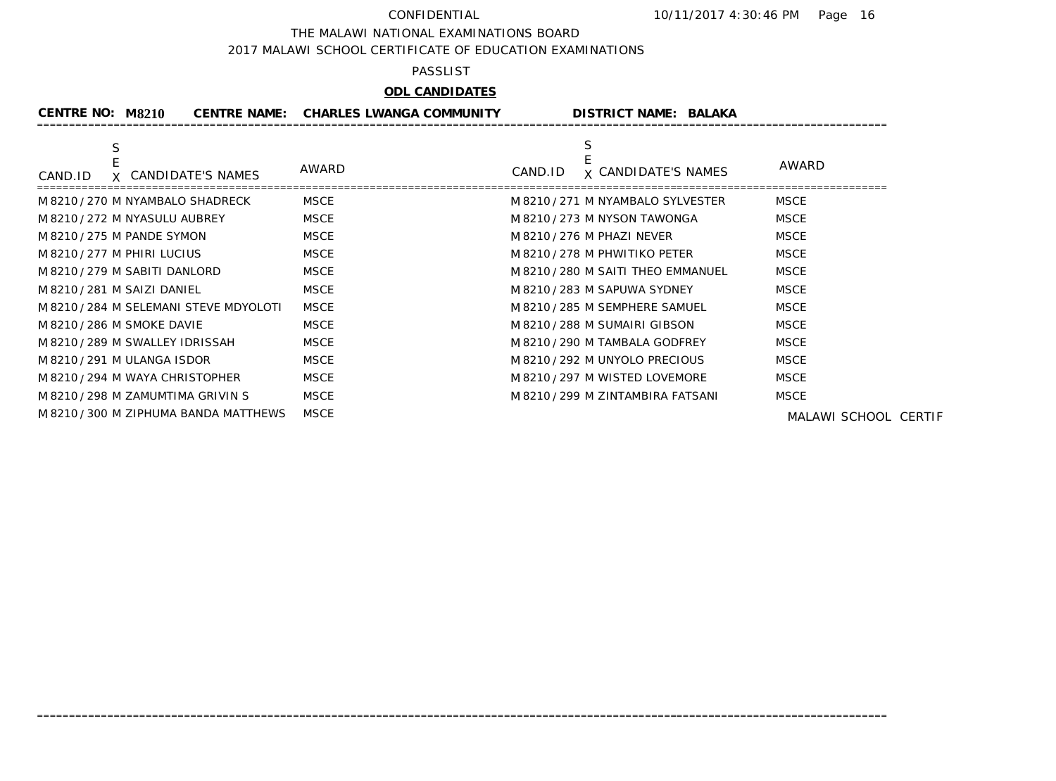CONFIDENTIAL

THE MALAWI NATIONAL EXAMINATIONS BOARD

2017 MALAWI SCHOOL CERTIFICATE OF EDUCATION EXAMINATIONS

PASSLIST

**ODL CANDIDATES**

**CENTRE NO: M8210 CENTRE NAME: CHARLES LWANGA COMMUNITY DISTRICT NAME: BALAKA**

| CAND.ID | SEX | CANDIDATE'S NAMES | AWARD | CAND.ID | SEX | CANDIDATE'S NAMES | AWARD |
|---|---|---|---|---|---|---|---|
| M8210/270 | M | NYAMBALO SHADRECK | MSCE | M8210/271 | M | NYAMBALO SYLVESTER | MSCE |
| M8210/272 | M | NYASULU AUBREY | MSCE | M8210/273 | M | NYSON TAWONGA | MSCE |
| M8210/275 | M | PANDE SYMON | MSCE | M8210/276 | M | PHAZI NEVER | MSCE |
| M8210/277 | M | PHIRI LUCIUS | MSCE | M8210/278 | M | PHWITIKO PETER | MSCE |
| M8210/279 | M | SABITI DANLORD | MSCE | M8210/280 | M | SAITI THEO EMMANUEL | MSCE |
| M8210/281 | M | SAIZI DANIEL | MSCE | M8210/283 | M | SAPUWA SYDNEY | MSCE |
| M8210/284 | M | SELEMANI STEVE MDYOLOTI | MSCE | M8210/285 | M | SEMPHERE SAMUEL | MSCE |
| M8210/286 | M | SMOKE DAVIE | MSCE | M8210/288 | M | SUMAIRI GIBSON | MSCE |
| M8210/289 | M | SWALLEY IDRISSAH | MSCE | M8210/290 | M | TAMBALA GODFREY | MSCE |
| M8210/291 | M | ULANGA ISDOR | MSCE | M8210/292 | M | UNYOLO PRECIOUS | MSCE |
| M8210/294 | M | WAYA CHRISTOPHER | MSCE | M8210/297 | M | WISTED LOVEMORE | MSCE |
| M8210/298 | M | ZAMUMTIMA GRIVIN S | MSCE | M8210/299 | M | ZINTAMBIRA FATSANI | MSCE |
| M8210/300 | M | ZIPHUMA BANDA MATTHEWS | MSCE | | | | |

MALAWI SCHOOL CERTIF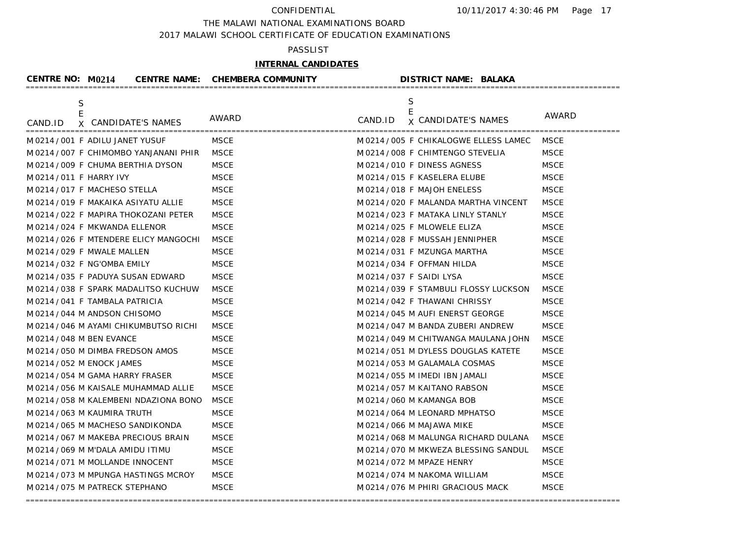CONFIDENTIAL

THE MALAWI NATIONAL EXAMINATIONS BOARD

2017 MALAWI SCHOOL CERTIFICATE OF EDUCATION EXAMINATIONS

PASSLIST

**INTERNAL CANDIDATES**

**CENTRE NO: M0214 CENTRE NAME: CHEMBERA COMMUNITY DISTRICT NAME: BALAKA**

| CAND.ID | SEX | CANDIDATE'S NAMES | AWARD | CAND.ID | SEX | CANDIDATE'S NAMES | AWARD |
|---|---|---|---|---|---|---|---|
| M0214/001 | F | ADILU JANET YUSUF | MSCE | M0214/005 | F | CHIKALOGWE ELLESS LAMEC | MSCE |
| M0214/007 | F | CHIMOMBO YANJANANI PHIR | MSCE | M0214/008 | F | CHIMTENGO STEVELIA | MSCE |
| M0214/009 | F | CHUMA BERTHIA DYSON | MSCE | M0214/010 | F | DINESS AGNESS | MSCE |
| M0214/011 | F | HARRY IVY | MSCE | M0214/015 | F | KASELERA ELUBE | MSCE |
| M0214/017 | F | MACHESO STELLA | MSCE | M0214/018 | F | MAJOH ENELESS | MSCE |
| M0214/019 | F | MAKAIKA ASIYATU ALLIE | MSCE | M0214/020 | F | MALANDA MARTHA VINCENT | MSCE |
| M0214/022 | F | MAPIRA THOKOZANI PETER | MSCE | M0214/023 | F | MATAKA LINLY STANLY | MSCE |
| M0214/024 | F | MKWANDA ELLENOR | MSCE | M0214/025 | F | MLOWELE ELIZA | MSCE |
| M0214/026 | F | MTENDERE ELICY MANGOCHI | MSCE | M0214/028 | F | MUSSAH JENNIPHER | MSCE |
| M0214/029 | F | MWALE MALLEN | MSCE | M0214/031 | F | MZUNGA MARTHA | MSCE |
| M0214/032 | F | NG'OMBA EMILY | MSCE | M0214/034 | F | OFFMAN HILDA | MSCE |
| M0214/035 | F | PADUYA SUSAN EDWARD | MSCE | M0214/037 | F | SAIDI LYSA | MSCE |
| M0214/038 | F | SPARK MADALITSO KUCHUW | MSCE | M0214/039 | F | STAMBULI FLOSSY LUCKSON | MSCE |
| M0214/041 | F | TAMBALA PATRICIA | MSCE | M0214/042 | F | THAWANI CHRISSY | MSCE |
| M0214/044 | M | ANDSON CHISOMO | MSCE | M0214/045 | M | AUFI ENERST GEORGE | MSCE |
| M0214/046 | M | AYAMI CHIKUMBUTSO RICHI | MSCE | M0214/047 | M | BANDA ZUBERI ANDREW | MSCE |
| M0214/048 | M | BEN EVANCE | MSCE | M0214/049 | M | CHITWANGA MAULANA JOHN | MSCE |
| M0214/050 | M | DIMBA FREDSON AMOS | MSCE | M0214/051 | M | DYLESS DOUGLAS KATETE | MSCE |
| M0214/052 | M | ENOCK JAMES | MSCE | M0214/053 | M | GALAMALA COSMAS | MSCE |
| M0214/054 | M | GAMA HARRY FRASER | MSCE | M0214/055 | M | IMEDI IBN JAMALI | MSCE |
| M0214/056 | M | KAISALE MUHAMMAD ALLIE | MSCE | M0214/057 | M | KAITANO RABSON | MSCE |
| M0214/058 | M | KALEMBENI NDAZIONA BONO | MSCE | M0214/060 | M | KAMANGA BOB | MSCE |
| M0214/063 | M | KAUMIRA TRUTH | MSCE | M0214/064 | M | LEONARD MPHATSO | MSCE |
| M0214/065 | M | MACHESO SANDIKONDA | MSCE | M0214/066 | M | MAJAWA MIKE | MSCE |
| M0214/067 | M | MAKEBA PRECIOUS BRAIN | MSCE | M0214/068 | M | MALUNGA RICHARD DULANA | MSCE |
| M0214/069 | M | M'DALA AMIDU ITIMU | MSCE | M0214/070 | M | MKWEZA BLESSING SANDUL | MSCE |
| M0214/071 | M | MOLLANDE INNOCENT | MSCE | M0214/072 | M | MPAZE HENRY | MSCE |
| M0214/073 | M | MPUNGA HASTINGS MCROY | MSCE | M0214/074 | M | NAKOMA WILLIAM | MSCE |
| M0214/075 | M | PATRECK STEPHANO | MSCE | M0214/076 | M | PHIRI GRACIOUS MACK | MSCE |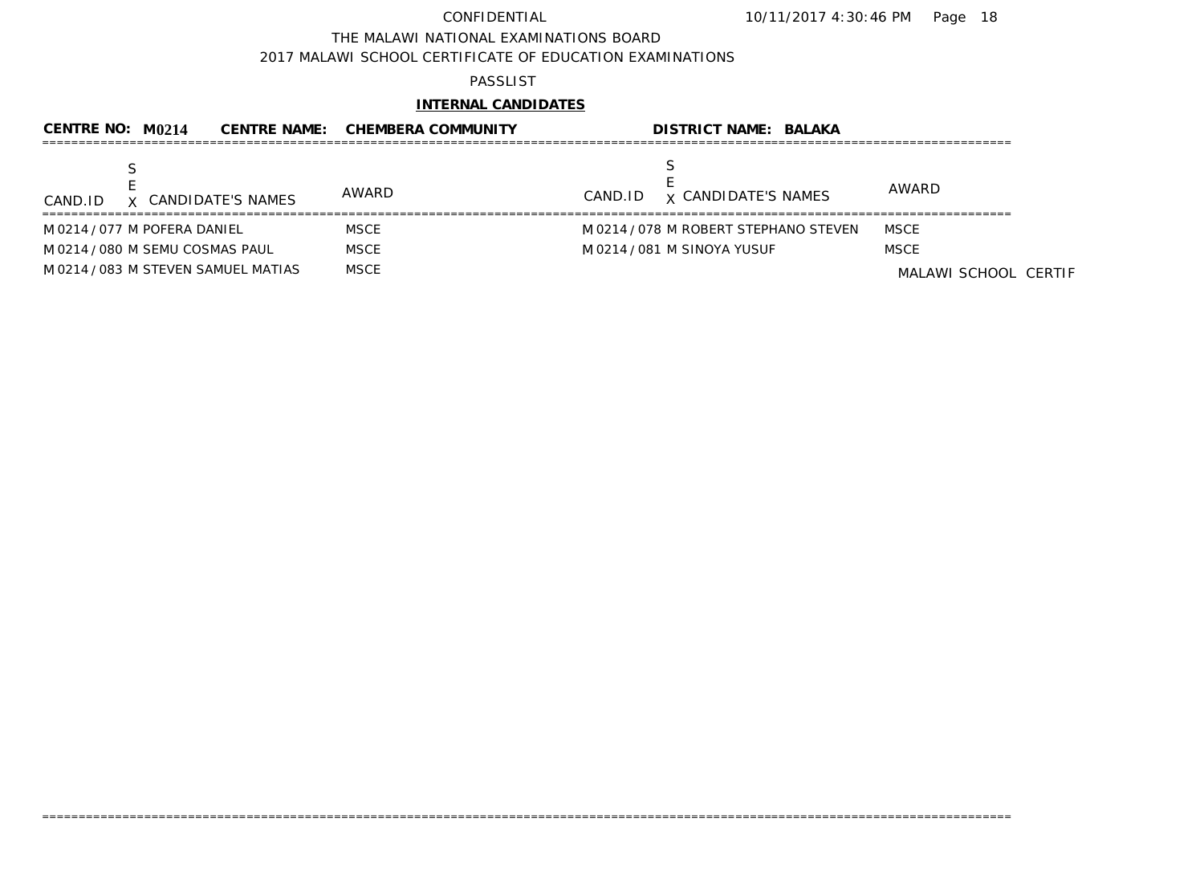CONFIDENTIAL

THE MALAWI NATIONAL EXAMINATIONS BOARD

2017 MALAWI SCHOOL CERTIFICATE OF EDUCATION EXAMINATIONS

PASSLIST

**INTERNAL CANDIDATES**

**CENTRE NO: M0214** **CENTRE NAME: CHEMBERA COMMUNITY** **DISTRICT NAME: BALAKA**

| CAND.ID | SEX | CANDIDATE'S NAMES | AWARD | CAND.ID | SEX | CANDIDATE'S NAMES | AWARD |
|---|---|---|---|---|---|---|---|
| M0214/077 | M | POFERA DANIEL | MSCE | M0214/078 | M | ROBERT STEPHANO STEVEN | MSCE |
| M0214/080 | M | SEMU COSMAS PAUL | MSCE | M0214/081 | M | SINOYA YUSUF | MSCE |
| M0214/083 | M | STEVEN SAMUEL MATIAS | MSCE | | | | |

MALAWI SCHOOL CERTIF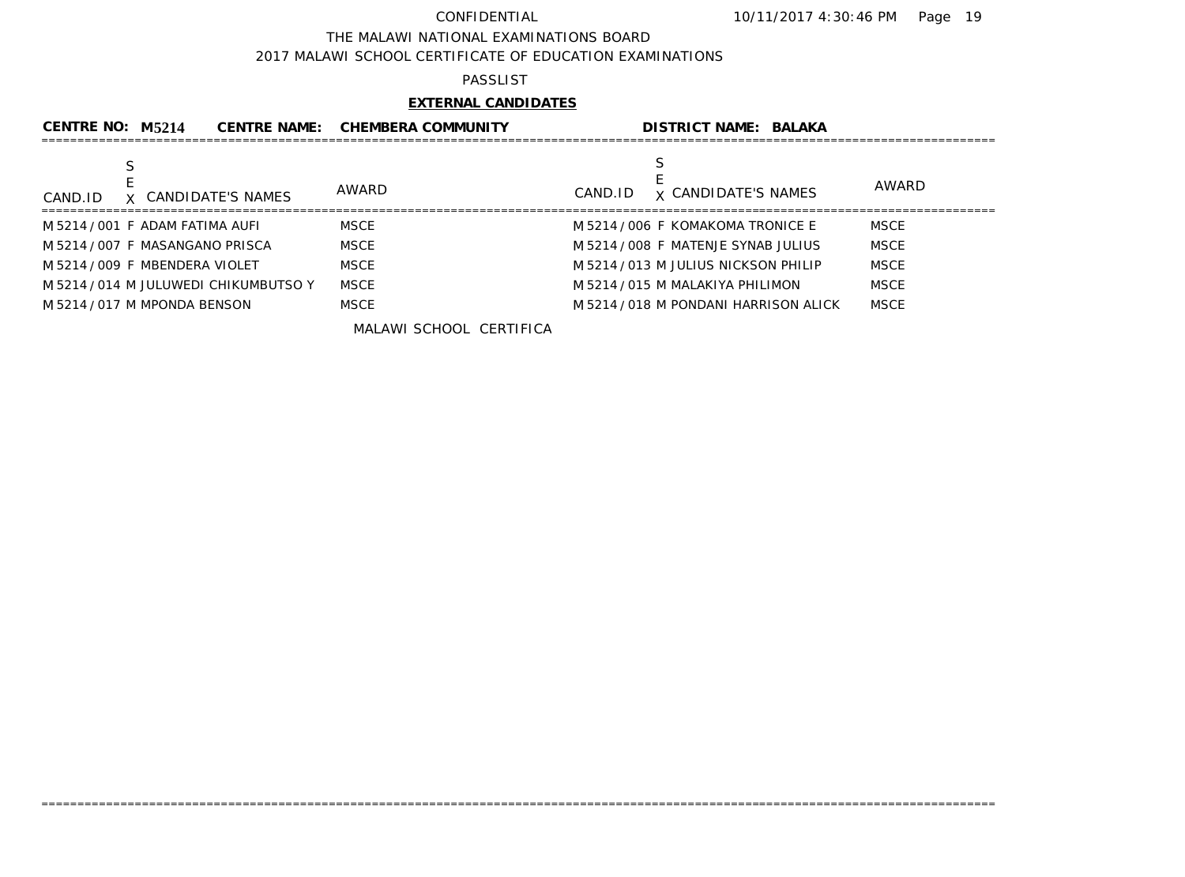CONFIDENTIAL 10/11/2017 4:30:46 PM

THE MALAWI NATIONAL EXAMINATIONS BOARD

2017 MALAWI SCHOOL CERTIFICATE OF EDUCATION EXAMINATIONS

PASSLIST

**EXTERNAL CANDIDATES**

**CENTRE NO: M5214 CENTRE NAME: CHEMBERA COMMUNITY DISTRICT NAME: BALAKA**

| CAND.ID | SEX | CANDIDATE'S NAMES | AWARD | CAND.ID | SEX | CANDIDATE'S NAMES | AWARD |
|---|---|---|---|---|---|---|---|
| M5214/001 | F | ADAM FATIMA AUFI | MSCE | M5214/006 | F | KOMAKOMA TRONICE E | MSCE |
| M5214/007 | F | MASANGANO PRISCA | MSCE | M5214/008 | F | MATENJE SYNAB JULIUS | MSCE |
| M5214/009 | F | MBENDERA VIOLET | MSCE | M5214/013 | M | JULIUS NICKSON PHILIP | MSCE |
| M5214/014 | M | JULUWEDI CHIKUMBUTSO Y | MSCE | M5214/015 | M | MALAKIYA PHILIMON | MSCE |
| M5214/017 | M | MPONDA BENSON | MSCE | M5214/018 | M | PONDANI HARRISON ALICK | MSCE |

MALAWI SCHOOL CERTIFICA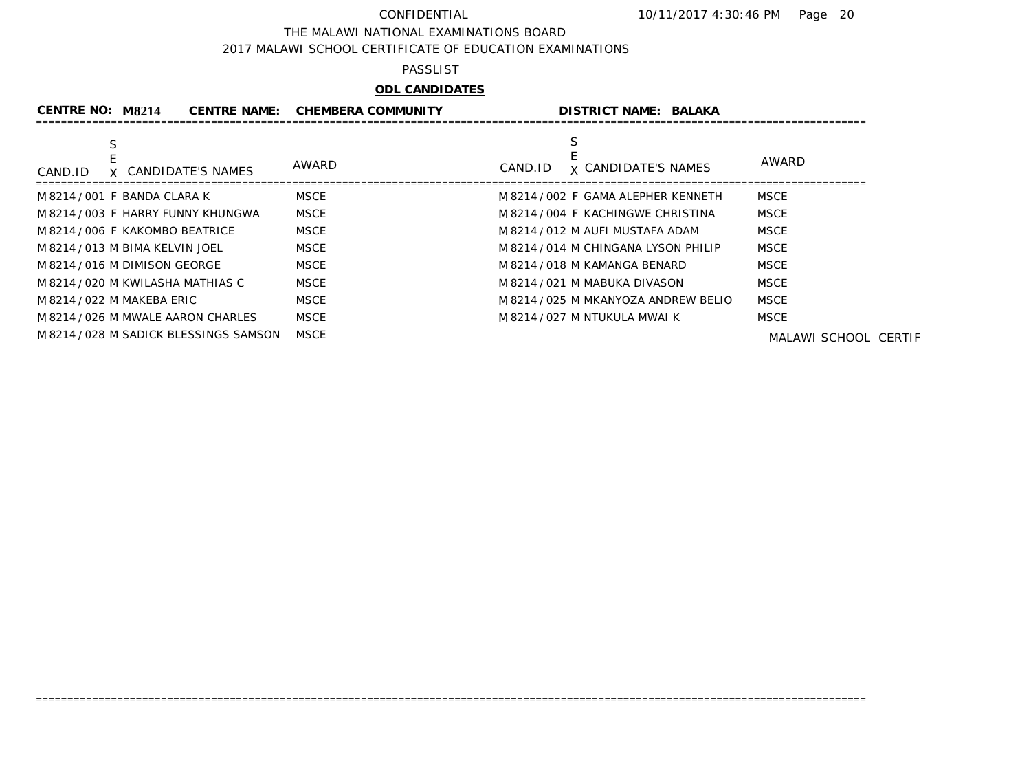CONFIDENTIAL

THE MALAWI NATIONAL EXAMINATIONS BOARD

2017 MALAWI SCHOOL CERTIFICATE OF EDUCATION EXAMINATIONS

PASSLIST

**ODL CANDIDATES**

**CENTRE NO: M8214 CENTRE NAME: CHEMBERA COMMUNITY DISTRICT NAME: BALAKA**

| CAND.ID | SEX | CANDIDATE'S NAMES | AWARD | CAND.ID | SEX | CANDIDATE'S NAMES | AWARD |
|---|---|---|---|---|---|---|---|
| M8214/001 | F | BANDA CLARA K | MSCE | M8214/002 | F | GAMA ALEPHER KENNETH | MSCE |
| M8214/003 | F | HARRY FUNNY KHUNGWA | MSCE | M8214/004 | F | KACHINGWE CHRISTINA | MSCE |
| M8214/006 | F | KAKOMBO BEATRICE | MSCE | M8214/012 | M | AUFI MUSTAFA ADAM | MSCE |
| M8214/013 | M | BIMA KELVIN JOEL | MSCE | M8214/014 | M | CHINGANA LYSON PHILIP | MSCE |
| M8214/016 | M | DIMISON GEORGE | MSCE | M8214/018 | M | KAMANGA BENARD | MSCE |
| M8214/020 | M | KWILASHA MATHIAS C | MSCE | M8214/021 | M | MABUKA DIVASON | MSCE |
| M8214/022 | M | MAKEBA ERIC | MSCE | M8214/025 | M | MKANYOZA ANDREW BELIO | MSCE |
| M8214/026 | M | MWALE AARON CHARLES | MSCE | M8214/027 | M | NTUKULA MWAI K | MSCE |
| M8214/028 | M | SADICK BLESSINGS SAMSON | MSCE | | | | |

MALAWI SCHOOL CERTIF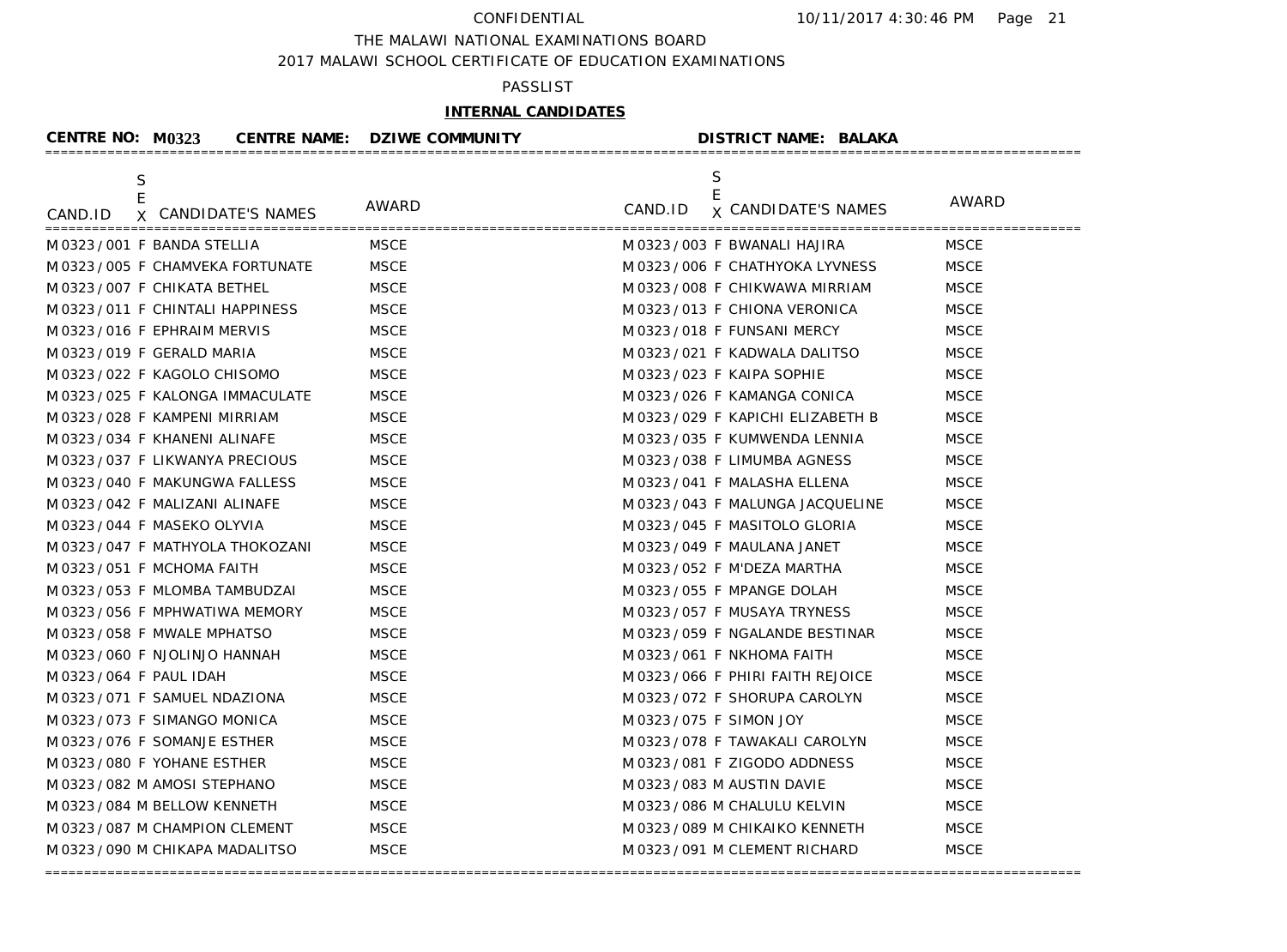CONFIDENTIAL

THE MALAWI NATIONAL EXAMINATIONS BOARD

2017 MALAWI SCHOOL CERTIFICATE OF EDUCATION EXAMINATIONS

PASSLIST

**INTERNAL CANDIDATES**

**CENTRE NO: M0323 CENTRE NAME: DZIWE COMMUNITY DISTRICT NAME: BALAKA**

| CAND.ID | SEX | CANDIDATE'S NAMES | AWARD | CAND.ID | SEX | CANDIDATE'S NAMES | AWARD |
|---|---|---|---|---|---|---|---|
| M0323/001 | F | BANDA STELLIA | MSCE | M0323/003 | F | BWANALI HAJIRA | MSCE |
| M0323/005 | F | CHAMVEKA FORTUNATE | MSCE | M0323/006 | F | CHATHYOKA LYVNESS | MSCE |
| M0323/007 | F | CHIKATA BETHEL | MSCE | M0323/008 | F | CHIKWAWA MIRRIAM | MSCE |
| M0323/011 | F | CHINTALI HAPPINESS | MSCE | M0323/013 | F | CHIONA VERONICA | MSCE |
| M0323/016 | F | EPHRAIM MERVIS | MSCE | M0323/018 | F | FUNSANI MERCY | MSCE |
| M0323/019 | F | GERALD MARIA | MSCE | M0323/021 | F | KADWALA DALITSO | MSCE |
| M0323/022 | F | KAGOLO CHISOMO | MSCE | M0323/023 | F | KAIPA SOPHIE | MSCE |
| M0323/025 | F | KALONGA IMMACULATE | MSCE | M0323/026 | F | KAMANGA CONICA | MSCE |
| M0323/028 | F | KAMPENI MIRRIAM | MSCE | M0323/029 | F | KAPICHI ELIZABETH B | MSCE |
| M0323/034 | F | KHANENI ALINAFE | MSCE | M0323/035 | F | KUMWENDA LENNIA | MSCE |
| M0323/037 | F | LIKWANYA PRECIOUS | MSCE | M0323/038 | F | LIMUMBA AGNESS | MSCE |
| M0323/040 | F | MAKUNGWA FALLESS | MSCE | M0323/041 | F | MALASHA ELLENA | MSCE |
| M0323/042 | F | MALIZANI ALINAFE | MSCE | M0323/043 | F | MALUNGA JACQUELINE | MSCE |
| M0323/044 | F | MASEKO OLYVIA | MSCE | M0323/045 | F | MASITOLO GLORIA | MSCE |
| M0323/047 | F | MATHYOLA THOKOZANI | MSCE | M0323/049 | F | MAULANA JANET | MSCE |
| M0323/051 | F | MCHOMA FAITH | MSCE | M0323/052 | F | M'DEZA MARTHA | MSCE |
| M0323/053 | F | MLOMBA TAMBUDZAI | MSCE | M0323/055 | F | MPANGE DOLAH | MSCE |
| M0323/056 | F | MPHWATIWA MEMORY | MSCE | M0323/057 | F | MUSAYA TRYNESS | MSCE |
| M0323/058 | F | MWALE MPHATSO | MSCE | M0323/059 | F | NGALANDE BESTINAR | MSCE |
| M0323/060 | F | NJOLINJO HANNAH | MSCE | M0323/061 | F | NKHOMA FAITH | MSCE |
| M0323/064 | F | PAUL IDAH | MSCE | M0323/066 | F | PHIRI FAITH REJOICE | MSCE |
| M0323/071 | F | SAMUEL NDAZIONA | MSCE | M0323/072 | F | SHORUPA CAROLYN | MSCE |
| M0323/073 | F | SIMANGO MONICA | MSCE | M0323/075 | F | SIMON JOY | MSCE |
| M0323/076 | F | SOMANJE ESTHER | MSCE | M0323/078 | F | TAWAKALI CAROLYN | MSCE |
| M0323/080 | F | YOHANE ESTHER | MSCE | M0323/081 | F | ZIGODO ADDNESS | MSCE |
| M0323/082 | M | AMOSI STEPHANO | MSCE | M0323/083 | M | AUSTIN DAVIE | MSCE |
| M0323/084 | M | BELLOW KENNETH | MSCE | M0323/086 | M | CHALULU KELVIN | MSCE |
| M0323/087 | M | CHAMPION CLEMENT | MSCE | M0323/089 | M | CHIKAIKO KENNETH | MSCE |
| M0323/090 | M | CHIKAPA MADALITSO | MSCE | M0323/091 | M | CLEMENT RICHARD | MSCE |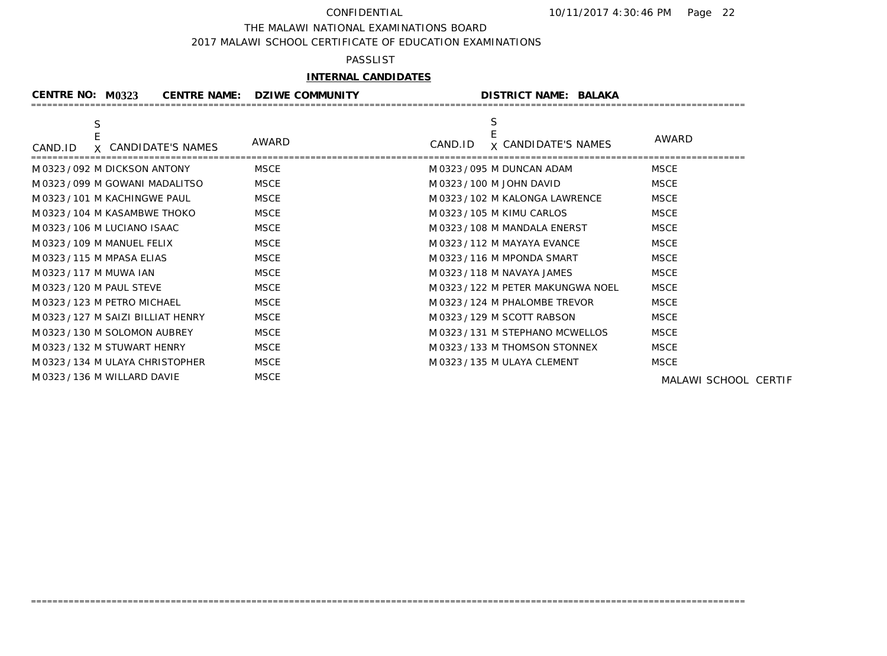CONFIDENTIAL 10/11/2017 4:30:46 PM

THE MALAWI NATIONAL EXAMINATIONS BOARD

2017 MALAWI SCHOOL CERTIFICATE OF EDUCATION EXAMINATIONS

PASSLIST

**INTERNAL CANDIDATES**

**CENTRE NO: M0323 CENTRE NAME: DZIWE COMMUNITY DISTRICT NAME: BALAKA**

| CAND.ID | SEX | CANDIDATE'S NAMES | AWARD | CAND.ID | SEX | CANDIDATE'S NAMES | AWARD |
|---|---|---|---|---|---|---|---|
| M0323/092 | M | DICKSON ANTONY | MSCE | M0323/095 | M | DUNCAN ADAM | MSCE |
| M0323/099 | M | GOWANI MADALITSO | MSCE | M0323/100 | M | JOHN DAVID | MSCE |
| M0323/101 | M | KACHINGWE PAUL | MSCE | M0323/102 | M | KALONGA LAWRENCE | MSCE |
| M0323/104 | M | KASAMBWE THOKO | MSCE | M0323/105 | M | KIMU CARLOS | MSCE |
| M0323/106 | M | LUCIANO ISAAC | MSCE | M0323/108 | M | MANDALA ENERST | MSCE |
| M0323/109 | M | MANUEL FELIX | MSCE | M0323/112 | M | MAYAYA EVANCE | MSCE |
| M0323/115 | M | MPASA ELIAS | MSCE | M0323/116 | M | MPONDA SMART | MSCE |
| M0323/117 | M | MUWA IAN | MSCE | M0323/118 | M | NAVAYA JAMES | MSCE |
| M0323/120 | M | PAUL STEVE | MSCE | M0323/122 | M | PETER MAKUNGWA NOEL | MSCE |
| M0323/123 | M | PETRO MICHAEL | MSCE | M0323/124 | M | PHALOMBE TREVOR | MSCE |
| M0323/127 | M | SAIZI BILLIAT HENRY | MSCE | M0323/129 | M | SCOTT RABSON | MSCE |
| M0323/130 | M | SOLOMON AUBREY | MSCE | M0323/131 | M | STEPHANO MCWELLOS | MSCE |
| M0323/132 | M | STUWART HENRY | MSCE | M0323/133 | M | THOMSON STONNEX | MSCE |
| M0323/134 | M | ULAYA CHRISTOPHER | MSCE | M0323/135 | M | ULAYA CLEMENT | MSCE |
| M0323/136 | M | WILLARD DAVIE | MSCE | | | | |

MALAWI SCHOOL CERTIF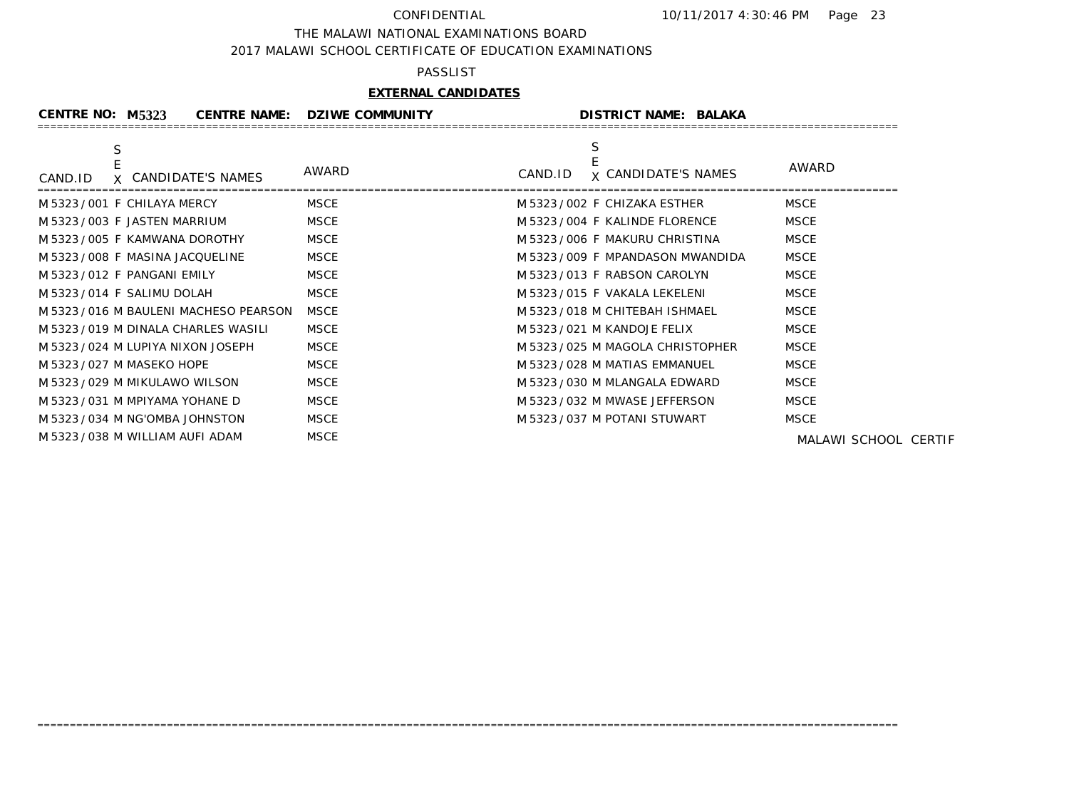CONFIDENTIAL

THE MALAWI NATIONAL EXAMINATIONS BOARD

2017 MALAWI SCHOOL CERTIFICATE OF EDUCATION EXAMINATIONS

PASSLIST

**EXTERNAL CANDIDATES**

**CENTRE NO: M5323 CENTRE NAME: DZIWE COMMUNITY DISTRICT NAME: BALAKA**

| CAND.ID | SEX | CANDIDATE'S NAMES | AWARD | CAND.ID | SEX | CANDIDATE'S NAMES | AWARD |
|---|---|---|---|---|---|---|---|
| M5323/001 | F | CHILAYA MERCY | MSCE | M5323/002 | F | CHIZAKA ESTHER | MSCE |
| M5323/003 | F | JASTEN MARRIUM | MSCE | M5323/004 | F | KALINDE FLORENCE | MSCE |
| M5323/005 | F | KAMWANA DOROTHY | MSCE | M5323/006 | F | MAKURU CHRISTINA | MSCE |
| M5323/008 | F | MASINA JACQUELINE | MSCE | M5323/009 | F | MPANDASON MWANDIDA | MSCE |
| M5323/012 | F | PANGANI EMILY | MSCE | M5323/013 | F | RABSON CAROLYN | MSCE |
| M5323/014 | F | SALIMU DOLAH | MSCE | M5323/015 | F | VAKALA LEKELENI | MSCE |
| M5323/016 | M | BAULENI MACHESO PEARSON | MSCE | M5323/018 | M | CHITEBAH ISHMAEL | MSCE |
| M5323/019 | M | DINALA CHARLES WASILI | MSCE | M5323/021 | M | KANDOJE FELIX | MSCE |
| M5323/024 | M | LUPIYA NIXON JOSEPH | MSCE | M5323/025 | M | MAGOLA CHRISTOPHER | MSCE |
| M5323/027 | M | MASEKO HOPE | MSCE | M5323/028 | M | MATIAS EMMANUEL | MSCE |
| M5323/029 | M | MIKULAWO WILSON | MSCE | M5323/030 | M | MLANGALA EDWARD | MSCE |
| M5323/031 | M | MPIYAMA YOHANE D | MSCE | M5323/032 | M | MWASE JEFFERSON | MSCE |
| M5323/034 | M | NG'OMBA JOHNSTON | MSCE | M5323/037 | M | POTANI STUWART | MSCE |
| M5323/038 | M | WILLIAM AUFI ADAM | MSCE | | | | |

MALAWI SCHOOL CERTIF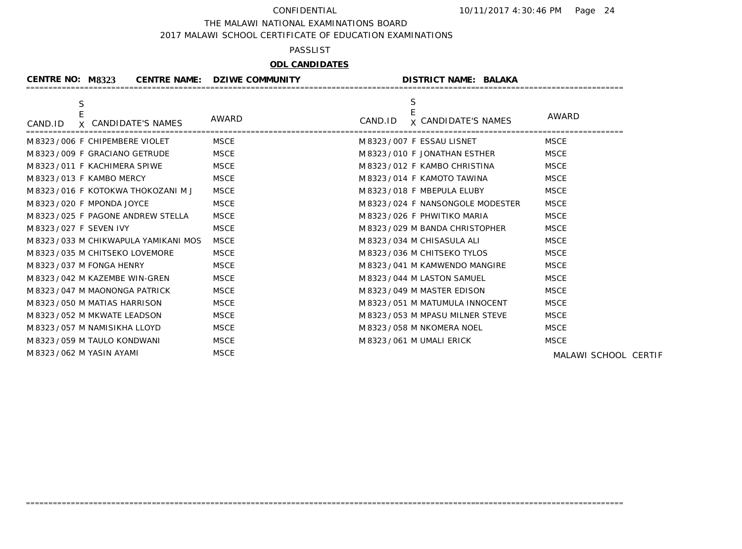CONFIDENTIAL

THE MALAWI NATIONAL EXAMINATIONS BOARD

2017 MALAWI SCHOOL CERTIFICATE OF EDUCATION EXAMINATIONS

PASSLIST

**ODL CANDIDATES**

**CENTRE NO: M8323 CENTRE NAME: DZIWE COMMUNITY DISTRICT NAME: BALAKA**

| CAND.ID | SEX | CANDIDATE'S NAMES | AWARD | CAND.ID | SEX | CANDIDATE'S NAMES | AWARD |
|---|---|---|---|---|---|---|---|
| M8323/006 | F | CHIPEMBERE VIOLET | MSCE | M8323/007 | F | ESSAU LISNET | MSCE |
| M8323/009 | F | GRACIANO GETRUDE | MSCE | M8323/010 | F | JONATHAN ESTHER | MSCE |
| M8323/011 | F | KACHIMERA SPIWE | MSCE | M8323/012 | F | KAMBO CHRISTINA | MSCE |
| M8323/013 | F | KAMBO MERCY | MSCE | M8323/014 | F | KAMOTO TAWINA | MSCE |
| M8323/016 | F | KOTOKWA THOKOZANI M J | MSCE | M8323/018 | F | MBEPULA ELUBY | MSCE |
| M8323/020 | F | MPONDA JOYCE | MSCE | M8323/024 | F | NANSONGOLE MODESTER | MSCE |
| M8323/025 | F | PAGONE ANDREW STELLA | MSCE | M8323/026 | F | PHWITIKO MARIA | MSCE |
| M8323/027 | F | SEVEN IVY | MSCE | M8323/029 | M | BANDA CHRISTOPHER | MSCE |
| M8323/033 | M | CHIKWAPULA YAMIKANI MOS | MSCE | M8323/034 | M | CHISASULA ALI | MSCE |
| M8323/035 | M | CHITSEKO LOVEMORE | MSCE | M8323/036 | M | CHITSEKO TYLOS | MSCE |
| M8323/037 | M | FONGA HENRY | MSCE | M8323/041 | M | KAMWENDO MANGIRE | MSCE |
| M8323/042 | M | KAZEMBE WIN-GREN | MSCE | M8323/044 | M | LASTON SAMUEL | MSCE |
| M8323/047 | M | MAONONGA PATRICK | MSCE | M8323/049 | M | MASTER EDISON | MSCE |
| M8323/050 | M | MATIAS HARRISON | MSCE | M8323/051 | M | MATUMULA INNOCENT | MSCE |
| M8323/052 | M | MKWATE LEADSON | MSCE | M8323/053 | M | MPASU MILNER STEVE | MSCE |
| M8323/057 | M | NAMISIKHA LLOYD | MSCE | M8323/058 | M | NKOMERA NOEL | MSCE |
| M8323/059 | M | TAULO KONDWANI | MSCE | M8323/061 | M | UMALI ERICK | MSCE |
| M8323/062 | M | YASIN AYAMI | MSCE | | | | |

MALAWI SCHOOL CERTIF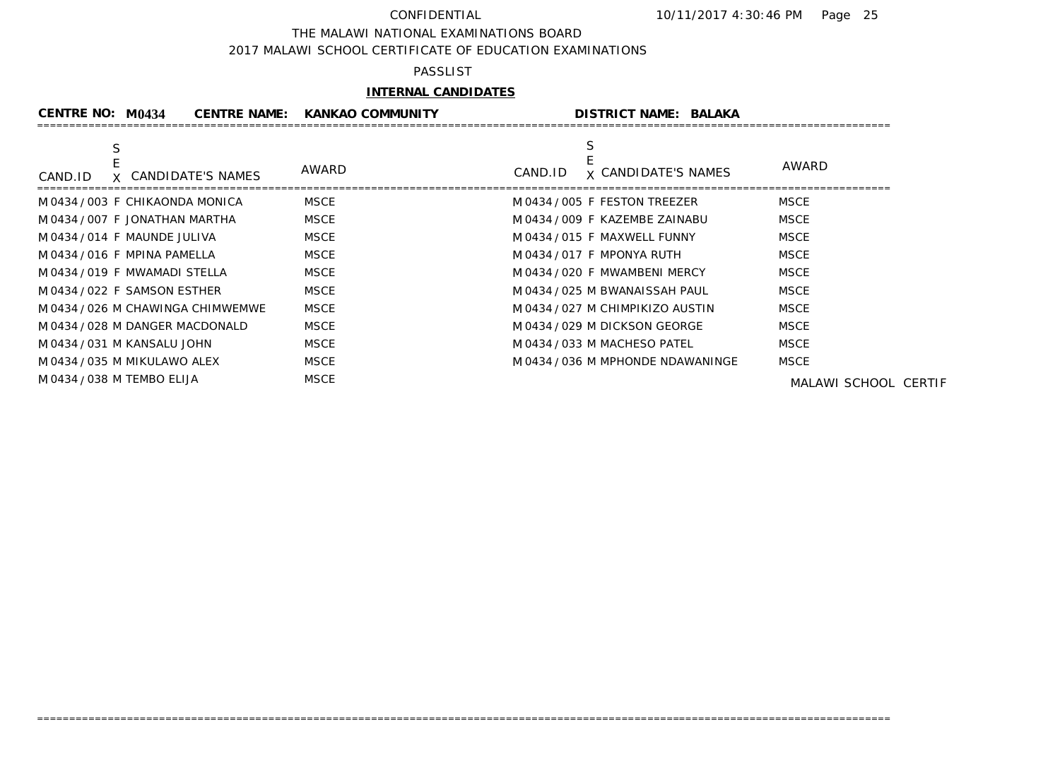CONFIDENTIAL

THE MALAWI NATIONAL EXAMINATIONS BOARD

2017 MALAWI SCHOOL CERTIFICATE OF EDUCATION EXAMINATIONS

PASSLIST

**INTERNAL CANDIDATES**

**CENTRE NO: M0434 CENTRE NAME: KANKAO COMMUNITY DISTRICT NAME: BALAKA**

| CAND.ID | SEX | CANDIDATE'S NAMES | AWARD | CAND.ID | SEX | CANDIDATE'S NAMES | AWARD |
|---|---|---|---|---|---|---|---|
| M0434 / 003 | F | CHIKAONDA MONICA | MSCE | M0434 / 005 | F | FESTON TREEZER | MSCE |
| M0434 / 007 | F | JONATHAN MARTHA | MSCE | M0434 / 009 | F | KAZEMBE ZAINABU | MSCE |
| M0434 / 014 | F | MAUNDE JULIVA | MSCE | M0434 / 015 | F | MAXWELL FUNNY | MSCE |
| M0434 / 016 | F | MPINA PAMELLA | MSCE | M0434 / 017 | F | MPONYA RUTH | MSCE |
| M0434 / 019 | F | MWAMADI STELLA | MSCE | M0434 / 020 | F | MWAMBENI MERCY | MSCE |
| M0434 / 022 | F | SAMSON ESTHER | MSCE | M0434 / 025 | M | BWANAISSAH PAUL | MSCE |
| M0434 / 026 | M | CHAWINGA CHIMWEMWE | MSCE | M0434 / 027 | M | CHIMPIKIZO AUSTIN | MSCE |
| M0434 / 028 | M | DANGER MACDONALD | MSCE | M0434 / 029 | M | DICKSON GEORGE | MSCE |
| M0434 / 031 | M | KANSALU JOHN | MSCE | M0434 / 033 | M | MACHESO PATEL | MSCE |
| M0434 / 035 | M | MIKULAWO ALEX | MSCE | M0434 / 036 | M | MPHONDE NDAWANINGE | MSCE |
| M0434 / 038 | M | TEMBO ELIJA | MSCE | | | | |

MALAWI SCHOOL CERTIF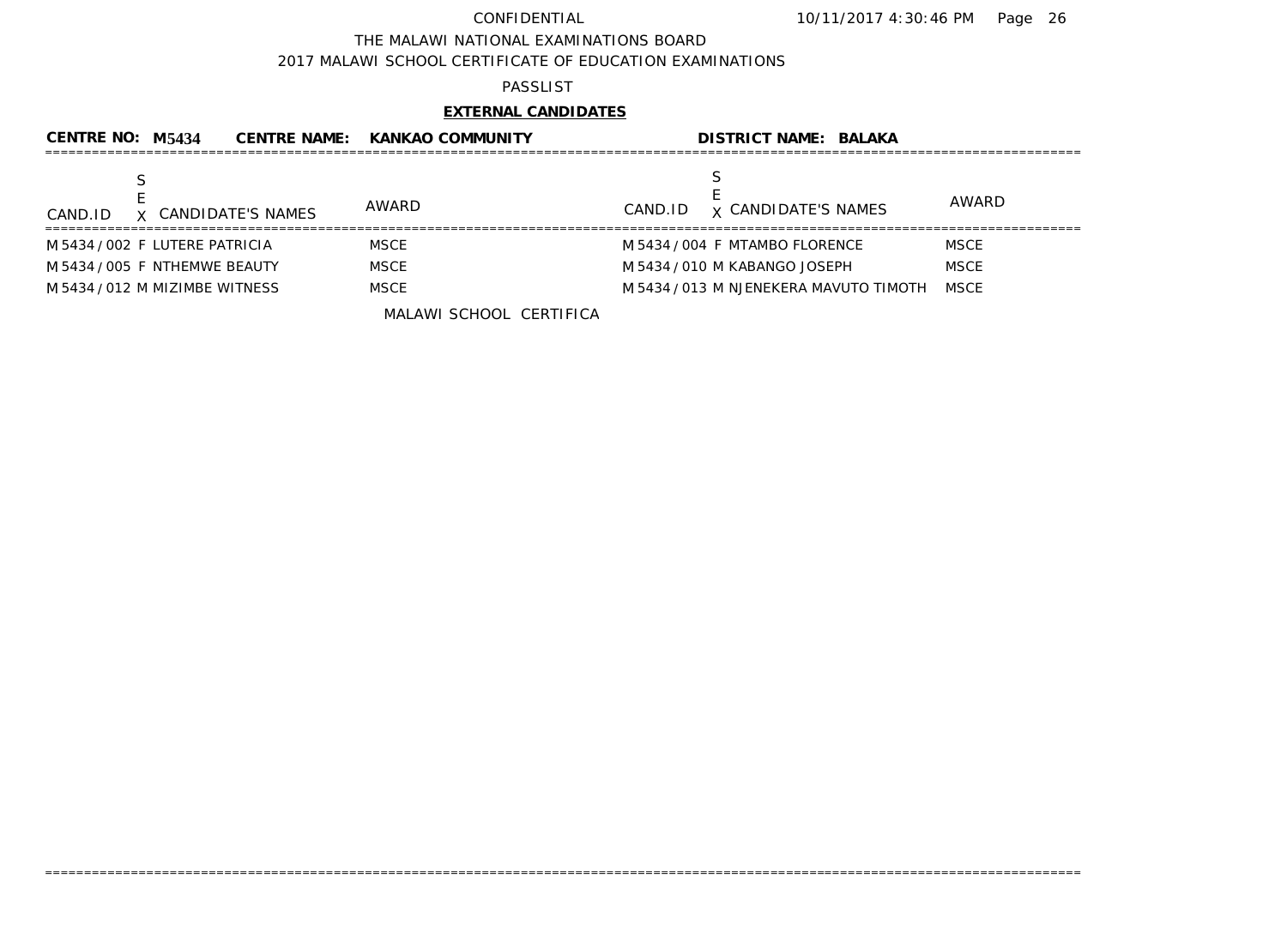CONFIDENTIAL

THE MALAWI NATIONAL EXAMINATIONS BOARD

2017 MALAWI SCHOOL CERTIFICATE OF EDUCATION EXAMINATIONS

PASSLIST

**EXTERNAL CANDIDATES**

**CENTRE NO: M5434 CENTRE NAME: KANKAO COMMUNITY DISTRICT NAME: BALAKA**

| CAND.ID | SEX | CANDIDATE'S NAMES | AWARD | CAND.ID | SEX | CANDIDATE'S NAMES | AWARD |
|---|---|---|---|---|---|---|---|
| M5434/002 | F | LUTERE PATRICIA | MSCE | M5434/004 | F | MTAMBO FLORENCE | MSCE |
| M5434/005 | F | NTHEMWE BEAUTY | MSCE | M5434/010 | M | KABANGO JOSEPH | MSCE |
| M5434/012 | M | MIZIMBE WITNESS | MSCE | M5434/013 | M | NJENEKERA MAVUTO TIMOTH | MSCE |

MALAWI SCHOOL CERTIFICA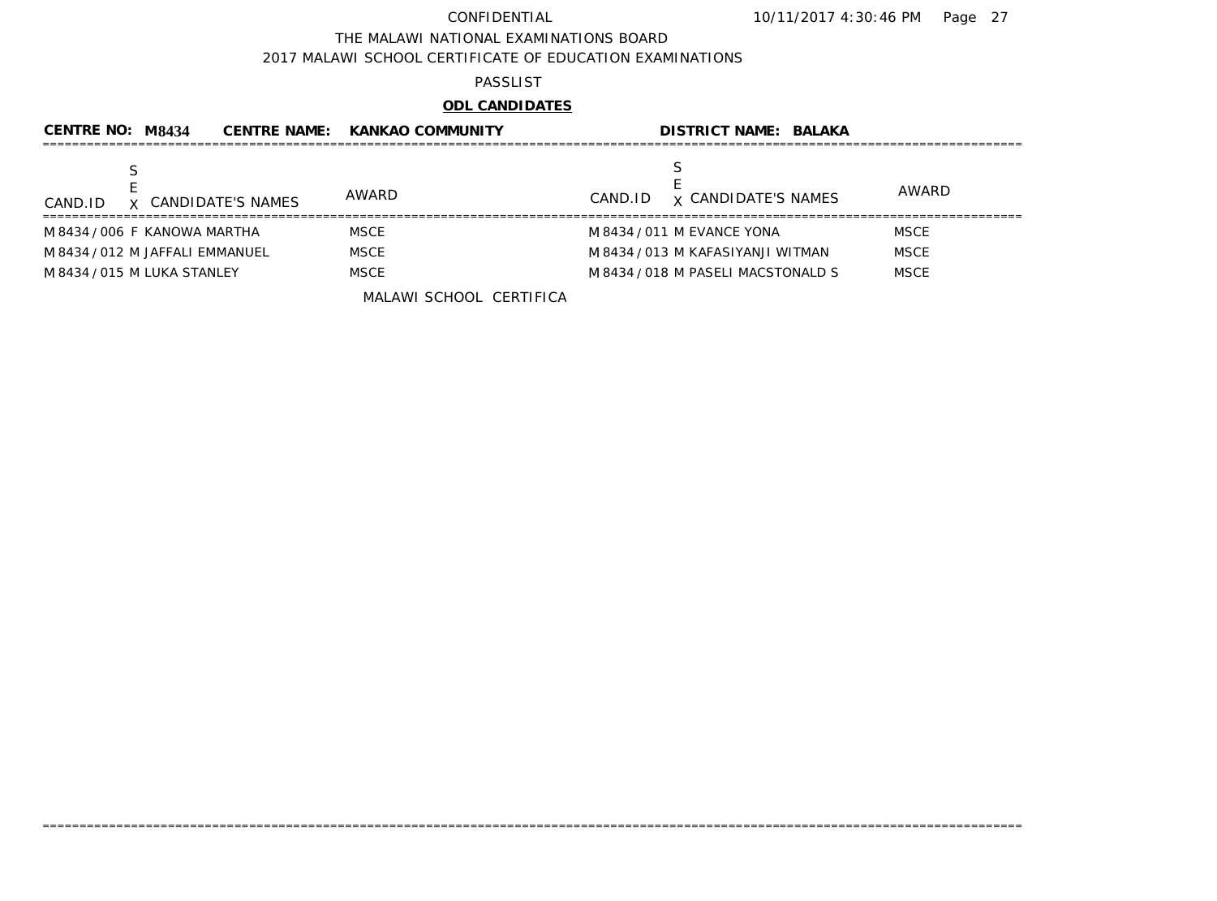CONFIDENTIAL 10/11/2017 4:30:46 PM

THE MALAWI NATIONAL EXAMINATIONS BOARD

2017 MALAWI SCHOOL CERTIFICATE OF EDUCATION EXAMINATIONS

PASSLIST

**ODL CANDIDATES**

**CENTRE NO: M8434 CENTRE NAME: KANKAO COMMUNITY DISTRICT NAME: BALAKA**

| CAND.ID | SEX | CANDIDATE'S NAMES | AWARD | CAND.ID | SEX | CANDIDATE'S NAMES | AWARD |
|---|---|---|---|---|---|---|---|
| M8434 / 006 | F | KANOWA MARTHA | MSCE | M8434 / 011 | M | EVANCE YONA | MSCE |
| M8434 / 012 | M | JAFFALI EMMANUEL | MSCE | M8434 / 013 | M | KAFASIYANJI WITMAN | MSCE |
| M8434 / 015 | M | LUKA STANLEY | MSCE | M8434 / 018 | M | PASELI MACSTONALD S | MSCE |

MALAWI SCHOOL CERTIFICA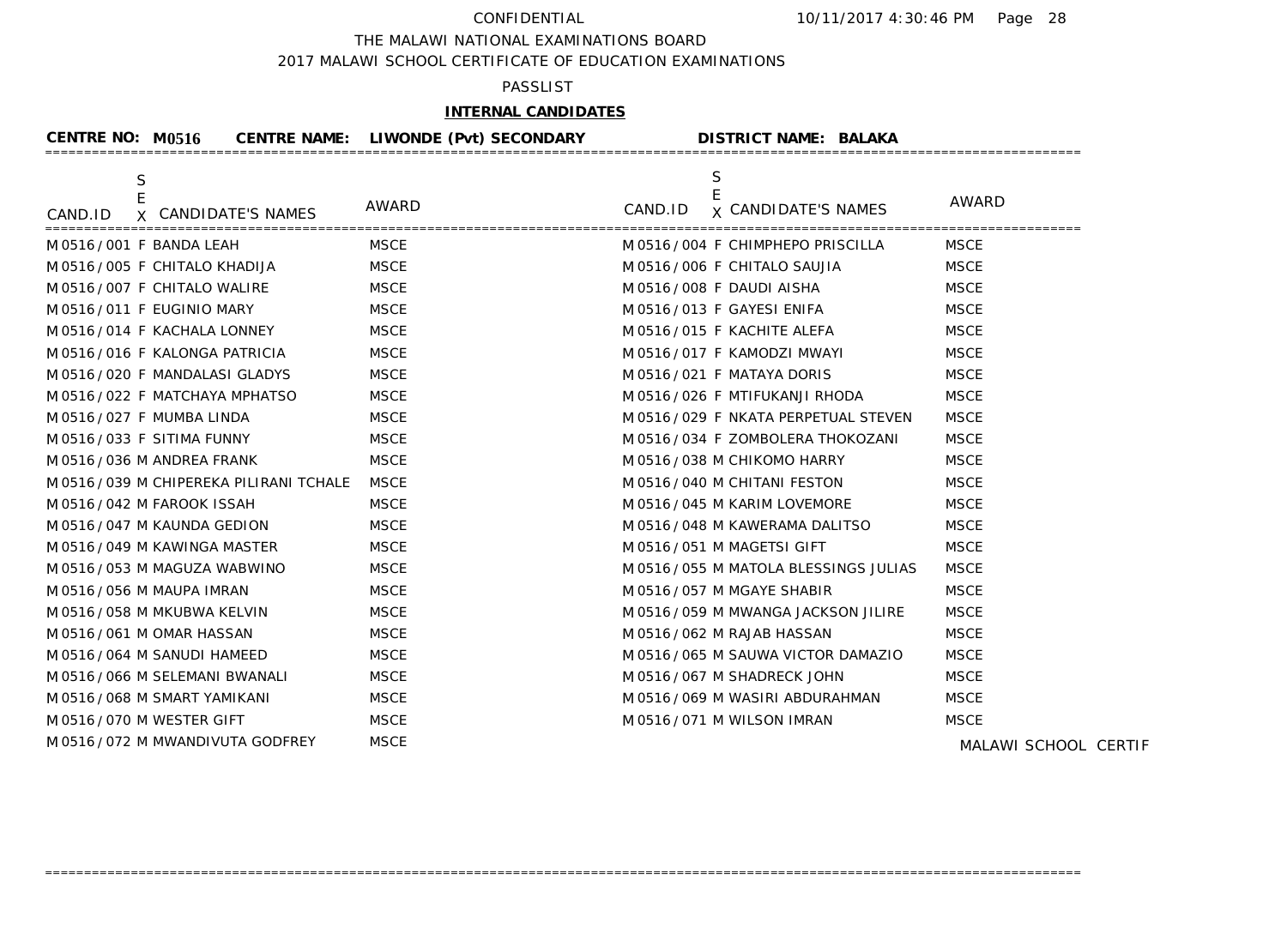CONFIDENTIAL

THE MALAWI NATIONAL EXAMINATIONS BOARD

2017 MALAWI SCHOOL CERTIFICATE OF EDUCATION EXAMINATIONS

PASSLIST

**INTERNAL CANDIDATES**

**CENTRE NO: M0516 CENTRE NAME: LIWONDE (Pvt) SECONDARY DISTRICT NAME: BALAKA**

| CAND.ID | SEX | CANDIDATE'S NAMES | AWARD | CAND.ID | SEX | CANDIDATE'S NAMES | AWARD |
|---|---|---|---|---|---|---|---|
| M0516/001 | F | BANDA LEAH | MSCE | M0516/004 | F | CHIMPHEPO PRISCILLA | MSCE |
| M0516/005 | F | CHITALO KHADIJA | MSCE | M0516/006 | F | CHITALO SAUJIA | MSCE |
| M0516/007 | F | CHITALO WALIRE | MSCE | M0516/008 | F | DAUDI AISHA | MSCE |
| M0516/011 | F | EUGINIO MARY | MSCE | M0516/013 | F | GAYESI ENIFA | MSCE |
| M0516/014 | F | KACHALA LONNEY | MSCE | M0516/015 | F | KACHITE ALEFA | MSCE |
| M0516/016 | F | KALONGA PATRICIA | MSCE | M0516/017 | F | KAMODZI MWAYI | MSCE |
| M0516/020 | F | MANDALASI GLADYS | MSCE | M0516/021 | F | MATAYA DORIS | MSCE |
| M0516/022 | F | MATCHAYA MPHATSO | MSCE | M0516/026 | F | MTIFUKANJI RHODA | MSCE |
| M0516/027 | F | MUMBA LINDA | MSCE | M0516/029 | F | NKATA PERPETUAL STEVEN | MSCE |
| M0516/033 | F | SITIMA FUNNY | MSCE | M0516/034 | F | ZOMBOLERA THOKOZANI | MSCE |
| M0516/036 | M | ANDREA FRANK | MSCE | M0516/038 | M | CHIKOMO HARRY | MSCE |
| M0516/039 | M | CHIPEREKA PILIRANI TCHALE | MSCE | M0516/040 | M | CHITANI FESTON | MSCE |
| M0516/042 | M | FAROOK ISSAH | MSCE | M0516/045 | M | KARIM LOVEMORE | MSCE |
| M0516/047 | M | KAUNDA GEDION | MSCE | M0516/048 | M | KAWERAMA DALITSO | MSCE |
| M0516/049 | M | KAWINGA MASTER | MSCE | M0516/051 | M | MAGETSI GIFT | MSCE |
| M0516/053 | M | MAGUZA WABWINO | MSCE | M0516/055 | M | MATOLA BLESSINGS JULIAS | MSCE |
| M0516/056 | M | MAUPA IMRAN | MSCE | M0516/057 | M | MGAYE SHABIR | MSCE |
| M0516/058 | M | MKUBWA KELVIN | MSCE | M0516/059 | M | MWANGA JACKSON JILIRE | MSCE |
| M0516/061 | M | OMAR HASSAN | MSCE | M0516/062 | M | RAJAB HASSAN | MSCE |
| M0516/064 | M | SANUDI HAMEED | MSCE | M0516/065 | M | SAUWA VICTOR DAMAZIO | MSCE |
| M0516/066 | M | SELEMANI BWANALI | MSCE | M0516/067 | M | SHADRECK JOHN | MSCE |
| M0516/068 | M | SMART YAMIKANI | MSCE | M0516/069 | M | WASIRI ABDURAHMAN | MSCE |
| M0516/070 | M | WESTER GIFT | MSCE | M0516/071 | M | WILSON IMRAN | MSCE |
| M0516/072 | M | MWANDIVUTA GODFREY | MSCE | | | | |

MALAWI SCHOOL CERTIF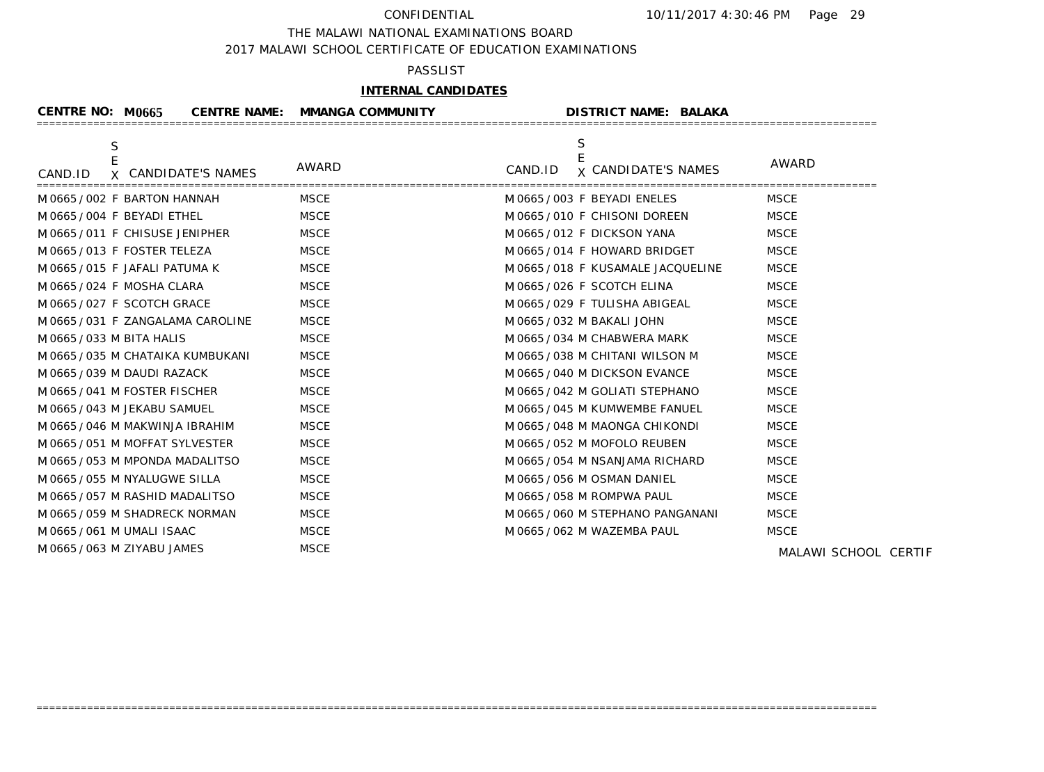CONFIDENTIAL

THE MALAWI NATIONAL EXAMINATIONS BOARD

2017 MALAWI SCHOOL CERTIFICATE OF EDUCATION EXAMINATIONS

PASSLIST

**INTERNAL CANDIDATES**

**CENTRE NO: M0665 CENTRE NAME: MMANGA COMMUNITY DISTRICT NAME: BALAKA**

| CAND.ID | SEX | CANDIDATE'S NAMES | AWARD | CAND.ID | SEX | CANDIDATE'S NAMES | AWARD |
|---|---|---|---|---|---|---|---|
| M0665 / 002 | F | BARTON HANNAH | MSCE | M0665 / 003 | F | BEYADI ENELES | MSCE |
| M0665 / 004 | F | BEYADI ETHEL | MSCE | M0665 / 010 | F | CHISONI DOREEN | MSCE |
| M0665 / 011 | F | CHISUSE JENIPHER | MSCE | M0665 / 012 | F | DICKSON YANA | MSCE |
| M0665 / 013 | F | FOSTER TELEZA | MSCE | M0665 / 014 | F | HOWARD BRIDGET | MSCE |
| M0665 / 015 | F | JAFALI PATUMA K | MSCE | M0665 / 018 | F | KUSAMALE JACQUELINE | MSCE |
| M0665 / 024 | F | MOSHA CLARA | MSCE | M0665 / 026 | F | SCOTCH ELINA | MSCE |
| M0665 / 027 | F | SCOTCH GRACE | MSCE | M0665 / 029 | F | TULISHA ABIGEAL | MSCE |
| M0665 / 031 | F | ZANGALAMA CAROLINE | MSCE | M0665 / 032 | M | BAKALI JOHN | MSCE |
| M0665 / 033 | M | BITA HALIS | MSCE | M0665 / 034 | M | CHABWERA MARK | MSCE |
| M0665 / 035 | M | CHATAIKA KUMBUKANI | MSCE | M0665 / 038 | M | CHITANI WILSON M | MSCE |
| M0665 / 039 | M | DAUDI RAZACK | MSCE | M0665 / 040 | M | DICKSON EVANCE | MSCE |
| M0665 / 041 | M | FOSTER FISCHER | MSCE | M0665 / 042 | M | GOLIATI STEPHANO | MSCE |
| M0665 / 043 | M | JEKABU SAMUEL | MSCE | M0665 / 045 | M | KUMWEMBE FANUEL | MSCE |
| M0665 / 046 | M | MAKWINJA IBRAHIM | MSCE | M0665 / 048 | M | MAONGA CHIKONDI | MSCE |
| M0665 / 051 | M | MOFFAT SYLVESTER | MSCE | M0665 / 052 | M | MOFOLO REUBEN | MSCE |
| M0665 / 053 | M | MPONDA MADALITSO | MSCE | M0665 / 054 | M | NSANJAMA RICHARD | MSCE |
| M0665 / 055 | M | NYALUGWE SILLA | MSCE | M0665 / 056 | M | OSMAN DANIEL | MSCE |
| M0665 / 057 | M | RASHID MADALITSO | MSCE | M0665 / 058 | M | ROMPWA PAUL | MSCE |
| M0665 / 059 | M | SHADRECK NORMAN | MSCE | M0665 / 060 | M | STEPHANO PANGANANI | MSCE |
| M0665 / 061 | M | UMALI ISAAC | MSCE | M0665 / 062 | M | WAZEMBA PAUL | MSCE |
| M0665 / 063 | M | ZIYABU JAMES | MSCE | | | | |

MALAWI SCHOOL CERTIF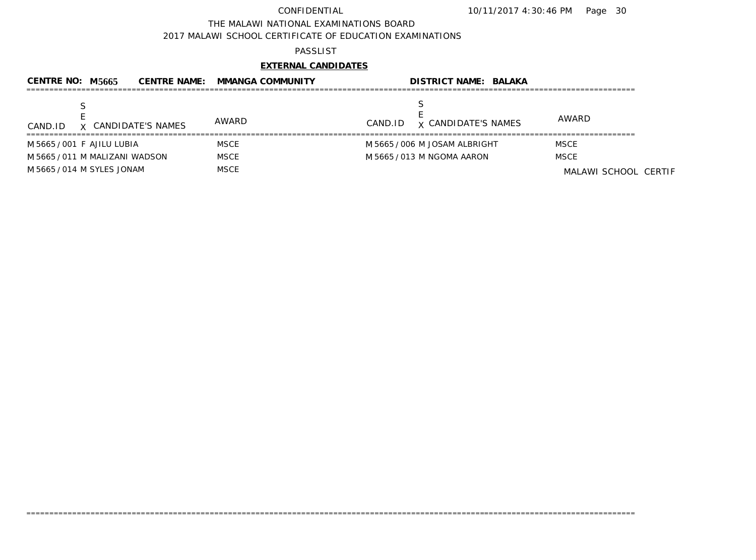CONFIDENTIAL 10/11/2017 4:30:46 PM

THE MALAWI NATIONAL EXAMINATIONS BOARD

2017 MALAWI SCHOOL CERTIFICATE OF EDUCATION EXAMINATIONS

PASSLIST

**EXTERNAL CANDIDATES**

**CENTRE NO: M5665 CENTRE NAME: MMANGA COMMUNITY DISTRICT NAME: BALAKA**

| CAND.ID | SEX | CANDIDATE'S NAMES | AWARD | CAND.ID | SEX | CANDIDATE'S NAMES | AWARD |
|---|---|---|---|---|---|---|---|
| M5665/001 | F | AJILU LUBIA | MSCE | M5665/006 | M | JOSAM ALBRIGHT | MSCE |
| M5665/011 | M | MALIZANI WADSON | MSCE | M5665/013 | M | NGOMA AARON | MSCE |
| M5665/014 | M | SYLES JONAM | MSCE | | | | |

MALAWI SCHOOL CERTIF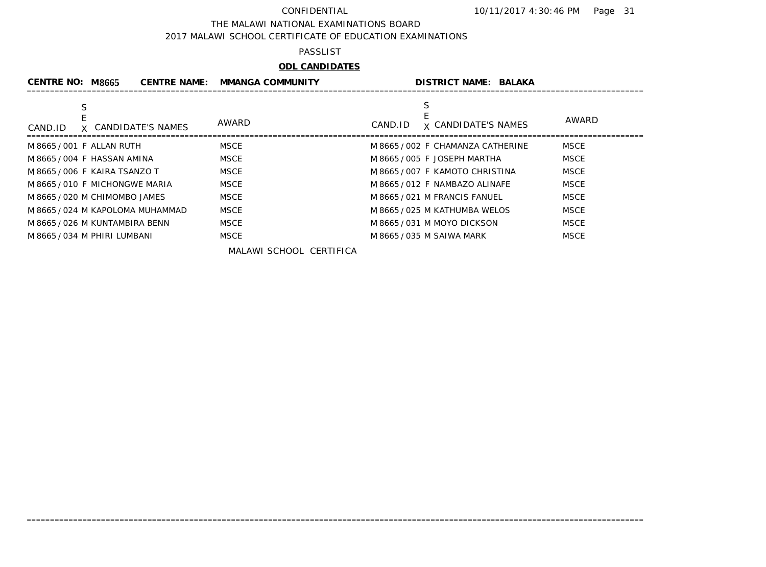CONFIDENTIAL

THE MALAWI NATIONAL EXAMINATIONS BOARD

2017 MALAWI SCHOOL CERTIFICATE OF EDUCATION EXAMINATIONS

PASSLIST

**ODL CANDIDATES**

**CENTRE NO: M8665 CENTRE NAME: MMANGA COMMUNITY DISTRICT NAME: BALAKA**

| CAND.ID | SEX | CANDIDATE'S NAMES | AWARD | CAND.ID | SEX | CANDIDATE'S NAMES | AWARD |
|---|---|---|---|---|---|---|---|
| M8665/001 | F | ALLAN RUTH | MSCE | M8665/002 | F | CHAMANZA CATHERINE | MSCE |
| M8665/004 | F | HASSAN AMINA | MSCE | M8665/005 | F | JOSEPH MARTHA | MSCE |
| M8665/006 | F | KAIRA TSANZO T | MSCE | M8665/007 | F | KAMOTO CHRISTINA | MSCE |
| M8665/010 | F | MICHONGWE MARIA | MSCE | M8665/012 | F | NAMBAZO ALINAFE | MSCE |
| M8665/020 | M | CHIMOMBO JAMES | MSCE | M8665/021 | M | FRANCIS FANUEL | MSCE |
| M8665/024 | M | KAPOLOMA MUHAMMAD | MSCE | M8665/025 | M | KATHUMBA WELOS | MSCE |
| M8665/026 | M | KUNTAMBIRA BENN | MSCE | M8665/031 | M | MOYO DICKSON | MSCE |
| M8665/034 | M | PHIRI LUMBANI | MSCE | M8665/035 | M | SAIWA MARK | MSCE |

MALAWI SCHOOL CERTIFICA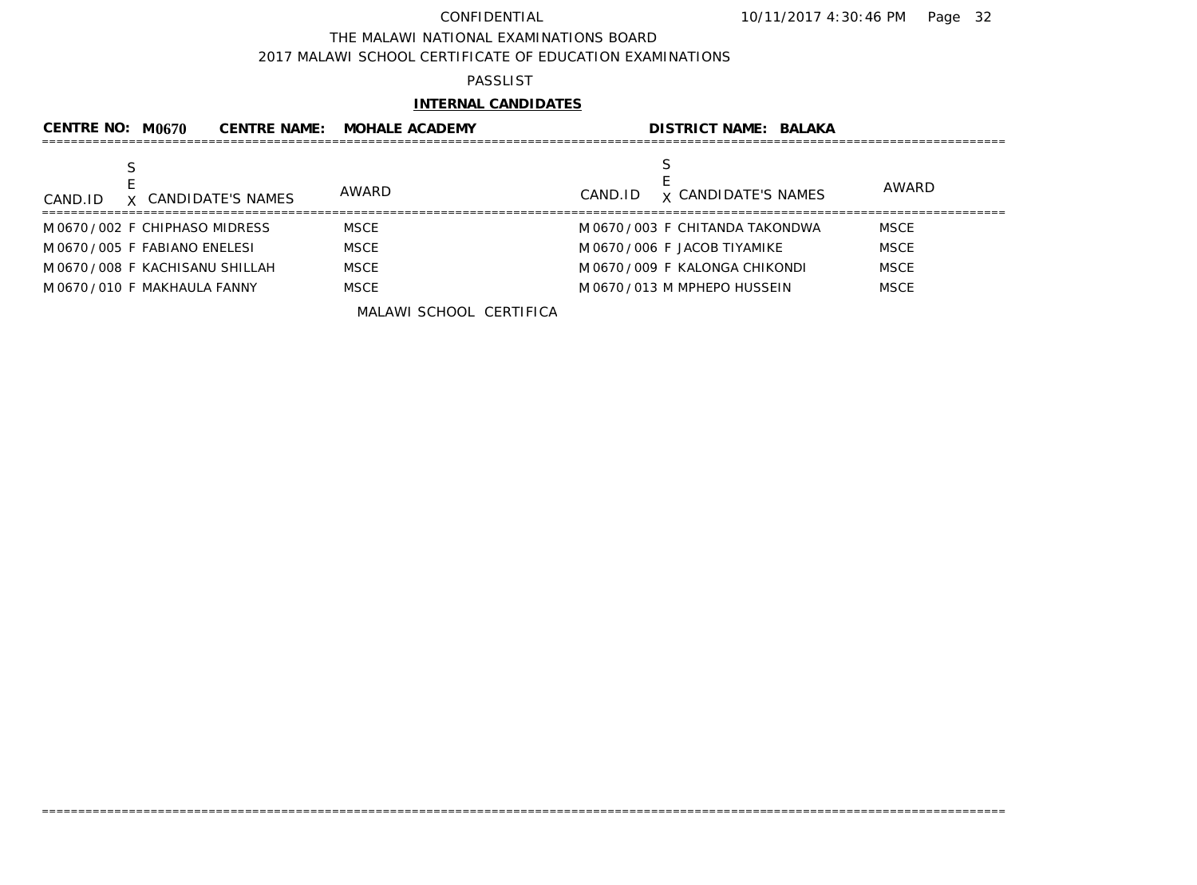CONFIDENTIAL 10/11/2017 4:30:46 PM

THE MALAWI NATIONAL EXAMINATIONS BOARD

2017 MALAWI SCHOOL CERTIFICATE OF EDUCATION EXAMINATIONS

PASSLIST

**INTERNAL CANDIDATES**

**CENTRE NO: M0670 CENTRE NAME: MOHALE ACADEMY DISTRICT NAME: BALAKA**

| CAND.ID | SEX | CANDIDATE'S NAMES | AWARD | CAND.ID | SEX | CANDIDATE'S NAMES | AWARD |
|---|---|---|---|---|---|---|---|
| M0670/002 | F | CHIPHASO MIDRESS | MSCE | M0670/003 | F | CHITANDA TAKONDWA | MSCE |
| M0670/005 | F | FABIANO ENELESI | MSCE | M0670/006 | F | JACOB TIYAMIKE | MSCE |
| M0670/008 | F | KACHISANU SHILLAH | MSCE | M0670/009 | F | KALONGA CHIKONDI | MSCE |
| M0670/010 | F | MAKHAULA FANNY | MSCE | M0670/013 | M | MPHEPO HUSSEIN | MSCE |

MALAWI SCHOOL CERTIFICA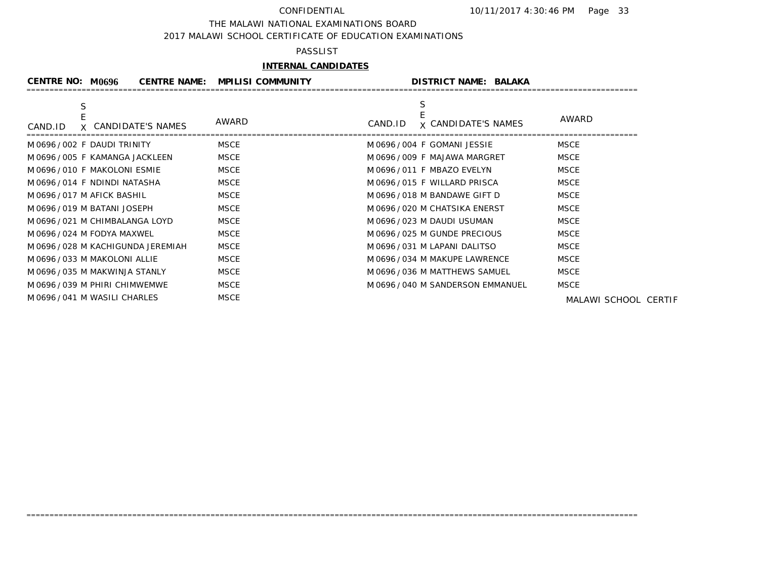CONFIDENTIAL 10/11/2017 4:30:46 PM

THE MALAWI NATIONAL EXAMINATIONS BOARD

2017 MALAWI SCHOOL CERTIFICATE OF EDUCATION EXAMINATIONS

PASSLIST

**INTERNAL CANDIDATES**

**CENTRE NO: M0696 CENTRE NAME: MPILISI COMMUNITY DISTRICT NAME: BALAKA**

| CAND.ID | SEX | CANDIDATE'S NAMES | AWARD | CAND.ID | SEX | CANDIDATE'S NAMES | AWARD |
|---|---|---|---|---|---|---|---|
| M0696/002 | F | DAUDI TRINITY | MSCE | M0696/004 | F | GOMANI JESSIE | MSCE |
| M0696/005 | F | KAMANGA JACKLEEN | MSCE | M0696/009 | F | MAJAWA MARGRET | MSCE |
| M0696/010 | F | MAKOLONI ESMIE | MSCE | M0696/011 | F | MBAZO EVELYN | MSCE |
| M0696/014 | F | NDINDI NATASHA | MSCE | M0696/015 | F | WILLARD PRISCA | MSCE |
| M0696/017 | M | AFICK BASHIL | MSCE | M0696/018 | M | BANDAWE GIFT D | MSCE |
| M0696/019 | M | BATANI JOSEPH | MSCE | M0696/020 | M | CHATSIKA ENERST | MSCE |
| M0696/021 | M | CHIMBALANGA LOYD | MSCE | M0696/023 | M | DAUDI USUMAN | MSCE |
| M0696/024 | M | FODYA MAXWEL | MSCE | M0696/025 | M | GUNDE PRECIOUS | MSCE |
| M0696/028 | M | KACHIGUNDA JEREMIAH | MSCE | M0696/031 | M | LAPANI DALITSO | MSCE |
| M0696/033 | M | MAKOLONI ALLIE | MSCE | M0696/034 | M | MAKUPE LAWRENCE | MSCE |
| M0696/035 | M | MAKWINJA STANLY | MSCE | M0696/036 | M | MATTHEWS SAMUEL | MSCE |
| M0696/039 | M | PHIRI CHIMWEMWE | MSCE | M0696/040 | M | SANDERSON EMMANUEL | MSCE |
| M0696/041 | M | WASILI CHARLES | MSCE | | | | |

MALAWI SCHOOL CERTIF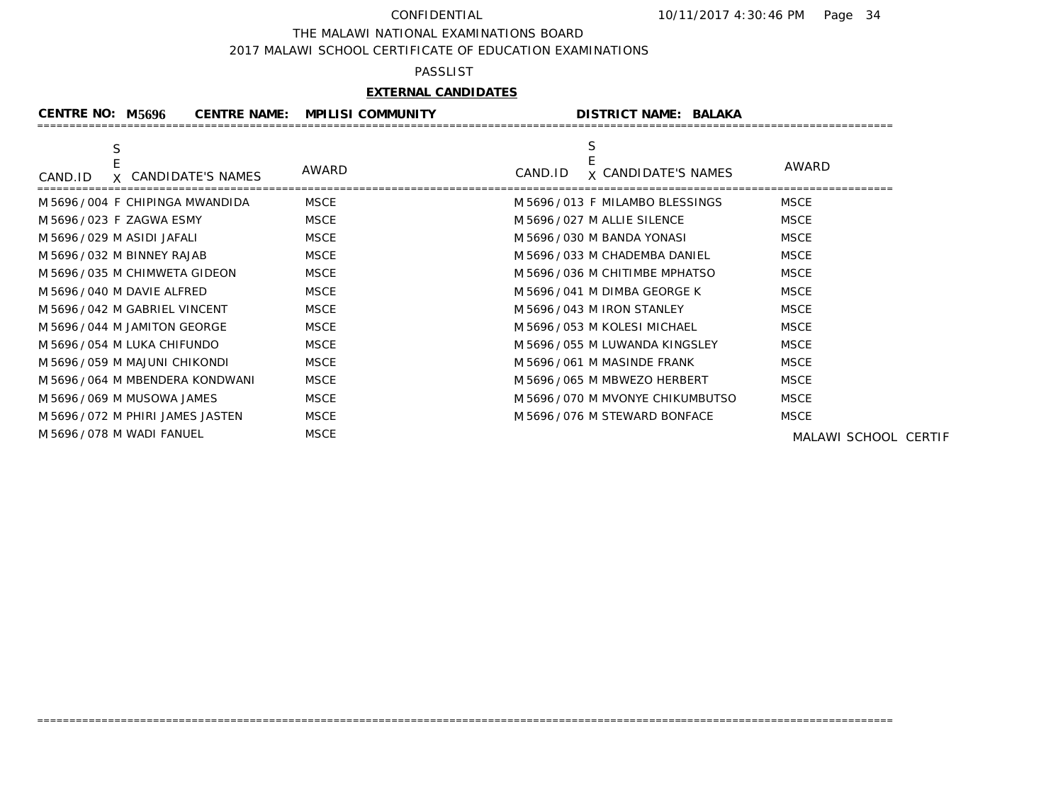CONFIDENTIAL

THE MALAWI NATIONAL EXAMINATIONS BOARD

2017 MALAWI SCHOOL CERTIFICATE OF EDUCATION EXAMINATIONS

PASSLIST

**EXTERNAL CANDIDATES**

**CENTRE NO: M5696 CENTRE NAME: MPILISI COMMUNITY DISTRICT NAME: BALAKA**

| CAND.ID | SEX | CANDIDATE'S NAMES | AWARD | CAND.ID | SEX | CANDIDATE'S NAMES | AWARD |
|---|---|---|---|---|---|---|---|
| M5696/004 | F | CHIPINGA MWANDIDA | MSCE | M5696/013 | F | MILAMBO BLESSINGS | MSCE |
| M5696/023 | F | ZAGWA ESMY | MSCE | M5696/027 | M | ALLIE SILENCE | MSCE |
| M5696/029 | M | ASIDI JAFALI | MSCE | M5696/030 | M | BANDA YONASI | MSCE |
| M5696/032 | M | BINNEY RAJAB | MSCE | M5696/033 | M | CHADEMBA DANIEL | MSCE |
| M5696/035 | M | CHIMWETA GIDEON | MSCE | M5696/036 | M | CHITIMBE MPHATSO | MSCE |
| M5696/040 | M | DAVIE ALFRED | MSCE | M5696/041 | M | DIMBA GEORGE K | MSCE |
| M5696/042 | M | GABRIEL VINCENT | MSCE | M5696/043 | M | IRON STANLEY | MSCE |
| M5696/044 | M | JAMITON GEORGE | MSCE | M5696/053 | M | KOLESI MICHAEL | MSCE |
| M5696/054 | M | LUKA CHIFUNDO | MSCE | M5696/055 | M | LUWANDA KINGSLEY | MSCE |
| M5696/059 | M | MAJUNI CHIKONDI | MSCE | M5696/061 | M | MASINDE FRANK | MSCE |
| M5696/064 | M | MBENDERA KONDWANI | MSCE | M5696/065 | M | MBWEZO HERBERT | MSCE |
| M5696/069 | M | MUSOWA JAMES | MSCE | M5696/070 | M | MVONYE CHIKUMBUTSO | MSCE |
| M5696/072 | M | PHIRI JAMES JASTEN | MSCE | M5696/076 | M | STEWARD BONFACE | MSCE |
| M5696/078 | M | WADI FANUEL | MSCE | | | | |

MALAWI SCHOOL CERTIF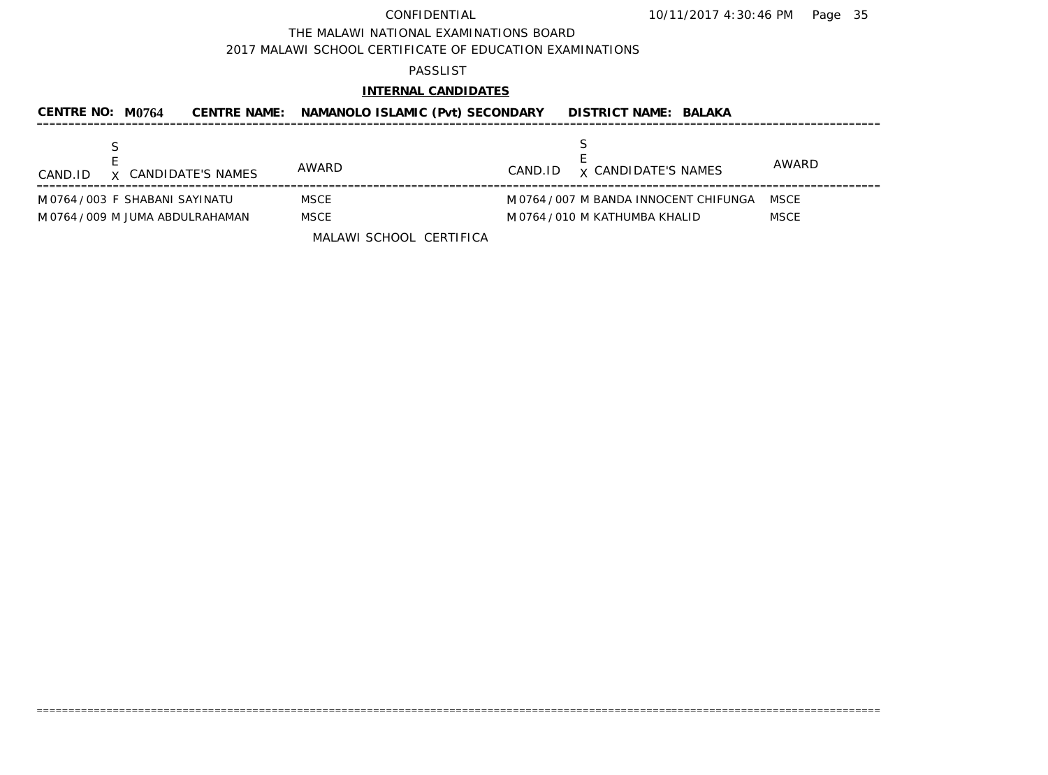CONFIDENTIAL 10/11/2017 4:30:46 PM

THE MALAWI NATIONAL EXAMINATIONS BOARD

2017 MALAWI SCHOOL CERTIFICATE OF EDUCATION EXAMINATIONS

PASSLIST

**INTERNAL CANDIDATES**

**CENTRE NO: M0764 CENTRE NAME: NAMANOLO ISLAMIC (Pvt) SECONDARY DISTRICT NAME: BALAKA**

| CAND.ID | SEX | CANDIDATE'S NAMES | AWARD | CAND.ID | SEX | CANDIDATE'S NAMES | AWARD |
|---|---|---|---|---|---|---|---|
| M0764 / 003 | F | SHABANI SAYINATU | MSCE | M0764 / 007 | M | BANDA INNOCENT CHIFUNGA | MSCE |
| M0764 / 009 | M | JUMA ABDULRAHAMAN | MSCE | M0764 / 010 | M | KATHUMBA KHALID | MSCE |

MALAWI SCHOOL CERTIFICA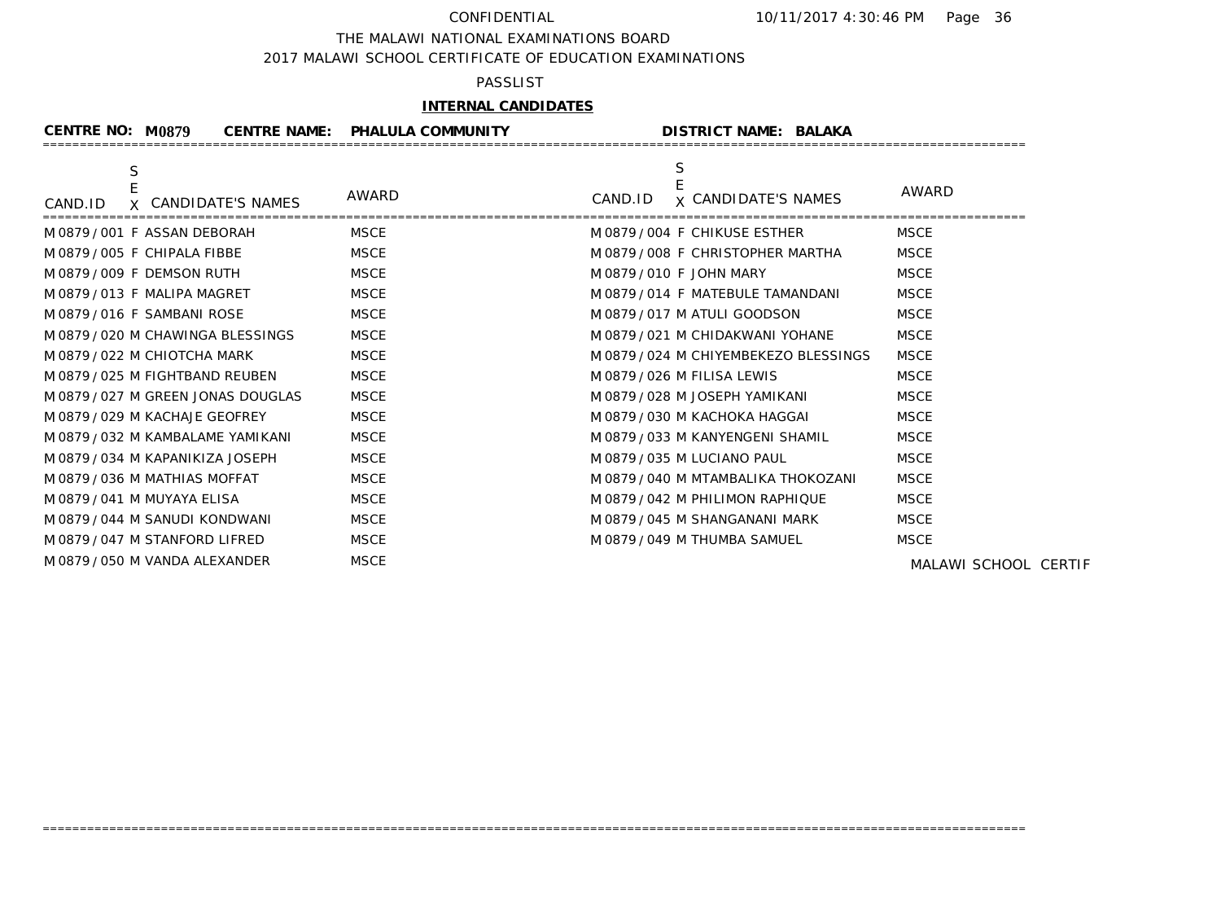CONFIDENTIAL

THE MALAWI NATIONAL EXAMINATIONS BOARD

2017 MALAWI SCHOOL CERTIFICATE OF EDUCATION EXAMINATIONS

PASSLIST

**INTERNAL CANDIDATES**

**CENTRE NO: M0879 CENTRE NAME: PHALULA COMMUNITY DISTRICT NAME: BALAKA**

| CAND.ID | SEX | CANDIDATE'S NAMES | AWARD | CAND.ID | SEX | CANDIDATE'S NAMES | AWARD |
|---|---|---|---|---|---|---|---|
| M0879/001 | F | ASSAN DEBORAH | MSCE | M0879/004 | F | CHIKUSE ESTHER | MSCE |
| M0879/005 | F | CHIPALA FIBBE | MSCE | M0879/008 | F | CHRISTOPHER MARTHA | MSCE |
| M0879/009 | F | DEMSON RUTH | MSCE | M0879/010 | F | JOHN MARY | MSCE |
| M0879/013 | F | MALIPA MAGRET | MSCE | M0879/014 | F | MATEBULE TAMANDANI | MSCE |
| M0879/016 | F | SAMBANI ROSE | MSCE | M0879/017 | M | ATULI GOODSON | MSCE |
| M0879/020 | M | CHAWINGA BLESSINGS | MSCE | M0879/021 | M | CHIDAKWANI YOHANE | MSCE |
| M0879/022 | M | CHIOTCHA MARK | MSCE | M0879/024 | M | CHIYEMBEKEZO BLESSINGS | MSCE |
| M0879/025 | M | FIGHTBAND REUBEN | MSCE | M0879/026 | M | FILISA LEWIS | MSCE |
| M0879/027 | M | GREEN JONAS DOUGLAS | MSCE | M0879/028 | M | JOSEPH YAMIKANI | MSCE |
| M0879/029 | M | KACHAJE GEOFREY | MSCE | M0879/030 | M | KACHOKA HAGGAI | MSCE |
| M0879/032 | M | KAMBALAME YAMIKANI | MSCE | M0879/033 | M | KANYENGENI SHAMIL | MSCE |
| M0879/034 | M | KAPANIKIZA JOSEPH | MSCE | M0879/035 | M | LUCIANO PAUL | MSCE |
| M0879/036 | M | MATHIAS MOFFAT | MSCE | M0879/040 | M | MTAMBALIKA THOKOZANI | MSCE |
| M0879/041 | M | MUYAYA ELISA | MSCE | M0879/042 | M | PHILIMON RAPHIQUE | MSCE |
| M0879/044 | M | SANUDI KONDWANI | MSCE | M0879/045 | M | SHANGANANI MARK | MSCE |
| M0879/047 | M | STANFORD LIFRED | MSCE | M0879/049 | M | THUMBA SAMUEL | MSCE |
| M0879/050 | M | VANDA ALEXANDER | MSCE | | | | |

MALAWI SCHOOL CERTIF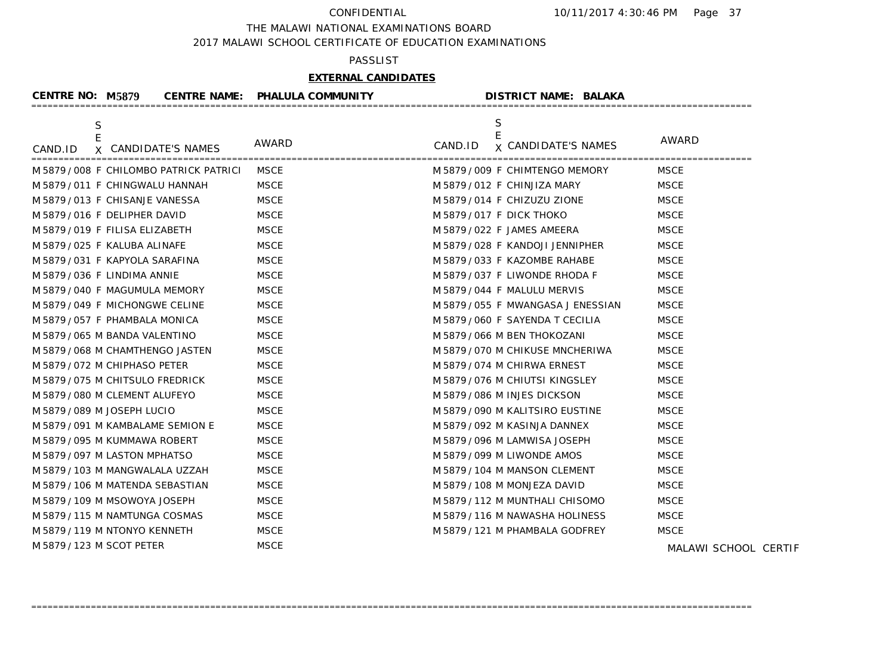CONFIDENTIAL

THE MALAWI NATIONAL EXAMINATIONS BOARD

2017 MALAWI SCHOOL CERTIFICATE OF EDUCATION EXAMINATIONS

PASSLIST

**EXTERNAL CANDIDATES**

**CENTRE NO: M5879 CENTRE NAME: PHALULA COMMUNITY DISTRICT NAME: BALAKA**

| CAND.ID | SEX | CANDIDATE'S NAMES | AWARD | CAND.ID | SEX | CANDIDATE'S NAMES | AWARD |
|---|---|---|---|---|---|---|---|
| M5879/008 | F | CHILOMBO PATRICK PATRICI | MSCE | M5879/009 | F | CHIMTENGO MEMORY | MSCE |
| M5879/011 | F | CHINGWALU HANNAH | MSCE | M5879/012 | F | CHINJIZA MARY | MSCE |
| M5879/013 | F | CHISANJE VANESSA | MSCE | M5879/014 | F | CHIZUZU ZIONE | MSCE |
| M5879/016 | F | DELIPHER DAVID | MSCE | M5879/017 | F | DICK THOKO | MSCE |
| M5879/019 | F | FILISA ELIZABETH | MSCE | M5879/022 | F | JAMES AMEERA | MSCE |
| M5879/025 | F | KALUBA ALINAFE | MSCE | M5879/028 | F | KANDOJI JENNIPHER | MSCE |
| M5879/031 | F | KAPYOLA SARAFINA | MSCE | M5879/033 | F | KAZOMBE RAHABE | MSCE |
| M5879/036 | F | LINDIMA ANNIE | MSCE | M5879/037 | F | LIWONDE RHODA F | MSCE |
| M5879/040 | F | MAGUMULA MEMORY | MSCE | M5879/044 | F | MALULU MERVIS | MSCE |
| M5879/049 | F | MICHONGWE CELINE | MSCE | M5879/055 | F | MWANGASA JENESSIAN | MSCE |
| M5879/057 | F | PHAMBALA MONICA | MSCE | M5879/060 | F | SAYENDA T CECILIA | MSCE |
| M5879/065 | M | BANDA VALENTINO | MSCE | M5879/066 | M | BEN THOKOZANI | MSCE |
| M5879/068 | M | CHAMTHENGO JASTEN | MSCE | M5879/070 | M | CHIKUSE MNCHERIWA | MSCE |
| M5879/072 | M | CHIPHASO PETER | MSCE | M5879/074 | M | CHIRWA ERNEST | MSCE |
| M5879/075 | M | CHITSULO FREDRICK | MSCE | M5879/076 | M | CHIUTSI KINGSLEY | MSCE |
| M5879/080 | M | CLEMENT ALUFEYO | MSCE | M5879/086 | M | INJES DICKSON | MSCE |
| M5879/089 | M | JOSEPH LUCIO | MSCE | M5879/090 | M | KALITSIRO EUSTINE | MSCE |
| M5879/091 | M | KAMBALAME SEMION E | MSCE | M5879/092 | M | KASINJA DANNEX | MSCE |
| M5879/095 | M | KUMMAWA ROBERT | MSCE | M5879/096 | M | LAMWISA JOSEPH | MSCE |
| M5879/097 | M | LASTON MPHATSO | MSCE | M5879/099 | M | LIWONDE AMOS | MSCE |
| M5879/103 | M | MANGWALALA UZZAH | MSCE | M5879/104 | M | MANSON CLEMENT | MSCE |
| M5879/106 | M | MATENDA SEBASTIAN | MSCE | M5879/108 | M | MONJEZA DAVID | MSCE |
| M5879/109 | M | MSOWOYA JOSEPH | MSCE | M5879/112 | M | MUNTHALI CHISOMO | MSCE |
| M5879/115 | M | NAMTUNGA COSMAS | MSCE | M5879/116 | M | NAWASHA HOLINESS | MSCE |
| M5879/119 | M | NTONYO KENNETH | MSCE | M5879/121 | M | PHAMBALA GODFREY | MSCE |
| M5879/123 | M | SCOT PETER | MSCE | | | | |

MALAWI SCHOOL CERTIF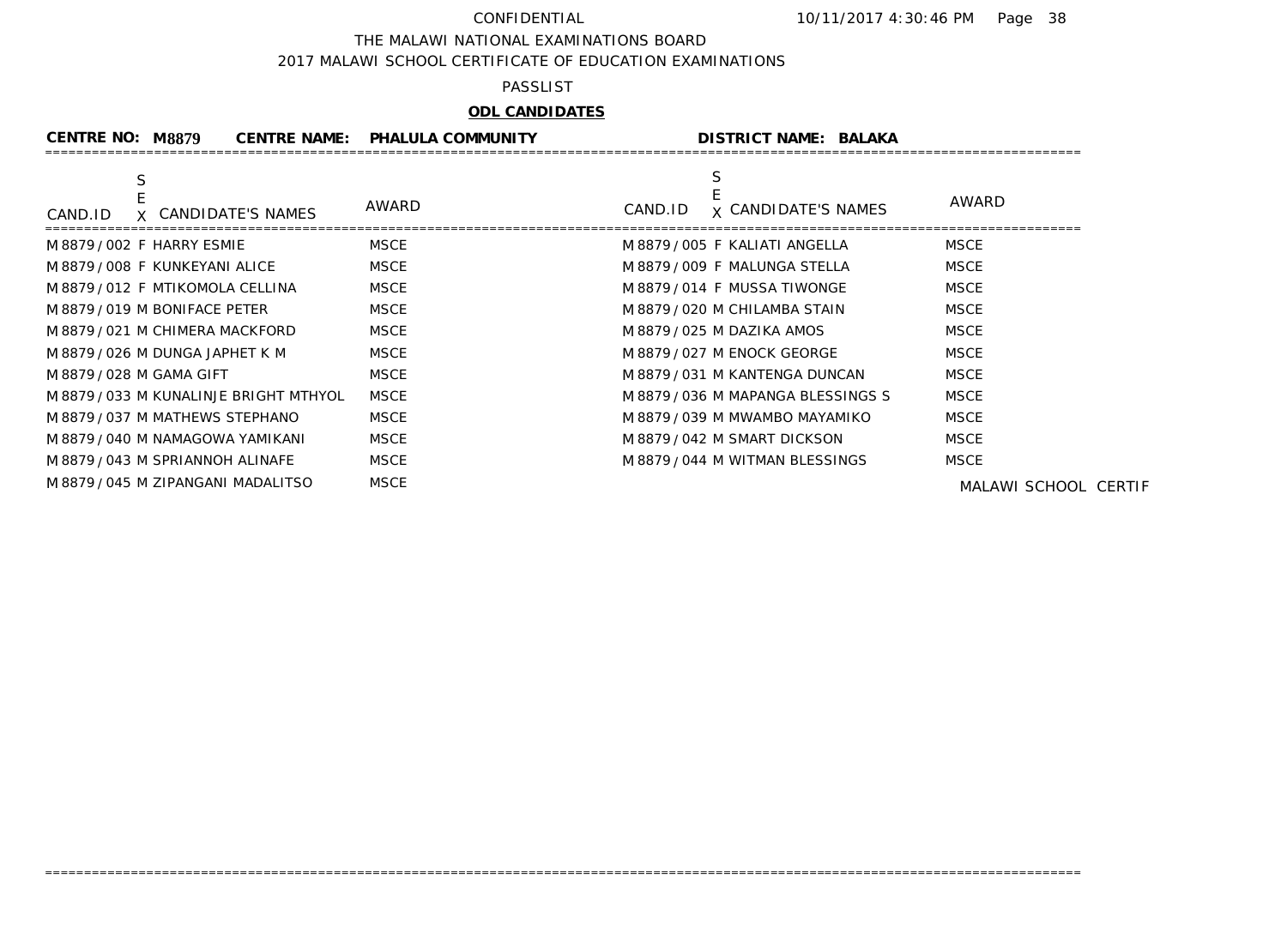CONFIDENTIAL 10/11/2017 4:30:46 PM

THE MALAWI NATIONAL EXAMINATIONS BOARD

2017 MALAWI SCHOOL CERTIFICATE OF EDUCATION EXAMINATIONS

PASSLIST

**ODL CANDIDATES**

**CENTRE NO: M8879 CENTRE NAME: PHALULA COMMUNITY DISTRICT NAME: BALAKA**

| CAND.ID | SEX | CANDIDATE'S NAMES | AWARD | CAND.ID | SEX | CANDIDATE'S NAMES | AWARD |
|---|---|---|---|---|---|---|---|
| M8879/002 | F | HARRY ESMIE | MSCE | M8879/005 | F | KALIATI ANGELLA | MSCE |
| M8879/008 | F | KUNKEYANI ALICE | MSCE | M8879/009 | F | MALUNGA STELLA | MSCE |
| M8879/012 | F | MTIKOMOLA CELLINA | MSCE | M8879/014 | F | MUSSA TIWONGE | MSCE |
| M8879/019 | M | BONIFACE PETER | MSCE | M8879/020 | M | CHILAMBA STAIN | MSCE |
| M8879/021 | M | CHIMERA MACKFORD | MSCE | M8879/025 | M | DAZIKA AMOS | MSCE |
| M8879/026 | M | DUNGA JAPHET K M | MSCE | M8879/027 | M | ENOCK GEORGE | MSCE |
| M8879/028 | M | GAMA GIFT | MSCE | M8879/031 | M | KANTENGA DUNCAN | MSCE |
| M8879/033 | M | KUNALINJE BRIGHT MTHYOL | MSCE | M8879/036 | M | MAPANGA BLESSINGS S | MSCE |
| M8879/037 | M | MATHEWS STEPHANO | MSCE | M8879/039 | M | MWAMBO MAYAMIKO | MSCE |
| M8879/040 | M | NAMAGOWA YAMIKANI | MSCE | M8879/042 | M | SMART DICKSON | MSCE |
| M8879/043 | M | SPRIANNOH ALINAFE | MSCE | M8879/044 | M | WITMAN BLESSINGS | MSCE |
| M8879/045 | M | ZIPANGANI MADALITSO | MSCE | | | | |

MALAWI SCHOOL CERTIF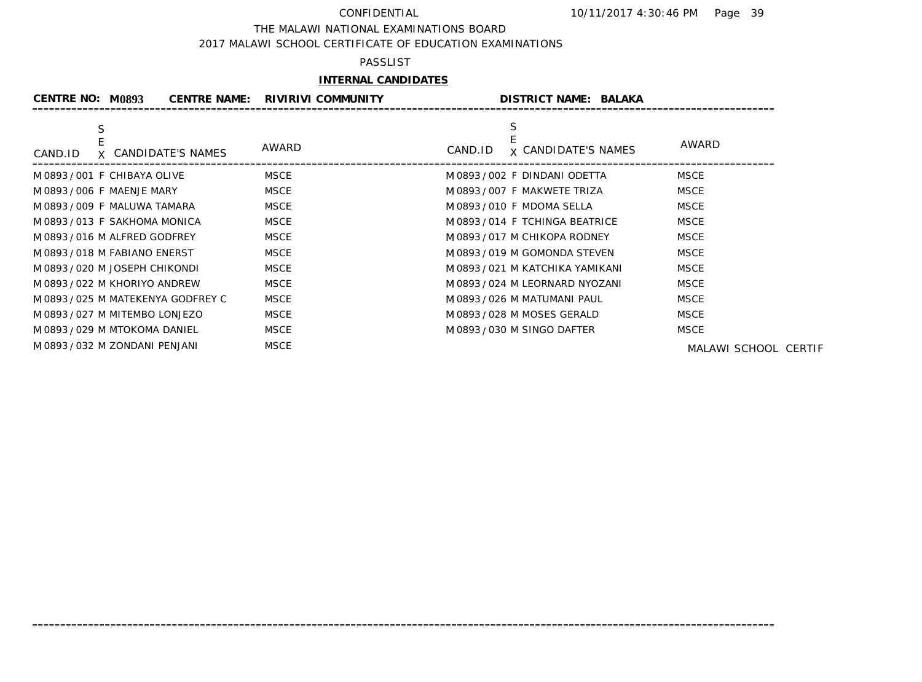CONFIDENTIAL

THE MALAWI NATIONAL EXAMINATIONS BOARD

2017 MALAWI SCHOOL CERTIFICATE OF EDUCATION EXAMINATIONS

PASSLIST

**INTERNAL CANDIDATES**

**CENTRE NO: M0893 CENTRE NAME: RIVIRIVI COMMUNITY DISTRICT NAME: BALAKA**

| CAND.ID | SEX | CANDIDATE'S NAMES | AWARD | CAND.ID | SEX | CANDIDATE'S NAMES | AWARD |
|---|---|---|---|---|---|---|---|
| M0893/001 | F | CHIBAYA OLIVE | MSCE | M0893/002 | F | DINDANI ODETTA | MSCE |
| M0893/006 | F | MAENJE MARY | MSCE | M0893/007 | F | MAKWETE TRIZA | MSCE |
| M0893/009 | F | MALUWA TAMARA | MSCE | M0893/010 | F | MDOMA SELLA | MSCE |
| M0893/013 | F | SAKHOMA MONICA | MSCE | M0893/014 | F | TCHINGA BEATRICE | MSCE |
| M0893/016 | M | ALFRED GODFREY | MSCE | M0893/017 | M | CHIKOPA RODNEY | MSCE |
| M0893/018 | M | FABIANO ENERST | MSCE | M0893/019 | M | GOMONDA STEVEN | MSCE |
| M0893/020 | M | JOSEPH CHIKONDI | MSCE | M0893/021 | M | KATCHIKA YAMIKANI | MSCE |
| M0893/022 | M | KHORIYO ANDREW | MSCE | M0893/024 | M | LEORNARD NYOZANI | MSCE |
| M0893/025 | M | MATEKENYA GODFREY C | MSCE | M0893/026 | M | MATUMANI PAUL | MSCE |
| M0893/027 | M | MITEMBO LONJEZO | MSCE | M0893/028 | M | MOSES GERALD | MSCE |
| M0893/029 | M | MTOKOMA DANIEL | MSCE | M0893/030 | M | SINGO DAFTER | MSCE |
| M0893/032 | M | ZONDANI PENJANI | MSCE | | | | |

MALAWI SCHOOL CERTIF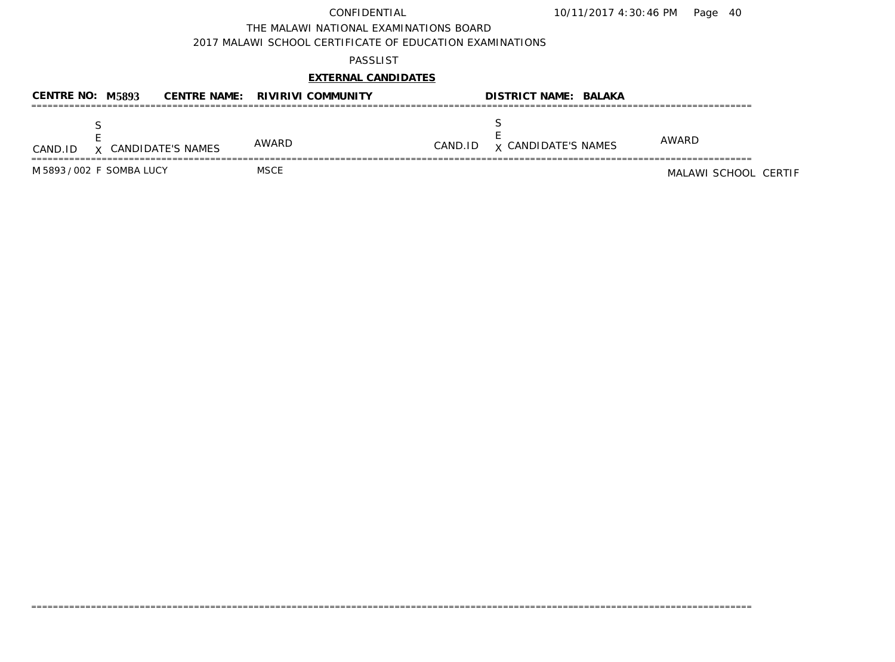CONFIDENTIAL 10/11/2017 4:30:46 PM

THE MALAWI NATIONAL EXAMINATIONS BOARD

2017 MALAWI SCHOOL CERTIFICATE OF EDUCATION EXAMINATIONS

PASSLIST

**EXTERNAL CANDIDATES**

**CENTRE NO: M5893 CENTRE NAME: RIVIRIVI COMMUNITY DISTRICT NAME: BALAKA**

| CAND.ID | SEX | CANDIDATE'S NAMES | AWARD | CAND.ID | SEX | CANDIDATE'S NAMES | AWARD |
|---|---|---|---|---|---|---|---|
| M5893/002 | F | SOMBA LUCY | MSCE | | | | |

MALAWI SCHOOL CERTIF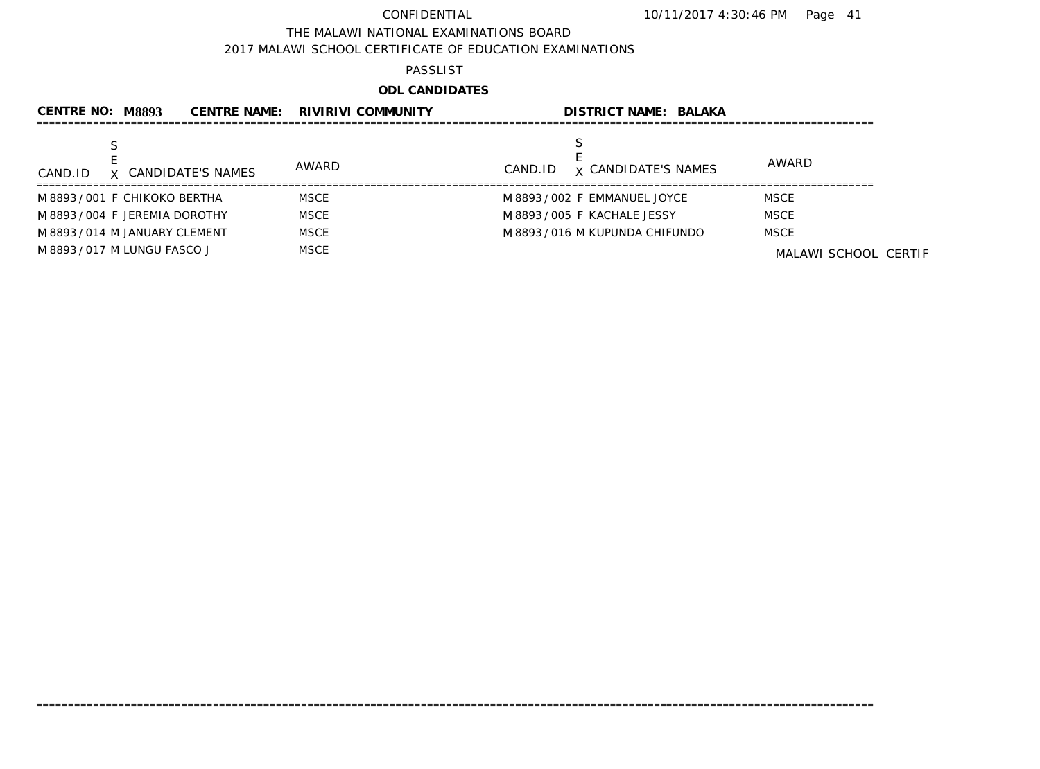CONFIDENTIAL

THE MALAWI NATIONAL EXAMINATIONS BOARD

2017 MALAWI SCHOOL CERTIFICATE OF EDUCATION EXAMINATIONS

PASSLIST

**ODL CANDIDATES**

**CENTRE NO: M8893 CENTRE NAME: RIVIRIVI COMMUNITY DISTRICT NAME: BALAKA**

| CAND.ID | SEX | CANDIDATE'S NAMES | AWARD | CAND.ID | SEX | CANDIDATE'S NAMES | AWARD |
|---|---|---|---|---|---|---|---|
| M8893/001 | F | CHIKOKO BERTHA | MSCE | M8893/002 | F | EMMANUEL JOYCE | MSCE |
| M8893/004 | F | JEREMIA DOROTHY | MSCE | M8893/005 | F | KACHALE JESSY | MSCE |
| M8893/014 | M | JANUARY CLEMENT | MSCE | M8893/016 | M | KUPUNDA CHIFUNDO | MSCE |
| M8893/017 | M | LUNGU FASCO J | MSCE | | | | |

MALAWI SCHOOL CERTIF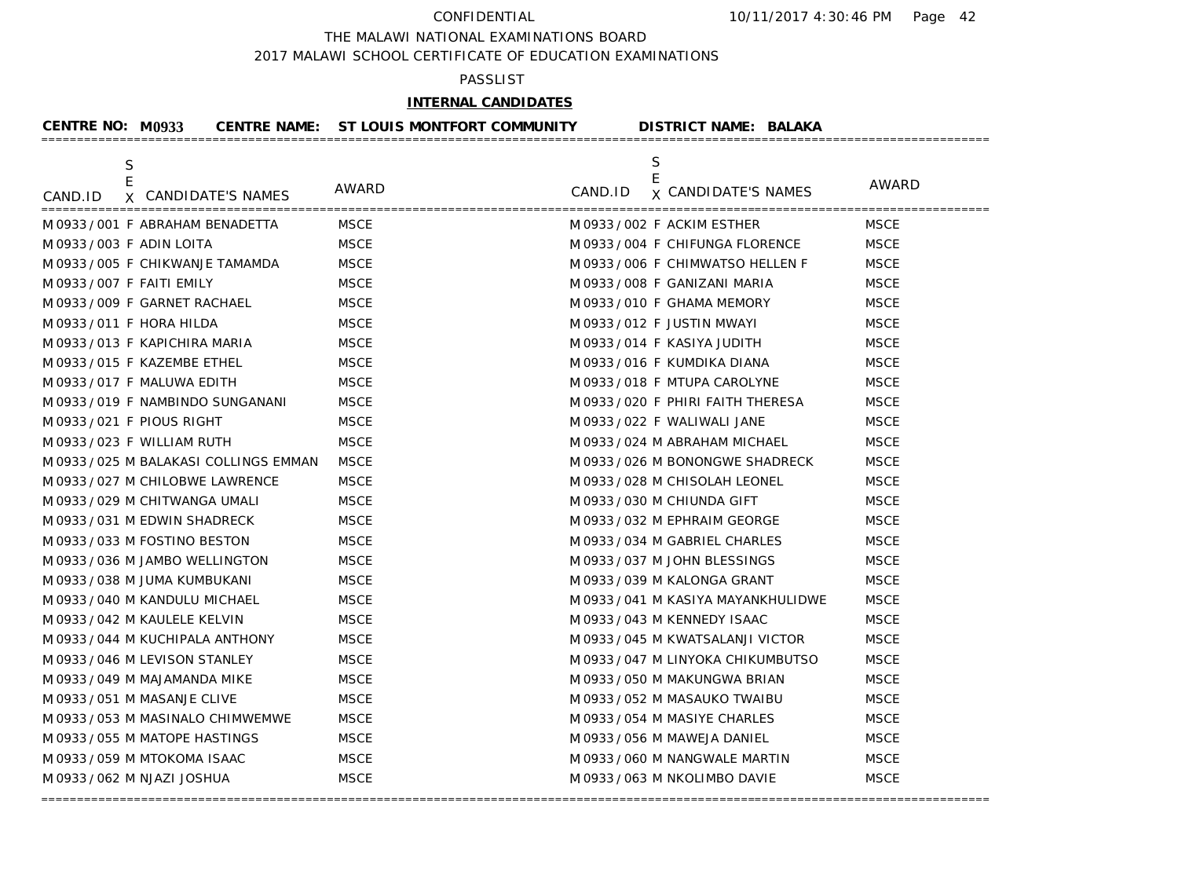CONFIDENTIAL

THE MALAWI NATIONAL EXAMINATIONS BOARD

2017 MALAWI SCHOOL CERTIFICATE OF EDUCATION EXAMINATIONS

PASSLIST

**INTERNAL CANDIDATES**

**CENTRE NO: M0933 CENTRE NAME: ST LOUIS MONTFORT COMMUNITY DISTRICT NAME: BALAKA**

| CAND.ID | SEX | CANDIDATE'S NAMES | AWARD | CAND.ID | SEX | CANDIDATE'S NAMES | AWARD |
|---|---|---|---|---|---|---|---|
| M0933/001 | F | ABRAHAM BENADETTA | MSCE | M0933/002 | F | ACKIM ESTHER | MSCE |
| M0933/003 | F | ADIN LOITA | MSCE | M0933/004 | F | CHIFUNGA FLORENCE | MSCE |
| M0933/005 | F | CHIKWANJE TAMAMDA | MSCE | M0933/006 | F | CHIMWATSO HELLEN F | MSCE |
| M0933/007 | F | FAITI EMILY | MSCE | M0933/008 | F | GANIZANI MARIA | MSCE |
| M0933/009 | F | GARNET RACHAEL | MSCE | M0933/010 | F | GHAMA MEMORY | MSCE |
| M0933/011 | F | HORA HILDA | MSCE | M0933/012 | F | JUSTIN MWAYI | MSCE |
| M0933/013 | F | KAPICHIRA MARIA | MSCE | M0933/014 | F | KASIYA JUDITH | MSCE |
| M0933/015 | F | KAZEMBE ETHEL | MSCE | M0933/016 | F | KUMDIKA DIANA | MSCE |
| M0933/017 | F | MALUWA EDITH | MSCE | M0933/018 | F | MTUPA CAROLYNE | MSCE |
| M0933/019 | F | NAMBINDO SUNGANANI | MSCE | M0933/020 | F | PHIRI FAITH THERESA | MSCE |
| M0933/021 | F | PIOUS RIGHT | MSCE | M0933/022 | F | WALIWALI JANE | MSCE |
| M0933/023 | F | WILLIAM RUTH | MSCE | M0933/024 | M | ABRAHAM MICHAEL | MSCE |
| M0933/025 | M | BALAKASI COLLINGS EMMAN | MSCE | M0933/026 | M | BONONGWE SHADRECK | MSCE |
| M0933/027 | M | CHILOBWE LAWRENCE | MSCE | M0933/028 | M | CHISOLAH LEONEL | MSCE |
| M0933/029 | M | CHITWANGA UMALI | MSCE | M0933/030 | M | CHIUNDA GIFT | MSCE |
| M0933/031 | M | EDWIN SHADRECK | MSCE | M0933/032 | M | EPHRAIM GEORGE | MSCE |
| M0933/033 | M | FOSTINO BESTON | MSCE | M0933/034 | M | GABRIEL CHARLES | MSCE |
| M0933/036 | M | JAMBO WELLINGTON | MSCE | M0933/037 | M | JOHN BLESSINGS | MSCE |
| M0933/038 | M | JUMA KUMBUKANI | MSCE | M0933/039 | M | KALONGA GRANT | MSCE |
| M0933/040 | M | KANDULU MICHAEL | MSCE | M0933/041 | M | KASIYA MAYANKHULIDWE | MSCE |
| M0933/042 | M | KAULELE KELVIN | MSCE | M0933/043 | M | KENNEDY ISAAC | MSCE |
| M0933/044 | M | KUCHIPALA ANTHONY | MSCE | M0933/045 | M | KWATSALANJI VICTOR | MSCE |
| M0933/046 | M | LEVISON STANLEY | MSCE | M0933/047 | M | LINYOKA CHIKUMBUTSO | MSCE |
| M0933/049 | M | MAJAMANDA MIKE | MSCE | M0933/050 | M | MAKUNGWA BRIAN | MSCE |
| M0933/051 | M | MASANJE CLIVE | MSCE | M0933/052 | M | MASAUKO TWAIBU | MSCE |
| M0933/053 | M | MASINALO CHIMWEMWE | MSCE | M0933/054 | M | MASIYE CHARLES | MSCE |
| M0933/055 | M | MATOPE HASTINGS | MSCE | M0933/056 | M | MAWEJA DANIEL | MSCE |
| M0933/059 | M | MTOKOMA ISAAC | MSCE | M0933/060 | M | NANGWALE MARTIN | MSCE |
| M0933/062 | M | NJAZI JOSHUA | MSCE | M0933/063 | M | NKOLIMBO DAVIE | MSCE |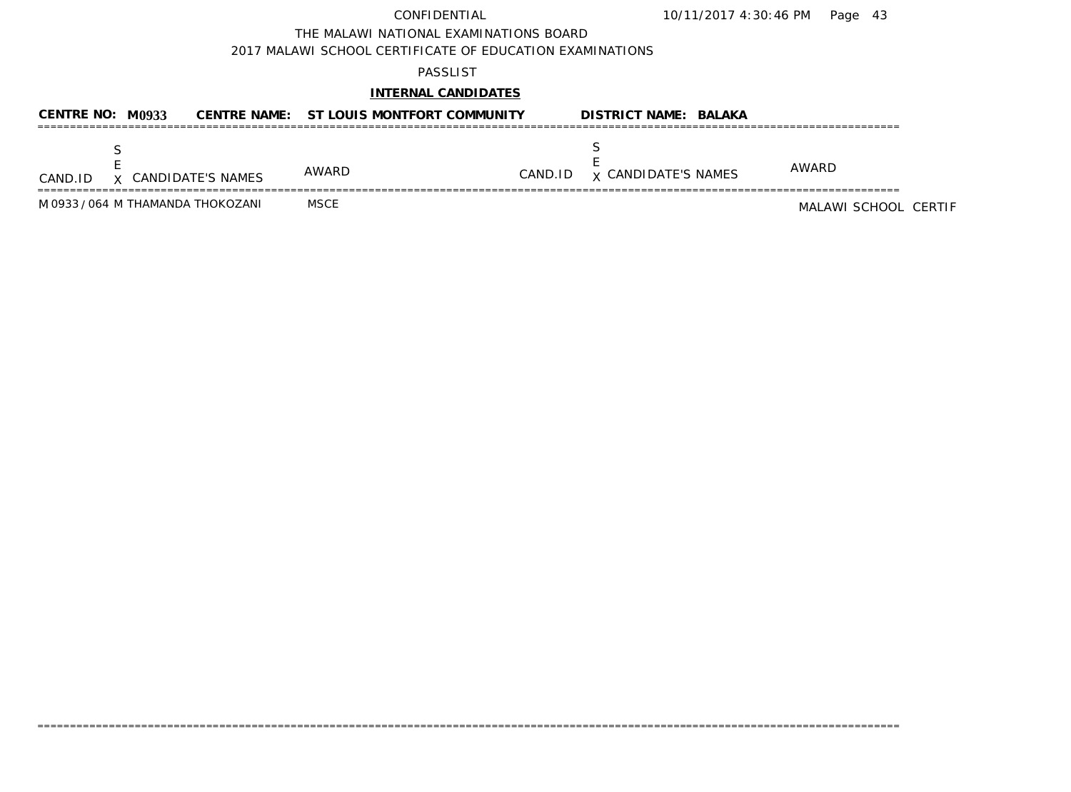CONFIDENTIAL 10/11/2017 4:30:46 PM

THE MALAWI NATIONAL EXAMINATIONS BOARD

2017 MALAWI SCHOOL CERTIFICATE OF EDUCATION EXAMINATIONS

PASSLIST

**INTERNAL CANDIDATES**

**CENTRE NO: M0933 CENTRE NAME: ST LOUIS MONTFORT COMMUNITY DISTRICT NAME: BALAKA**

| CAND.ID | SEX | CANDIDATE'S NAMES | AWARD | CAND.ID | SEX | CANDIDATE'S NAMES | AWARD |
|---|---|---|---|---|---|---|---|
| M0933 / 064 | M | THAMANDA THOKOZANI | MSCE | | | | |

MALAWI SCHOOL CERTIF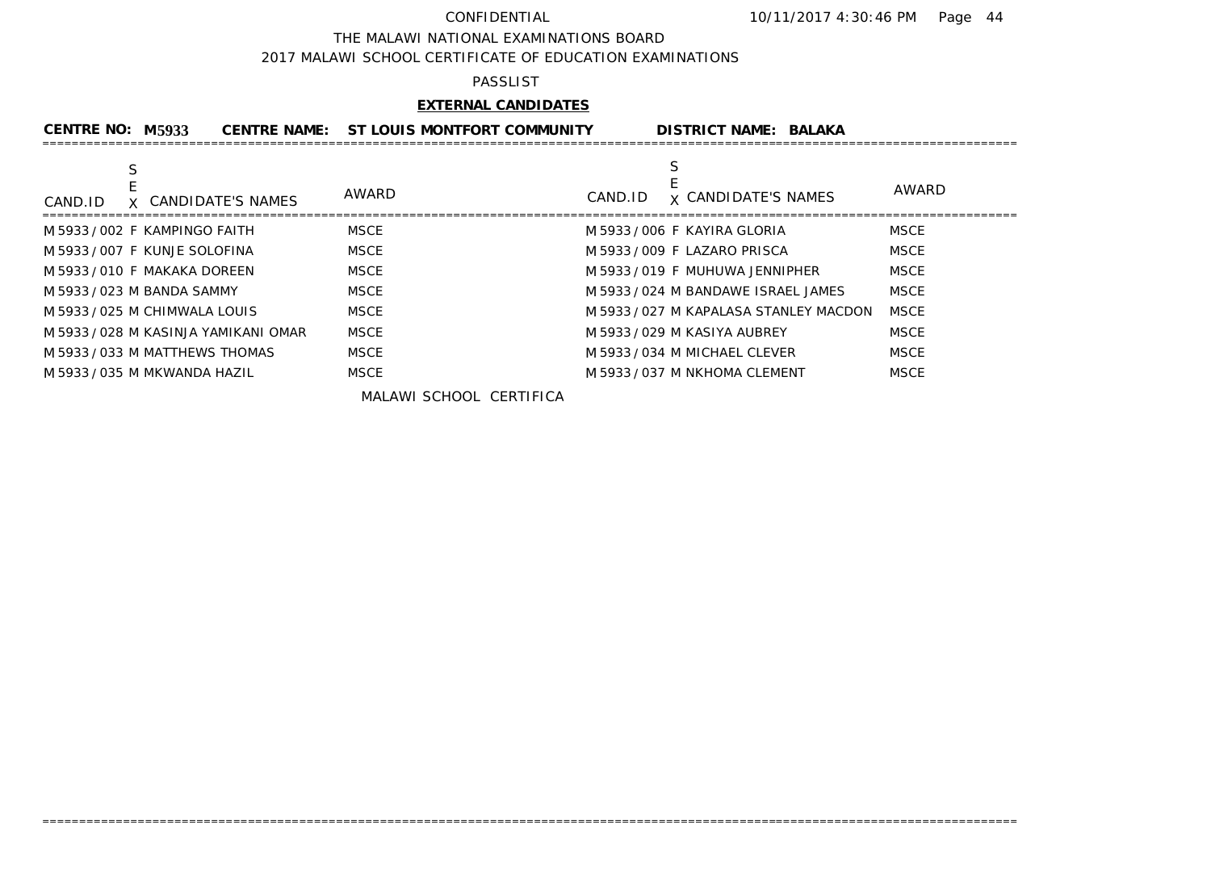CONFIDENTIAL 10/11/2017 4:30:46 PM

THE MALAWI NATIONAL EXAMINATIONS BOARD

2017 MALAWI SCHOOL CERTIFICATE OF EDUCATION EXAMINATIONS

PASSLIST

**EXTERNAL CANDIDATES**

**CENTRE NO: M5933 CENTRE NAME: ST LOUIS MONTFORT COMMUNITY DISTRICT NAME: BALAKA**

| CAND.ID | SEX | CANDIDATE'S NAMES | AWARD | CAND.ID | SEX | CANDIDATE'S NAMES | AWARD |
|---|---|---|---|---|---|---|---|
| M5933/002 | F | KAMPINGO FAITH | MSCE | M5933/006 | F | KAYIRA GLORIA | MSCE |
| M5933/007 | F | KUNJE SOLOFINA | MSCE | M5933/009 | F | LAZARO PRISCA | MSCE |
| M5933/010 | F | MAKAKA DOREEN | MSCE | M5933/019 | F | MUHUWA JENNIPHER | MSCE |
| M5933/023 | M | BANDA SAMMY | MSCE | M5933/024 | M | BANDAWE ISRAEL JAMES | MSCE |
| M5933/025 | M | CHIMWALA LOUIS | MSCE | M5933/027 | M | KAPALASA STANLEY MACDON | MSCE |
| M5933/028 | M | KASINJA YAMIKANI OMAR | MSCE | M5933/029 | M | KASIYA AUBREY | MSCE |
| M5933/033 | M | MATTHEWS THOMAS | MSCE | M5933/034 | M | MICHAEL CLEVER | MSCE |
| M5933/035 | M | MKWANDA HAZIL | MSCE | M5933/037 | M | NKHOMA CLEMENT | MSCE |

MALAWI SCHOOL CERTIFICA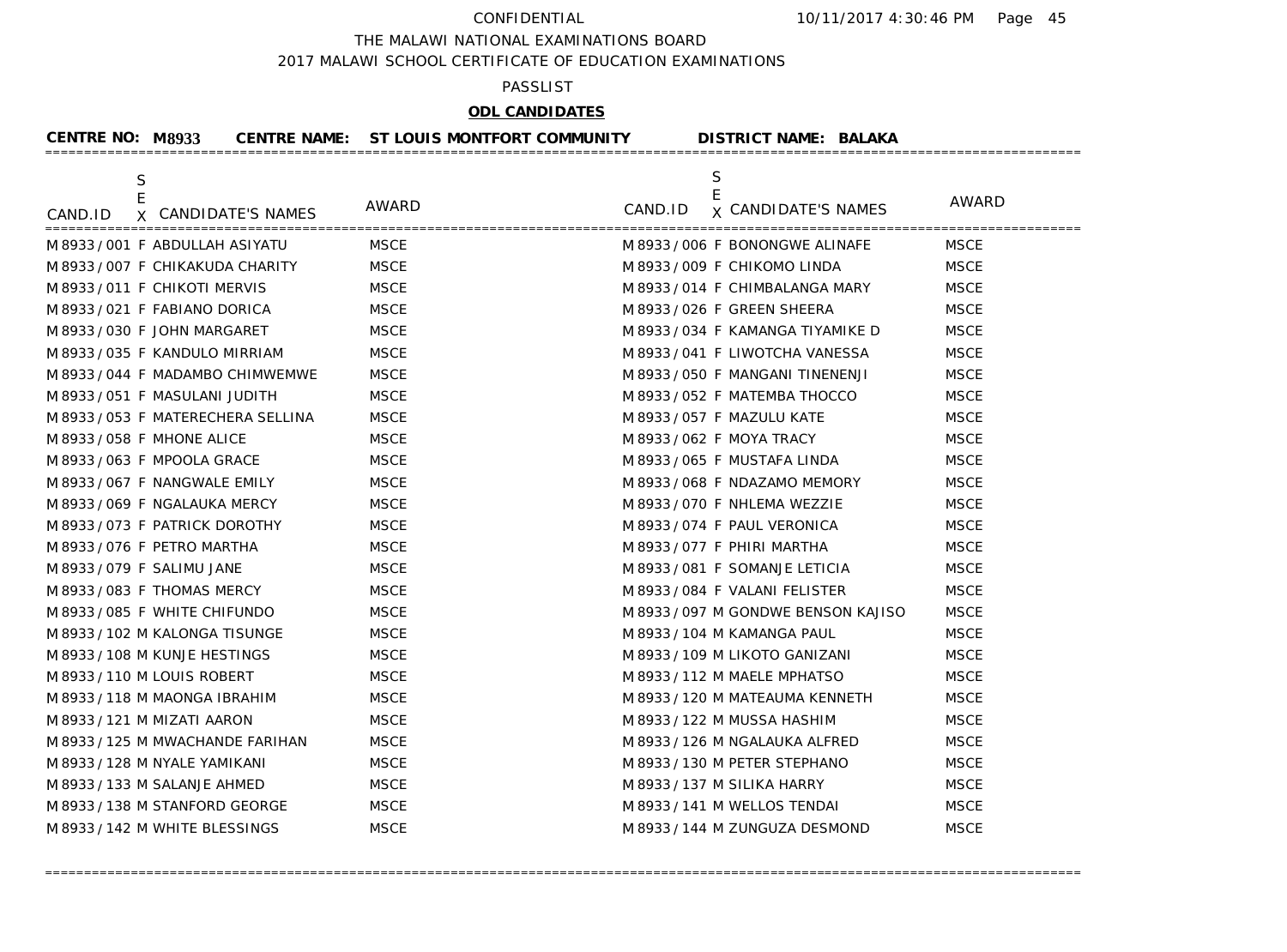CONFIDENTIAL 10/11/2017 4:30:46 PM

THE MALAWI NATIONAL EXAMINATIONS BOARD

2017 MALAWI SCHOOL CERTIFICATE OF EDUCATION EXAMINATIONS

PASSLIST

**ODL CANDIDATES**

**CENTRE NO: M8933 CENTRE NAME: ST LOUIS MONTFORT COMMUNITY DISTRICT NAME: BALAKA**

| CAND.ID | SEX | CANDIDATE'S NAMES | AWARD | CAND.ID | SEX | CANDIDATE'S NAMES | AWARD |
|---|---|---|---|---|---|---|---|
| M8933/001 | F | ABDULLAH ASIYATU | MSCE | M8933/006 | F | BONONGWE ALINAFE | MSCE |
| M8933/007 | F | CHIKAKUDA CHARITY | MSCE | M8933/009 | F | CHIKOMO LINDA | MSCE |
| M8933/011 | F | CHIKOTI MERVIS | MSCE | M8933/014 | F | CHIMBALANGA MARY | MSCE |
| M8933/021 | F | FABIANO DORICA | MSCE | M8933/026 | F | GREEN SHEERA | MSCE |
| M8933/030 | F | JOHN MARGARET | MSCE | M8933/034 | F | KAMANGA TIYAMIKE D | MSCE |
| M8933/035 | F | KANDULO MIRRIAM | MSCE | M8933/041 | F | LIWOTCHA VANESSA | MSCE |
| M8933/044 | F | MADAMBO CHIMWEMWE | MSCE | M8933/050 | F | MANGANI TINENENJI | MSCE |
| M8933/051 | F | MASULANI JUDITH | MSCE | M8933/052 | F | MATEMBA THOCCO | MSCE |
| M8933/053 | F | MATERECHERA SELLINA | MSCE | M8933/057 | F | MAZULU KATE | MSCE |
| M8933/058 | F | MHONE ALICE | MSCE | M8933/062 | F | MOYA TRACY | MSCE |
| M8933/063 | F | MPOOLA GRACE | MSCE | M8933/065 | F | MUSTAFA LINDA | MSCE |
| M8933/067 | F | NANGWALE EMILY | MSCE | M8933/068 | F | NDAZAMO MEMORY | MSCE |
| M8933/069 | F | NGALAUKA MERCY | MSCE | M8933/070 | F | NHLEMA WEZZIE | MSCE |
| M8933/073 | F | PATRICK DOROTHY | MSCE | M8933/074 | F | PAUL VERONICA | MSCE |
| M8933/076 | F | PETRO MARTHA | MSCE | M8933/077 | F | PHIRI MARTHA | MSCE |
| M8933/079 | F | SALIMU JANE | MSCE | M8933/081 | F | SOMANJE LETICIA | MSCE |
| M8933/083 | F | THOMAS MERCY | MSCE | M8933/084 | F | VALANI FELISTER | MSCE |
| M8933/085 | F | WHITE CHIFUNDO | MSCE | M8933/097 | M | GONDWE BENSON KAJISO | MSCE |
| M8933/102 | M | KALONGA TISUNGE | MSCE | M8933/104 | M | KAMANGA PAUL | MSCE |
| M8933/108 | M | KUNJE HESTINGS | MSCE | M8933/109 | M | LIKOTO GANIZANI | MSCE |
| M8933/110 | M | LOUIS ROBERT | MSCE | M8933/112 | M | MAELE MPHATSO | MSCE |
| M8933/118 | M | MAONGA IBRAHIM | MSCE | M8933/120 | M | MATEAUMA KENNETH | MSCE |
| M8933/121 | M | MIZATI AARON | MSCE | M8933/122 | M | MUSSA HASHIM | MSCE |
| M8933/125 | M | MWACHANDE FARIHAN | MSCE | M8933/126 | M | NGALAUKA ALFRED | MSCE |
| M8933/128 | M | NYALE YAMIKANI | MSCE | M8933/130 | M | PETER STEPHANO | MSCE |
| M8933/133 | M | SALANJE AHMED | MSCE | M8933/137 | M | SILIKA HARRY | MSCE |
| M8933/138 | M | STANFORD GEORGE | MSCE | M8933/141 | M | WELLOS TENDAI | MSCE |
| M8933/142 | M | WHITE BLESSINGS | MSCE | M8933/144 | M | ZUNGUZA DESMOND | MSCE |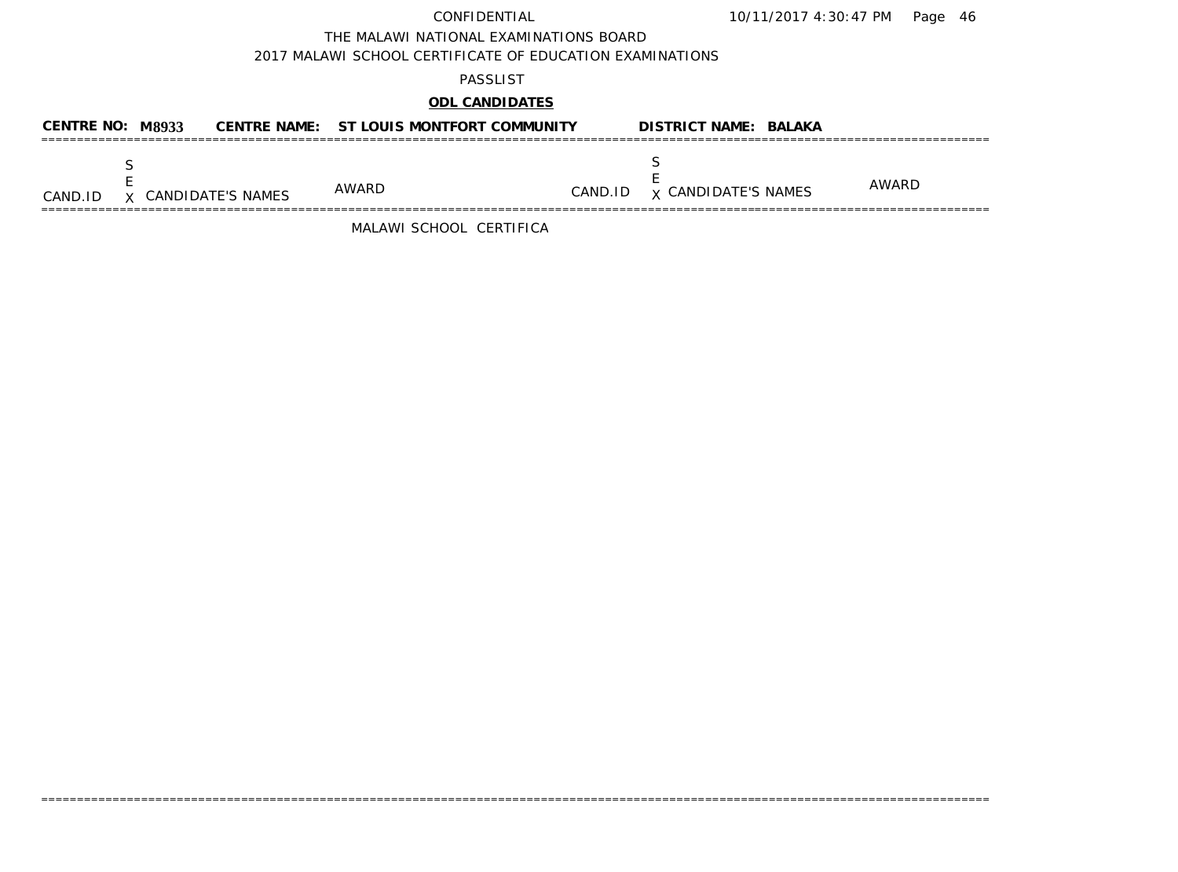CONFIDENTIAL

THE MALAWI NATIONAL EXAMINATIONS BOARD

2017 MALAWI SCHOOL CERTIFICATE OF EDUCATION EXAMINATIONS

PASSLIST

**ODL CANDIDATES**

**CENTRE NO: M8933 CENTRE NAME: ST LOUIS MONTFORT COMMUNITY DISTRICT NAME: BALAKA**

| CAND.ID | SEX | CANDIDATE'S NAMES | AWARD | CAND.ID | SEX | CANDIDATE'S NAMES | AWARD |
|---|---|---|---|---|---|---|---|

MALAWI SCHOOL CERTIFICA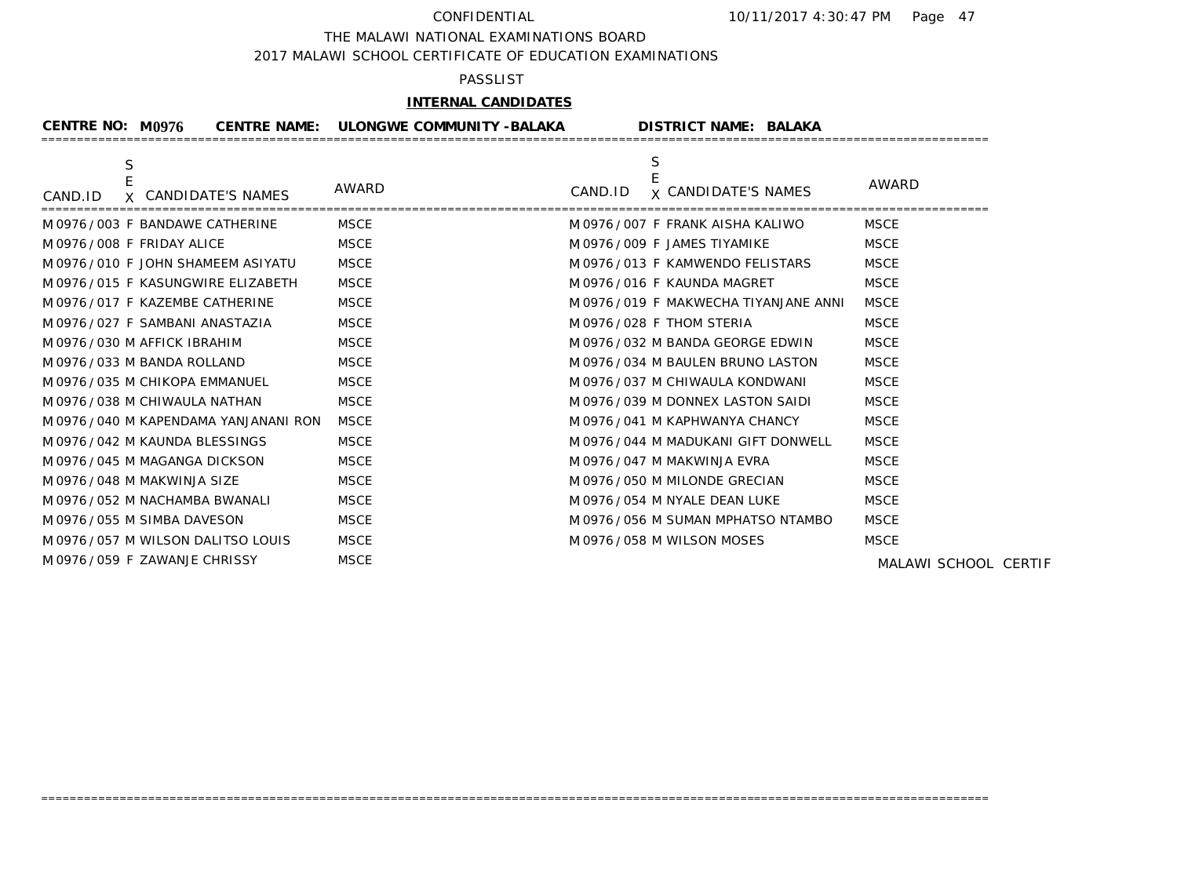CONFIDENTIAL

THE MALAWI NATIONAL EXAMINATIONS BOARD

2017 MALAWI SCHOOL CERTIFICATE OF EDUCATION EXAMINATIONS

PASSLIST

**INTERNAL CANDIDATES**

**CENTRE NO: M0976 CENTRE NAME: ULONGWE COMMUNITY -BALAKA DISTRICT NAME: BALAKA**

| CAND.ID | SEX | CANDIDATE'S NAMES | AWARD | CAND.ID | SEX | CANDIDATE'S NAMES | AWARD |
|---|---|---|---|---|---|---|---|
| M0976 / 003 | F | BANDAWE CATHERINE | MSCE | M0976 / 007 | F | FRANK AISHA KALIWO | MSCE |
| M0976 / 008 | F | FRIDAY ALICE | MSCE | M0976 / 009 | F | JAMES TIYAMIKE | MSCE |
| M0976 / 010 | F | JOHN SHAMEEM ASIYATU | MSCE | M0976 / 013 | F | KAMWENDO FELISTARS | MSCE |
| M0976 / 015 | F | KASUNGWIRE ELIZABETH | MSCE | M0976 / 016 | F | KAUNDA MAGRET | MSCE |
| M0976 / 017 | F | KAZEMBE CATHERINE | MSCE | M0976 / 019 | F | MAKWECHA TIYANJANE ANNI | MSCE |
| M0976 / 027 | F | SAMBANI ANASTAZIA | MSCE | M0976 / 028 | F | THOM STERIA | MSCE |
| M0976 / 030 | M | AFFICK IBRAHIM | MSCE | M0976 / 032 | M | BANDA GEORGE EDWIN | MSCE |
| M0976 / 033 | M | BANDA ROLLAND | MSCE | M0976 / 034 | M | BAULEN BRUNO LASTON | MSCE |
| M0976 / 035 | M | CHIKOPA EMMANUEL | MSCE | M0976 / 037 | M | CHIWAULA KONDWANI | MSCE |
| M0976 / 038 | M | CHIWAULA NATHAN | MSCE | M0976 / 039 | M | DONNEX LASTON SAIDI | MSCE |
| M0976 / 040 | M | KAPENDAMA YANJANANI RON | MSCE | M0976 / 041 | M | KAPHWANYA CHANCY | MSCE |
| M0976 / 042 | M | KAUNDA BLESSINGS | MSCE | M0976 / 044 | M | MADUKANI GIFT DONWELL | MSCE |
| M0976 / 045 | M | MAGANGA DICKSON | MSCE | M0976 / 047 | M | MAKWINJA EVRA | MSCE |
| M0976 / 048 | M | MAKWINJA SIZE | MSCE | M0976 / 050 | M | MILONDE GRECIAN | MSCE |
| M0976 / 052 | M | NACHAMBA BWANALI | MSCE | M0976 / 054 | M | NYALE DEAN LUKE | MSCE |
| M0976 / 055 | M | SIMBA DAVESON | MSCE | M0976 / 056 | M | SUMAN MPHATSO NTAMBO | MSCE |
| M0976 / 057 | M | WILSON DALITSO LOUIS | MSCE | M0976 / 058 | M | WILSON MOSES | MSCE |
| M0976 / 059 | F | ZAWANJE CHRISSY | MSCE | | | | |

MALAWI SCHOOL CERTIF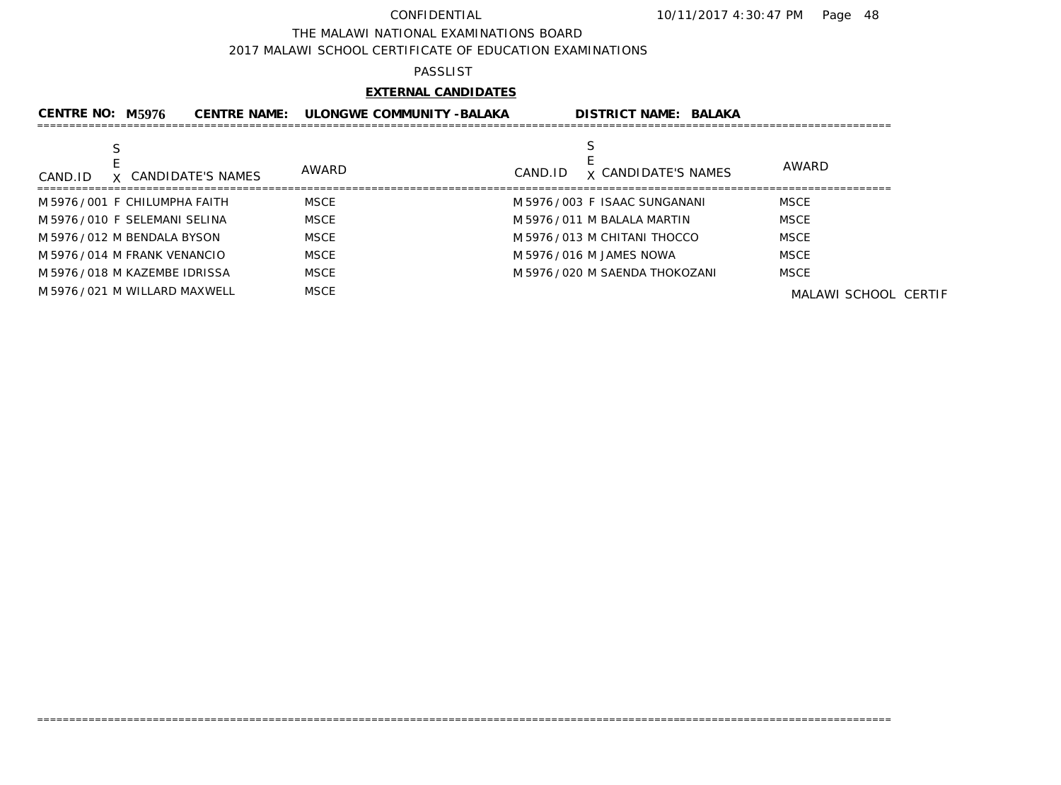CONFIDENTIAL

THE MALAWI NATIONAL EXAMINATIONS BOARD

2017 MALAWI SCHOOL CERTIFICATE OF EDUCATION EXAMINATIONS

PASSLIST

**EXTERNAL CANDIDATES**

**CENTRE NO: M5976 CENTRE NAME: ULONGWE COMMUNITY -BALAKA DISTRICT NAME: BALAKA**

| CAND.ID | SEX | CANDIDATE'S NAMES | AWARD | CAND.ID | SEX | CANDIDATE'S NAMES | AWARD |
|---|---|---|---|---|---|---|---|
| M5976/001 | F | CHILUMPHA FAITH | MSCE | M5976/003 | F | ISAAC SUNGANANI | MSCE |
| M5976/010 | F | SELEMANI SELINA | MSCE | M5976/011 | M | BALALA MARTIN | MSCE |
| M5976/012 | M | BENDALA BYSON | MSCE | M5976/013 | M | CHITANI THOCCO | MSCE |
| M5976/014 | M | FRANK VENANCIO | MSCE | M5976/016 | M | JAMES NOWA | MSCE |
| M5976/018 | M | KAZEMBE IDRISSA | MSCE | M5976/020 | M | SAENDA THOKOZANI | MSCE |
| M5976/021 | M | WILLARD MAXWELL | MSCE | | | | |

MALAWI SCHOOL CERTIF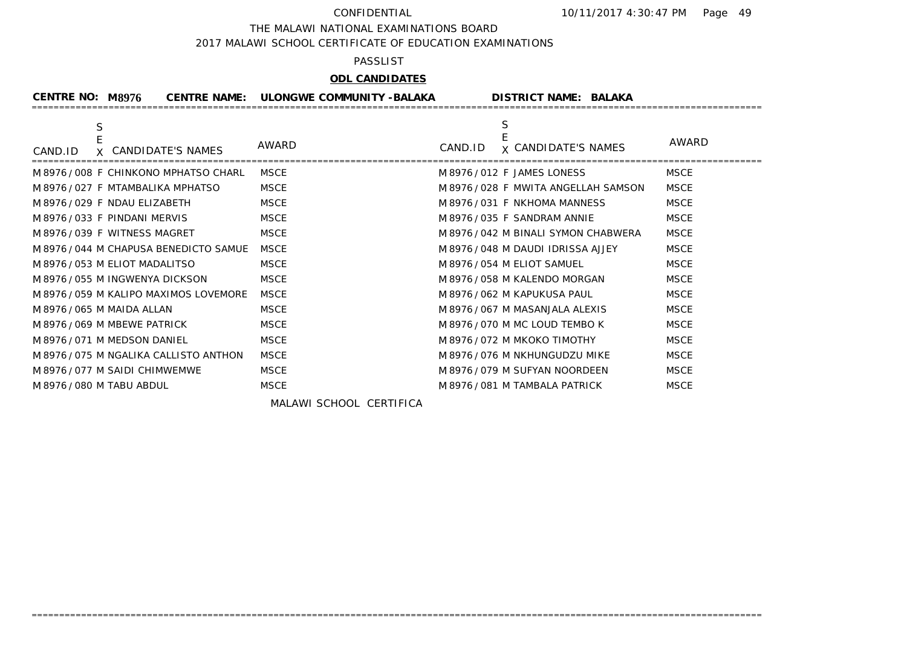CONFIDENTIAL 10/11/2017 4:30:47 PM

THE MALAWI NATIONAL EXAMINATIONS BOARD

2017 MALAWI SCHOOL CERTIFICATE OF EDUCATION EXAMINATIONS

PASSLIST

**ODL CANDIDATES**

**CENTRE NO: M8976 CENTRE NAME: ULONGWE COMMUNITY -BALAKA DISTRICT NAME: BALAKA**

| CAND.ID | SEX | CANDIDATE'S NAMES | AWARD | CAND.ID | SEX | CANDIDATE'S NAMES | AWARD |
|---|---|---|---|---|---|---|---|
| M8976/008 | F | CHINKONO MPHATSO CHARL | MSCE | M8976/012 | F | JAMES LONESS | MSCE |
| M8976/027 | F | MTAMBALIKA MPHATSO | MSCE | M8976/028 | F | MWITA ANGELLAH SAMSON | MSCE |
| M8976/029 | F | NDAU ELIZABETH | MSCE | M8976/031 | F | NKHOMA MANNESS | MSCE |
| M8976/033 | F | PINDANI MERVIS | MSCE | M8976/035 | F | SANDRAM ANNIE | MSCE |
| M8976/039 | F | WITNESS MAGRET | MSCE | M8976/042 | M | BINALI SYMON CHABWERA | MSCE |
| M8976/044 | M | CHAPUSA BENEDICTO SAMUE | MSCE | M8976/048 | M | DAUDI IDRISSA AJJEY | MSCE |
| M8976/053 | M | ELIOT MADALITSO | MSCE | M8976/054 | M | ELIOT SAMUEL | MSCE |
| M8976/055 | M | INGWENYA DICKSON | MSCE | M8976/058 | M | KALENDO MORGAN | MSCE |
| M8976/059 | M | KALIPO MAXIMOS LOVEMORE | MSCE | M8976/062 | M | KAPUKUSA PAUL | MSCE |
| M8976/065 | M | MAIDA ALLAN | MSCE | M8976/067 | M | MASANJALA ALEXIS | MSCE |
| M8976/069 | M | MBEWE PATRICK | MSCE | M8976/070 | M | MC LOUD TEMBO K | MSCE |
| M8976/071 | M | MEDSON DANIEL | MSCE | M8976/072 | M | MKOKO TIMOTHY | MSCE |
| M8976/075 | M | NGALIKA CALLISTO ANTHON | MSCE | M8976/076 | M | NKHUNGUDZU MIKE | MSCE |
| M8976/077 | M | SAIDI CHIMWEMWE | MSCE | M8976/079 | M | SUFYAN NOORDEEN | MSCE |
| M8976/080 | M | TABU ABDUL | MSCE | M8976/081 | M | TAMBALA PATRICK | MSCE |

MALAWI SCHOOL CERTIFICA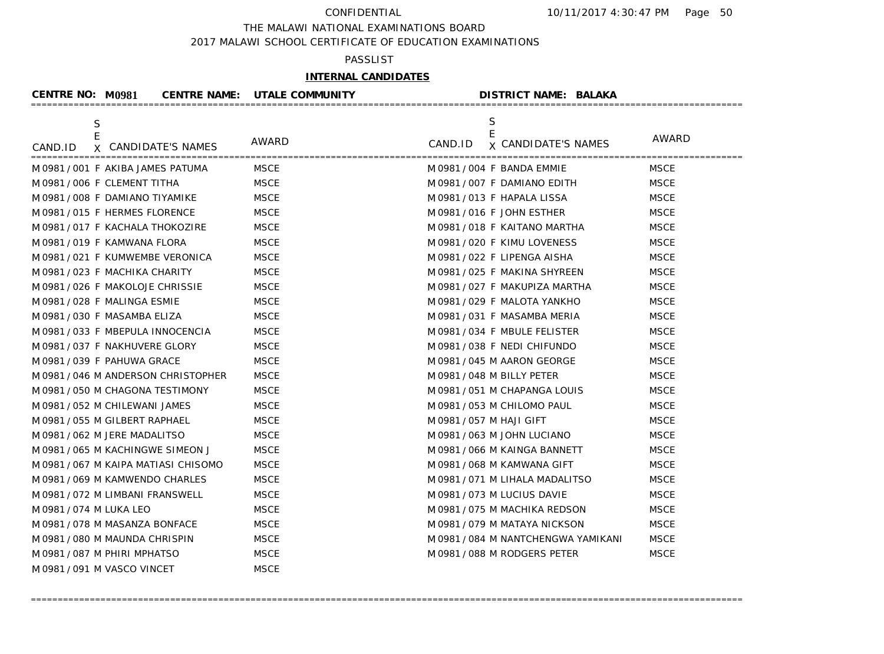CONFIDENTIAL

THE MALAWI NATIONAL EXAMINATIONS BOARD

2017 MALAWI SCHOOL CERTIFICATE OF EDUCATION EXAMINATIONS

PASSLIST

**INTERNAL CANDIDATES**

**CENTRE NO: M0981 CENTRE NAME: UTALE COMMUNITY DISTRICT NAME: BALAKA**

| CAND.ID | SEX | CANDIDATE'S NAMES | AWARD | CAND.ID | SEX | CANDIDATE'S NAMES | AWARD |
|---|---|---|---|---|---|---|---|
| M0981 / 001 | F | AKIBA JAMES PATUMA | MSCE | M0981 / 004 | F | BANDA EMMIE | MSCE |
| M0981 / 006 | F | CLEMENT TITHA | MSCE | M0981 / 007 | F | DAMIANO EDITH | MSCE |
| M0981 / 008 | F | DAMIANO TIYAMIKE | MSCE | M0981 / 013 | F | HAPALA LISSA | MSCE |
| M0981 / 015 | F | HERMES FLORENCE | MSCE | M0981 / 016 | F | JOHN ESTHER | MSCE |
| M0981 / 017 | F | KACHALA THOKOZIRE | MSCE | M0981 / 018 | F | KAITANO MARTHA | MSCE |
| M0981 / 019 | F | KAMWANA FLORA | MSCE | M0981 / 020 | F | KIMU LOVENESS | MSCE |
| M0981 / 021 | F | KUMWEMBE VERONICA | MSCE | M0981 / 022 | F | LIPENGA AISHA | MSCE |
| M0981 / 023 | F | MACHIKA CHARITY | MSCE | M0981 / 025 | F | MAKINA SHYREEN | MSCE |
| M0981 / 026 | F | MAKOLOJE CHRISSIE | MSCE | M0981 / 027 | F | MAKUPIZA MARTHA | MSCE |
| M0981 / 028 | F | MALINGA ESMIE | MSCE | M0981 / 029 | F | MALOTA YANKHO | MSCE |
| M0981 / 030 | F | MASAMBA ELIZA | MSCE | M0981 / 031 | F | MASAMBA MERIA | MSCE |
| M0981 / 033 | F | MBEPULA INNOCENCIA | MSCE | M0981 / 034 | F | MBULE FELISTER | MSCE |
| M0981 / 037 | F | NAKHUVERE GLORY | MSCE | M0981 / 038 | F | NEDI CHIFUNDO | MSCE |
| M0981 / 039 | F | PAHUWA GRACE | MSCE | M0981 / 045 | M | AARON GEORGE | MSCE |
| M0981 / 046 | M | ANDERSON CHRISTOPHER | MSCE | M0981 / 048 | M | BILLY PETER | MSCE |
| M0981 / 050 | M | CHAGONA TESTIMONY | MSCE | M0981 / 051 | M | CHAPANGA LOUIS | MSCE |
| M0981 / 052 | M | CHILEWANI JAMES | MSCE | M0981 / 053 | M | CHILOMO PAUL | MSCE |
| M0981 / 055 | M | GILBERT RAPHAEL | MSCE | M0981 / 057 | M | HAJI GIFT | MSCE |
| M0981 / 062 | M | JERE MADALITSO | MSCE | M0981 / 063 | M | JOHN LUCIANO | MSCE |
| M0981 / 065 | M | KACHINGWE SIMEON J | MSCE | M0981 / 066 | M | KAINGA BANNETT | MSCE |
| M0981 / 067 | M | KAIPA MATIASI CHISOMO | MSCE | M0981 / 068 | M | KAMWANA GIFT | MSCE |
| M0981 / 069 | M | KAMWENDO CHARLES | MSCE | M0981 / 071 | M | LIHALA MADALITSO | MSCE |
| M0981 / 072 | M | LIMBANI FRANSWELL | MSCE | M0981 / 073 | M | LUCIUS DAVIE | MSCE |
| M0981 / 074 | M | LUKA LEO | MSCE | M0981 / 075 | M | MACHIKA REDSON | MSCE |
| M0981 / 078 | M | MASANZA BONFACE | MSCE | M0981 / 079 | M | MATAYA NICKSON | MSCE |
| M0981 / 080 | M | MAUNDA CHRISPIN | MSCE | M0981 / 084 | M | NANTCHENGWA YAMIKANI | MSCE |
| M0981 / 087 | M | PHIRI MPHATSO | MSCE | M0981 / 088 | M | RODGERS PETER | MSCE |
| M0981 / 091 | M | VASCO VINCET | MSCE | | | | |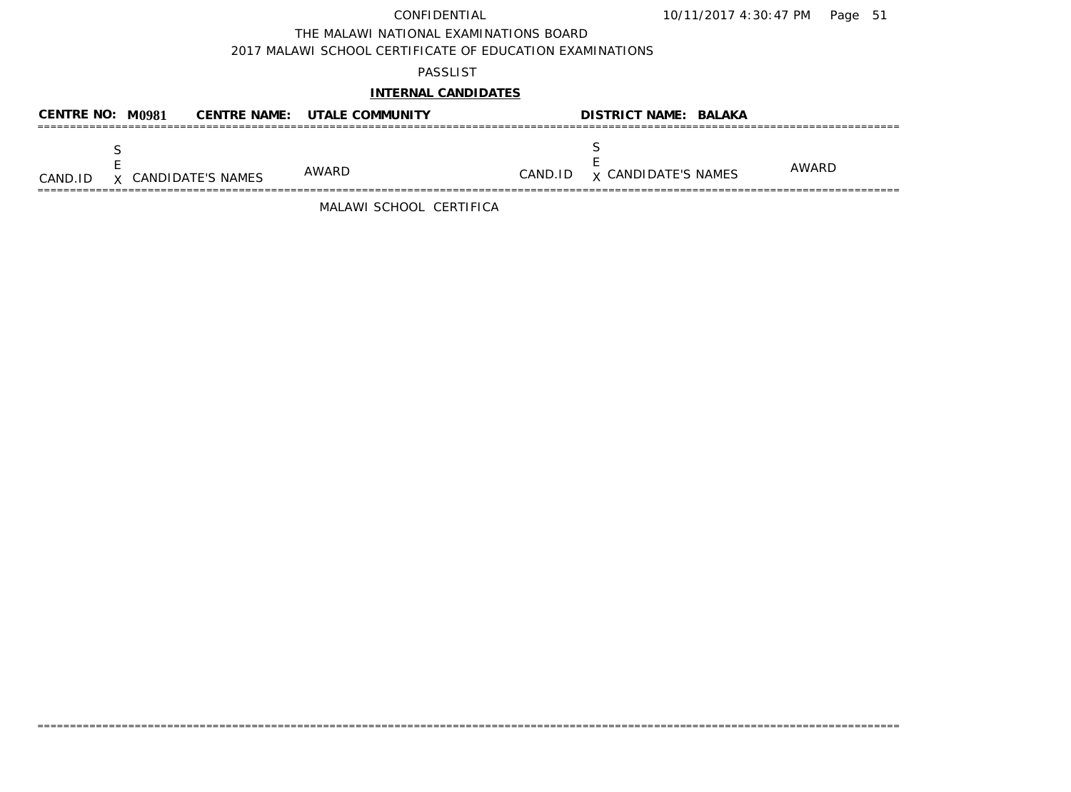CONFIDENTIAL

THE MALAWI NATIONAL EXAMINATIONS BOARD

2017 MALAWI SCHOOL CERTIFICATE OF EDUCATION EXAMINATIONS

PASSLIST

**INTERNAL CANDIDATES**

**CENTRE NO: M0981 CENTRE NAME: UTALE COMMUNITY DISTRICT NAME: BALAKA**

| CAND.ID | SEX | CANDIDATE'S NAMES | AWARD | CAND.ID | SEX | CANDIDATE'S NAMES | AWARD |
|---|---|---|---|---|---|---|---|

MALAWI SCHOOL CERTIFICA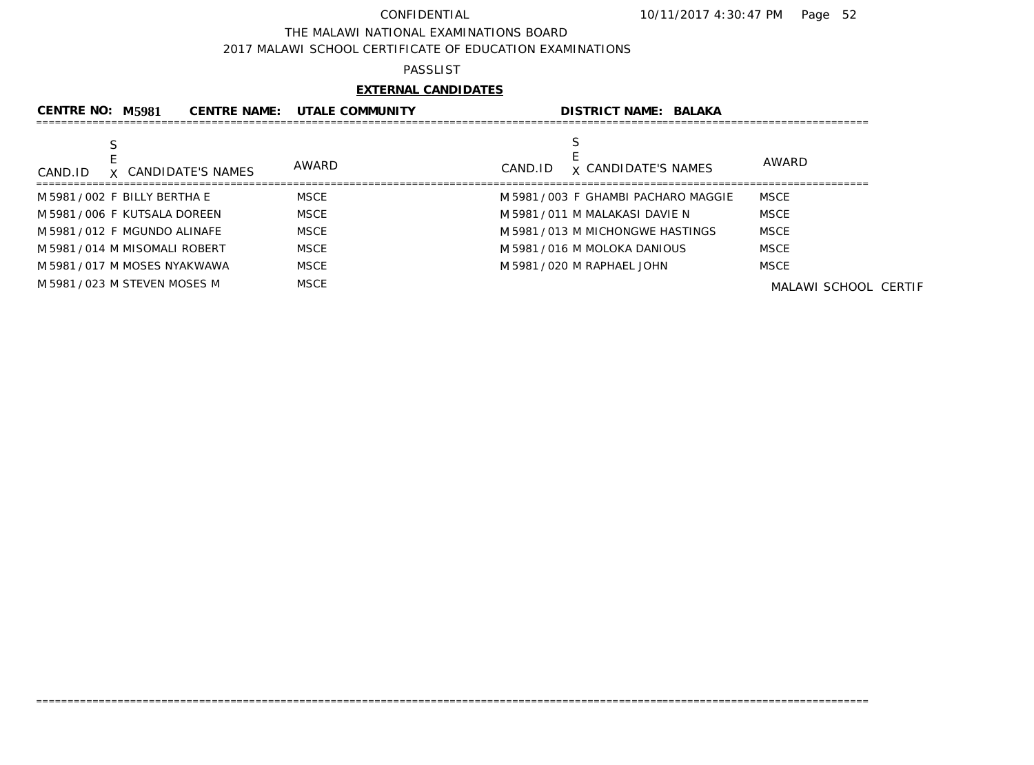CONFIDENTIAL

THE MALAWI NATIONAL EXAMINATIONS BOARD

2017 MALAWI SCHOOL CERTIFICATE OF EDUCATION EXAMINATIONS

PASSLIST

**EXTERNAL CANDIDATES**

**CENTRE NO: M5981 CENTRE NAME: UTALE COMMUNITY DISTRICT NAME: BALAKA**

| CAND.ID | SEX | CANDIDATE'S NAMES | AWARD | CAND.ID | SEX | CANDIDATE'S NAMES | AWARD |
|---|---|---|---|---|---|---|---|
| M5981/002 | F | BILLY BERTHA E | MSCE | M5981/003 | F | GHAMBI PACHARO MAGGIE | MSCE |
| M5981/006 | F | KUTSALA DOREEN | MSCE | M5981/011 | M | MALAKASI DAVIE N | MSCE |
| M5981/012 | F | MGUNDO ALINAFE | MSCE | M5981/013 | M | MICHONGWE HASTINGS | MSCE |
| M5981/014 | M | MISOMALI ROBERT | MSCE | M5981/016 | M | MOLOKA DANIOUS | MSCE |
| M5981/017 | M | MOSES NYAKWAWA | MSCE | M5981/020 | M | RAPHAEL JOHN | MSCE |
| M5981/023 | M | STEVEN MOSES M | MSCE | | | | |

MALAWI SCHOOL CERTIF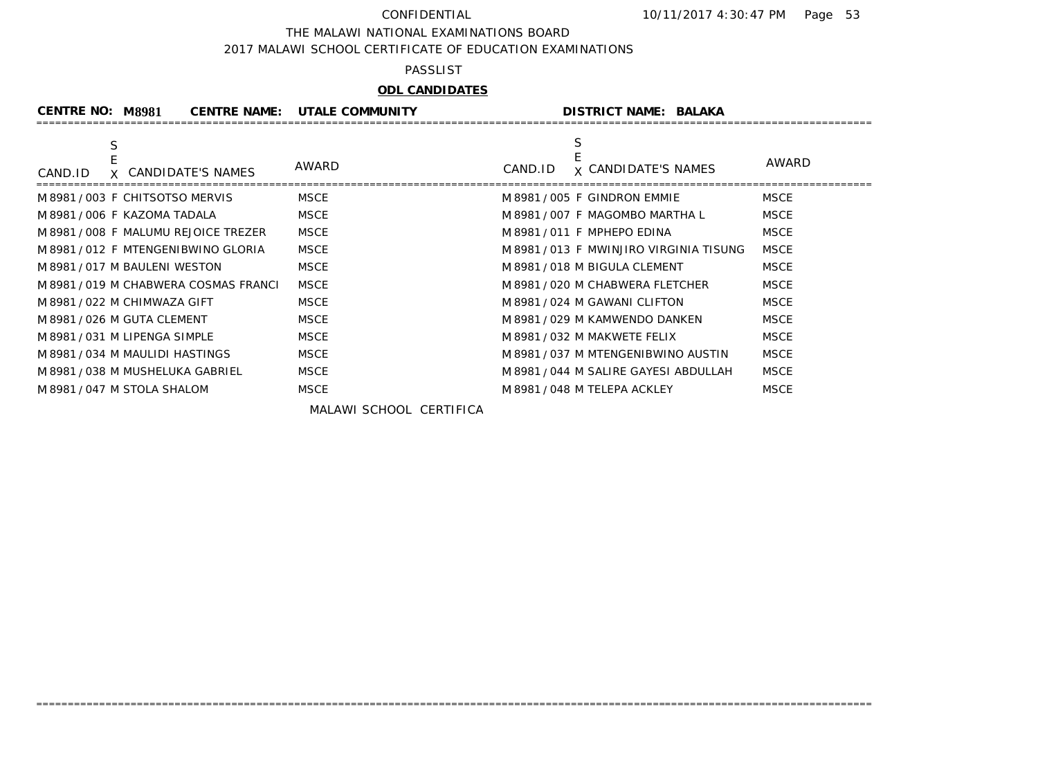CONFIDENTIAL 10/11/2017 4:30:47 PM

THE MALAWI NATIONAL EXAMINATIONS BOARD

2017 MALAWI SCHOOL CERTIFICATE OF EDUCATION EXAMINATIONS

PASSLIST

**ODL CANDIDATES**

**CENTRE NO: M8981 CENTRE NAME: UTALE COMMUNITY DISTRICT NAME: BALAKA**

| CAND.ID | SEX | CANDIDATE'S NAMES | AWARD | CAND.ID | SEX | CANDIDATE'S NAMES | AWARD |
|---|---|---|---|---|---|---|---|
| M8981/003 | F | CHITSOTSO MERVIS | MSCE | M8981/005 | F | GINDRON EMMIE | MSCE |
| M8981/006 | F | KAZOMA TADALA | MSCE | M8981/007 | F | MAGOMBO MARTHA L | MSCE |
| M8981/008 | F | MALUMU REJOICE TREZER | MSCE | M8981/011 | F | MPHEPO EDINA | MSCE |
| M8981/012 | F | MTENGENIBWINO GLORIA | MSCE | M8981/013 | F | MWINJIRO VIRGINIA TISUNG | MSCE |
| M8981/017 | M | BAULENI WESTON | MSCE | M8981/018 | M | BIGULA CLEMENT | MSCE |
| M8981/019 | M | CHABWERA COSMAS FRANCI | MSCE | M8981/020 | M | CHABWERA FLETCHER | MSCE |
| M8981/022 | M | CHIMWAZA GIFT | MSCE | M8981/024 | M | GAWANI CLIFTON | MSCE |
| M8981/026 | M | GUTA CLEMENT | MSCE | M8981/029 | M | KAMWENDO DANKEN | MSCE |
| M8981/031 | M | LIPENGA SIMPLE | MSCE | M8981/032 | M | MAKWETE FELIX | MSCE |
| M8981/034 | M | MAULIDI HASTINGS | MSCE | M8981/037 | M | MTENGENIBWINO AUSTIN | MSCE |
| M8981/038 | M | MUSHELUKA GABRIEL | MSCE | M8981/044 | M | SALIRE GAYESI ABDULLAH | MSCE |
| M8981/047 | M | STOLA SHALOM | MSCE | M8981/048 | M | TELEPA ACKLEY | MSCE |

MALAWI SCHOOL CERTIFICA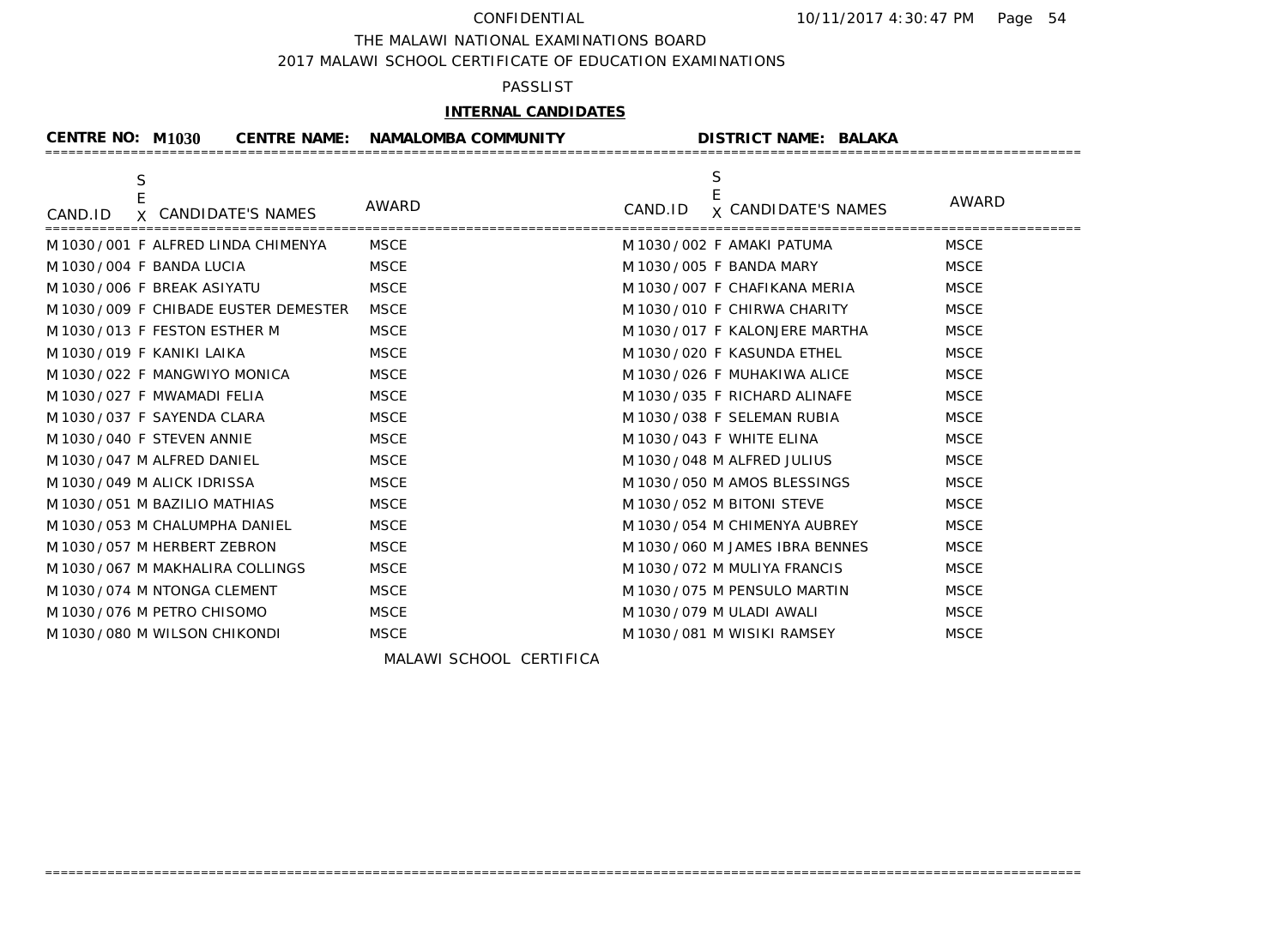CONFIDENTIAL

THE MALAWI NATIONAL EXAMINATIONS BOARD

2017 MALAWI SCHOOL CERTIFICATE OF EDUCATION EXAMINATIONS

PASSLIST

**INTERNAL CANDIDATES**

**CENTRE NO: M1030 CENTRE NAME: NAMALOMBA COMMUNITY DISTRICT NAME: BALAKA**

| CAND.ID | SEX | CANDIDATE'S NAMES | AWARD | CAND.ID | SEX | CANDIDATE'S NAMES | AWARD |
|---|---|---|---|---|---|---|---|
| M1030/001 | F | ALFRED LINDA CHIMENYA | MSCE | M1030/002 | F | AMAKI PATUMA | MSCE |
| M1030/004 | F | BANDA LUCIA | MSCE | M1030/005 | F | BANDA MARY | MSCE |
| M1030/006 | F | BREAK ASIYATU | MSCE | M1030/007 | F | CHAFIKANA MERIA | MSCE |
| M1030/009 | F | CHIBADE EUSTER DEMESTER | MSCE | M1030/010 | F | CHIRWA CHARITY | MSCE |
| M1030/013 | F | FESTON ESTHER M | MSCE | M1030/017 | F | KALONJERE MARTHA | MSCE |
| M1030/019 | F | KANIKI LAIKA | MSCE | M1030/020 | F | KASUNDA ETHEL | MSCE |
| M1030/022 | F | MANGWIYO MONICA | MSCE | M1030/026 | F | MUHAKIWA ALICE | MSCE |
| M1030/027 | F | MWAMADI FELIA | MSCE | M1030/035 | F | RICHARD ALINAFE | MSCE |
| M1030/037 | F | SAYENDA CLARA | MSCE | M1030/038 | F | SELEMAN RUBIA | MSCE |
| M1030/040 | F | STEVEN ANNIE | MSCE | M1030/043 | F | WHITE ELINA | MSCE |
| M1030/047 | M | ALFRED DANIEL | MSCE | M1030/048 | M | ALFRED JULIUS | MSCE |
| M1030/049 | M | ALICK IDRISSA | MSCE | M1030/050 | M | AMOS BLESSINGS | MSCE |
| M1030/051 | M | BAZILIO MATHIAS | MSCE | M1030/052 | M | BITONI STEVE | MSCE |
| M1030/053 | M | CHALUMPHA DANIEL | MSCE | M1030/054 | M | CHIMENYA AUBREY | MSCE |
| M1030/057 | M | HERBERT ZEBRON | MSCE | M1030/060 | M | JAMES IBRA BENNES | MSCE |
| M1030/067 | M | MAKHALIRA COLLINGS | MSCE | M1030/072 | M | MULIYA FRANCIS | MSCE |
| M1030/074 | M | NTONGA CLEMENT | MSCE | M1030/075 | M | PENSULO MARTIN | MSCE |
| M1030/076 | M | PETRO CHISOMO | MSCE | M1030/079 | M | ULADI AWALI | MSCE |
| M1030/080 | M | WILSON CHIKONDI | MSCE | M1030/081 | M | WISIKI RAMSEY | MSCE |

MALAWI SCHOOL CERTIFICA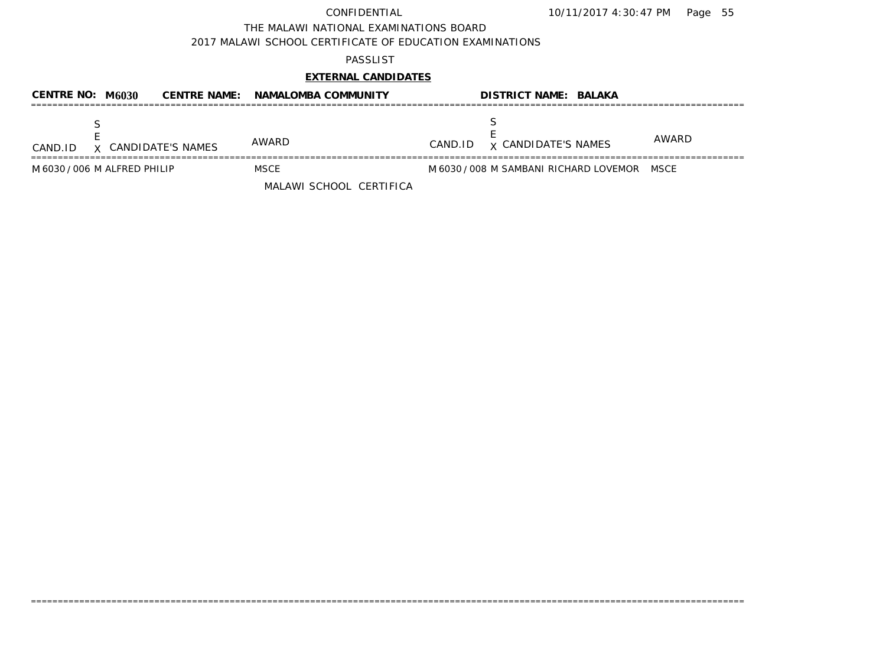CONFIDENTIAL 10/11/2017 4:30:47 PM

THE MALAWI NATIONAL EXAMINATIONS BOARD

2017 MALAWI SCHOOL CERTIFICATE OF EDUCATION EXAMINATIONS

PASSLIST

**EXTERNAL CANDIDATES**

**CENTRE NO: M6030 CENTRE NAME: NAMALOMBA COMMUNITY DISTRICT NAME: BALAKA**

| CAND.ID | SEX | CANDIDATE'S NAMES | AWARD | CAND.ID | SEX | CANDIDATE'S NAMES | AWARD |
|---|---|---|---|---|---|---|---|
| M6030/006 | M | ALFRED PHILIP | MSCE | M6030/008 | M | SAMBANI RICHARD LOVEMOR | MSCE |

MALAWI SCHOOL CERTIFICA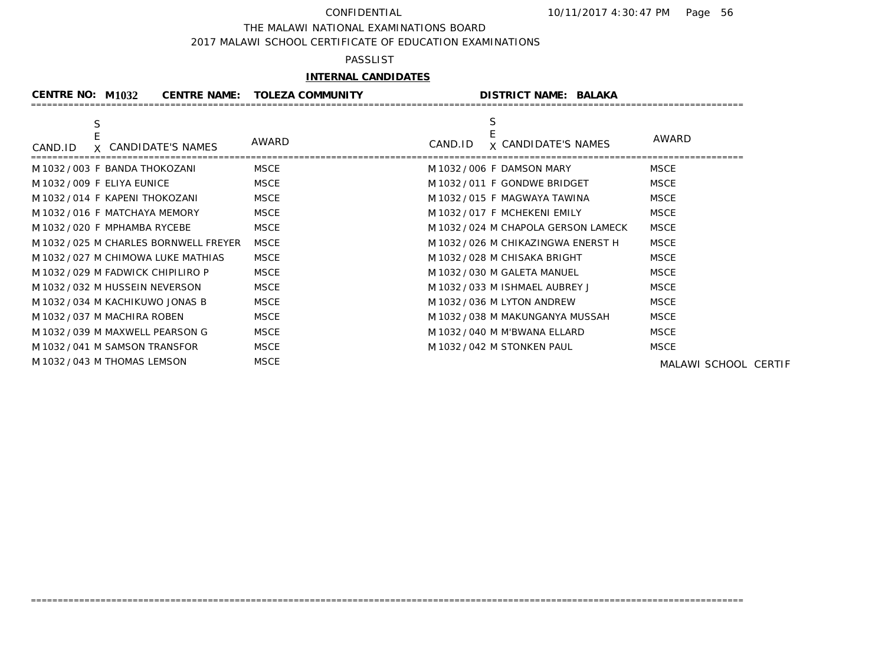CONFIDENTIAL 10/11/2017 4:30:47 PM

THE MALAWI NATIONAL EXAMINATIONS BOARD

2017 MALAWI SCHOOL CERTIFICATE OF EDUCATION EXAMINATIONS

PASSLIST

**INTERNAL CANDIDATES**

**CENTRE NO: M1032 CENTRE NAME: TOLEZA COMMUNITY DISTRICT NAME: BALAKA**

| CAND.ID | SEX | CANDIDATE'S NAMES | AWARD | CAND.ID | SEX | CANDIDATE'S NAMES | AWARD |
|---|---|---|---|---|---|---|---|
| M1032/003 | F | BANDA THOKOZANI | MSCE | M1032/006 | F | DAMSON MARY | MSCE |
| M1032/009 | F | ELIYA EUNICE | MSCE | M1032/011 | F | GONDWE BRIDGET | MSCE |
| M1032/014 | F | KAPENI THOKOZANI | MSCE | M1032/015 | F | MAGWAYA TAWINA | MSCE |
| M1032/016 | F | MATCHAYA MEMORY | MSCE | M1032/017 | F | MCHEKENI EMILY | MSCE |
| M1032/020 | F | MPHAMBA RYCEBE | MSCE | M1032/024 | M | CHAPOLA GERSON LAMECK | MSCE |
| M1032/025 | M | CHARLES BORNWELL FREYER | MSCE | M1032/026 | M | CHIKAZINGWA ENERST H | MSCE |
| M1032/027 | M | CHIMOWA LUKE MATHIAS | MSCE | M1032/028 | M | CHISAKA BRIGHT | MSCE |
| M1032/029 | M | FADWICK CHIPILIRO P | MSCE | M1032/030 | M | GALETA MANUEL | MSCE |
| M1032/032 | M | HUSSEIN NEVERSON | MSCE | M1032/033 | M | ISHMAEL AUBREY J | MSCE |
| M1032/034 | M | KACHIKUWO JONAS B | MSCE | M1032/036 | M | LYTON ANDREW | MSCE |
| M1032/037 | M | MACHIRA ROBEN | MSCE | M1032/038 | M | MAKUNGANYA MUSSAH | MSCE |
| M1032/039 | M | MAXWELL PEARSON G | MSCE | M1032/040 | M | M'BWANA ELLARD | MSCE |
| M1032/041 | M | SAMSON TRANSFOR | MSCE | M1032/042 | M | STONKEN PAUL | MSCE |
| M1032/043 | M | THOMAS LEMSON | MSCE | | | | |

MALAWI SCHOOL CERTIF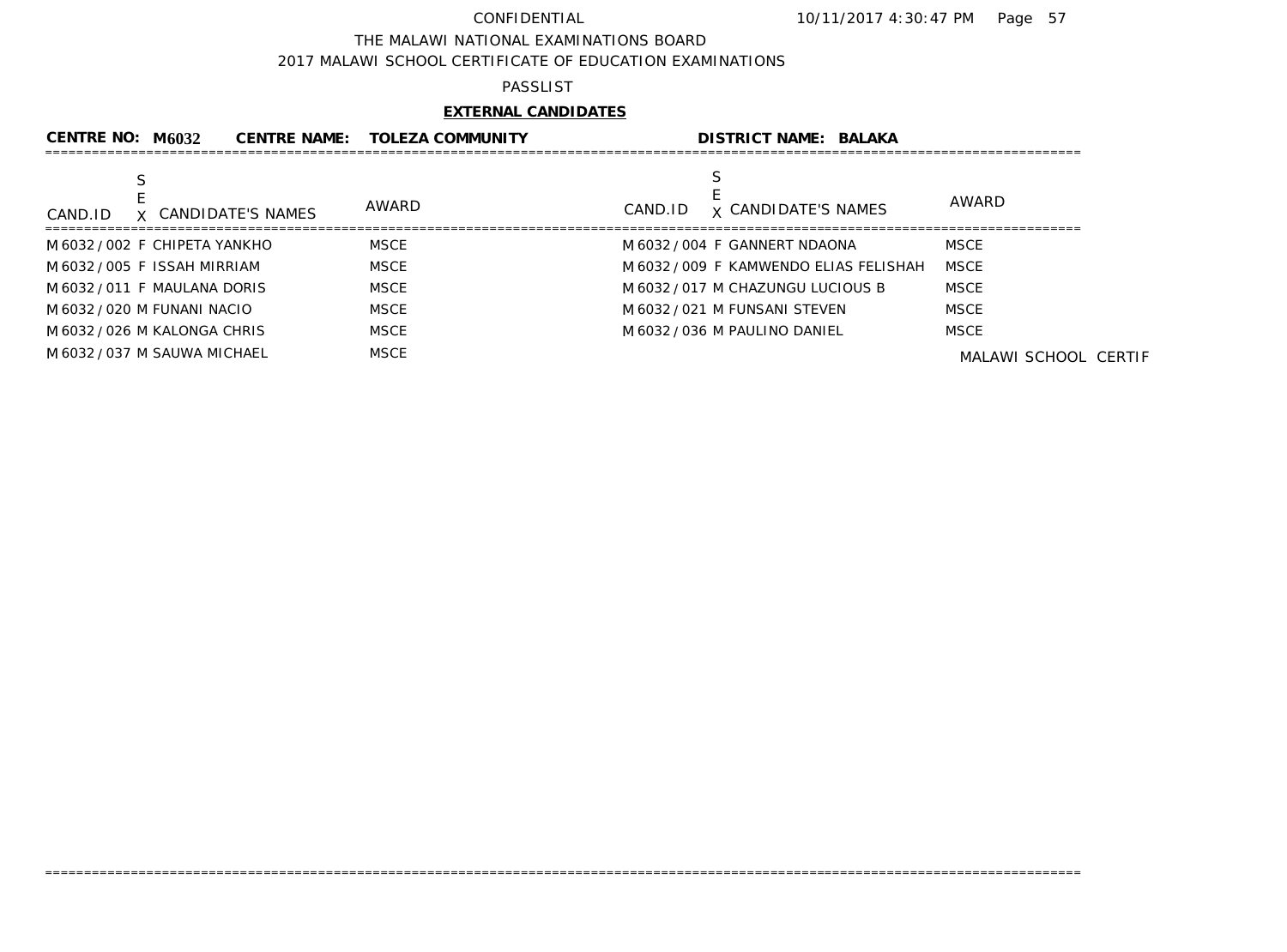CONFIDENTIAL

THE MALAWI NATIONAL EXAMINATIONS BOARD

2017 MALAWI SCHOOL CERTIFICATE OF EDUCATION EXAMINATIONS

PASSLIST

**EXTERNAL CANDIDATES**

**CENTRE NO: M6032** **CENTRE NAME: TOLEZA COMMUNITY** **DISTRICT NAME: BALAKA**

| CAND.ID | SEX | CANDIDATE'S NAMES | AWARD | CAND.ID | SEX | CANDIDATE'S NAMES | AWARD |
|---|---|---|---|---|---|---|---|
| M6032/002 | F | CHIPETA YANKHO | MSCE | M6032/004 | F | GANNERT NDAONA | MSCE |
| M6032/005 | F | ISSAH MIRRIAM | MSCE | M6032/009 | F | KAMWENDO ELIAS FELISHAH | MSCE |
| M6032/011 | F | MAULANA DORIS | MSCE | M6032/017 | M | CHAZUNGU LUCIOUS B | MSCE |
| M6032/020 | M | FUNANI NACIO | MSCE | M6032/021 | M | FUNSANI STEVEN | MSCE |
| M6032/026 | M | KALONGA CHRIS | MSCE | M6032/036 | M | PAULINO DANIEL | MSCE |
| M6032/037 | M | SAUWA MICHAEL | MSCE | | | | |

MALAWI SCHOOL CERTIF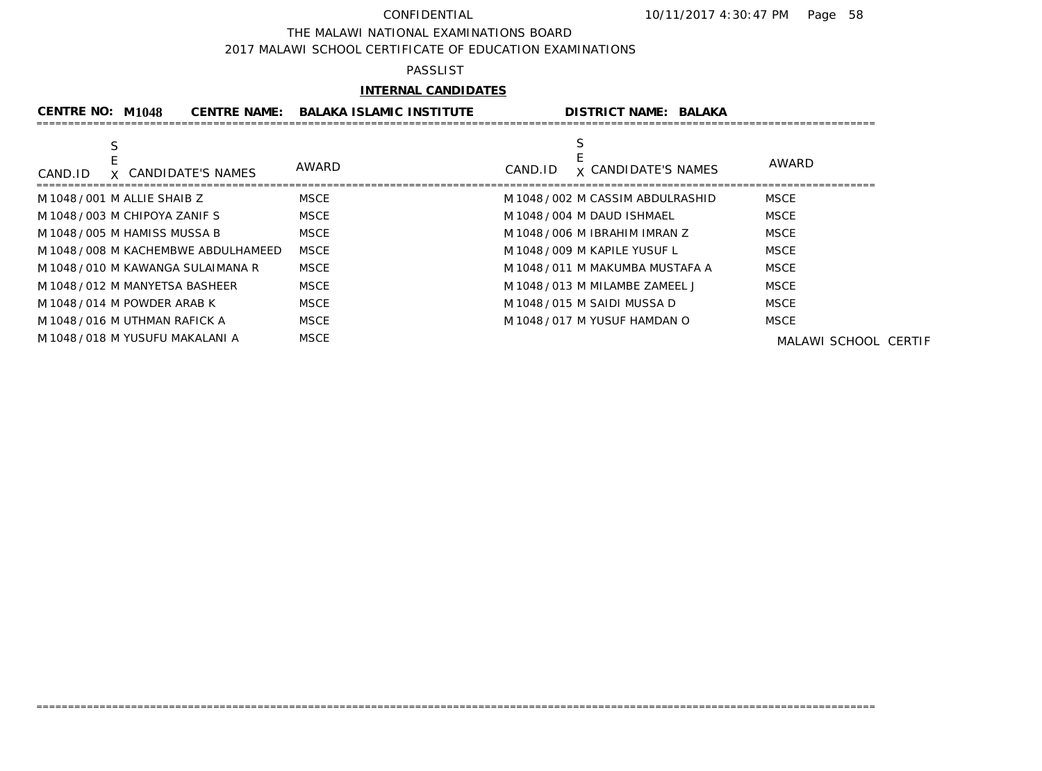CONFIDENTIAL 10/11/2017 4:30:47 PM

THE MALAWI NATIONAL EXAMINATIONS BOARD

2017 MALAWI SCHOOL CERTIFICATE OF EDUCATION EXAMINATIONS

PASSLIST

**INTERNAL CANDIDATES**

**CENTRE NO: M1048 CENTRE NAME: BALAKA ISLAMIC INSTITUTE DISTRICT NAME: BALAKA**

| CAND.ID | SEX | CANDIDATE'S NAMES | AWARD | CAND.ID | SEX | CANDIDATE'S NAMES | AWARD |
|---|---|---|---|---|---|---|---|
| M1048 / 001 | M | ALLIE SHAIB Z | MSCE | M1048 / 002 | M | CASSIM ABDULRASHID | MSCE |
| M1048 / 003 | M | CHIPOYA ZANIF S | MSCE | M1048 / 004 | M | DAUD ISHMAEL | MSCE |
| M1048 / 005 | M | HAMISS MUSSA B | MSCE | M1048 / 006 | M | IBRAHIM IMRAN Z | MSCE |
| M1048 / 008 | M | KACHEMBWE ABDULHAMEED | MSCE | M1048 / 009 | M | KAPILE YUSUF L | MSCE |
| M1048 / 010 | M | KAWANGA SULAIMANA R | MSCE | M1048 / 011 | M | MAKUMBA MUSTAFA A | MSCE |
| M1048 / 012 | M | MANYETSA BASHEER | MSCE | M1048 / 013 | M | MILAMBE ZAMEEL J | MSCE |
| M1048 / 014 | M | POWDER ARAB K | MSCE | M1048 / 015 | M | SAIDI MUSSA D | MSCE |
| M1048 / 016 | M | UTHMAN RAFICK A | MSCE | M1048 / 017 | M | YUSUF HAMDAN O | MSCE |
| M1048 / 018 | M | YUSUFU MAKALANI A | MSCE | | | | |

MALAWI SCHOOL CERTIF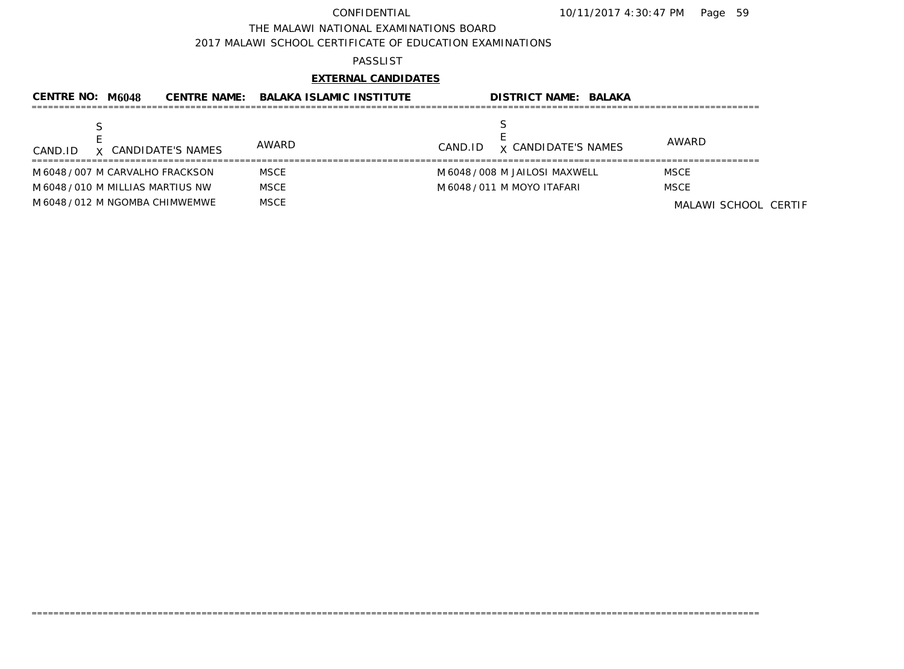CONFIDENTIAL 10/11/2017 4:30:47 PM

THE MALAWI NATIONAL EXAMINATIONS BOARD

2017 MALAWI SCHOOL CERTIFICATE OF EDUCATION EXAMINATIONS

PASSLIST

**EXTERNAL CANDIDATES**

**CENTRE NO: M6048 CENTRE NAME: BALAKA ISLAMIC INSTITUTE DISTRICT NAME: BALAKA**

| CAND.ID | SEX | CANDIDATE'S NAMES | AWARD | CAND.ID | SEX | CANDIDATE'S NAMES | AWARD |
|---|---|---|---|---|---|---|---|
| M6048/007 | M | CARVALHO FRACKSON | MSCE | M6048/008 | M | JAILOSI MAXWELL | MSCE |
| M6048/010 | M | MILLIAS MARTIUS NW | MSCE | M6048/011 | M | MOYO ITAFARI | MSCE |
| M6048/012 | M | NGOMBA CHIMWEMWE | MSCE | | | | |

MALAWI SCHOOL CERTIF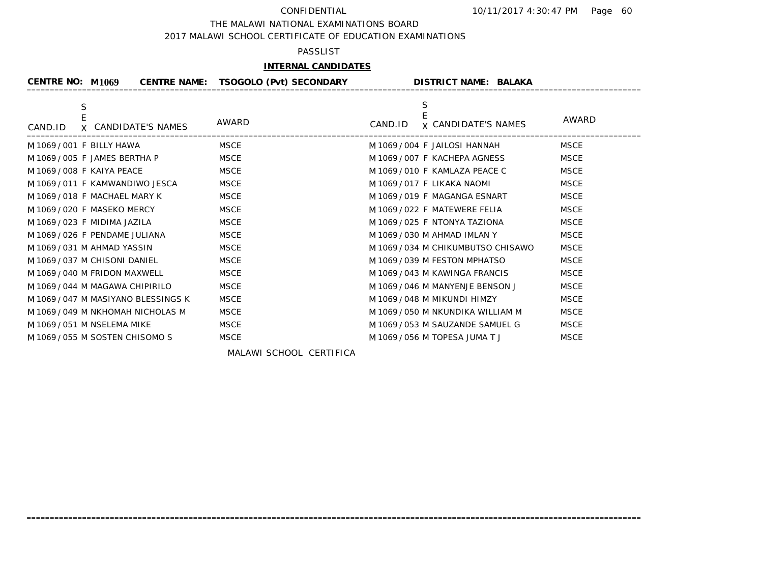CONFIDENTIAL 10/11/2017 4:30:47 PM

THE MALAWI NATIONAL EXAMINATIONS BOARD

2017 MALAWI SCHOOL CERTIFICATE OF EDUCATION EXAMINATIONS

PASSLIST

**INTERNAL CANDIDATES**

**CENTRE NO: M1069 CENTRE NAME: TSOGOLO (Pvt) SECONDARY DISTRICT NAME: BALAKA**

| CAND.ID | SEX | CANDIDATE'S NAMES | AWARD | CAND.ID | SEX | CANDIDATE'S NAMES | AWARD |
|---|---|---|---|---|---|---|---|
| M1069/001 | F | BILLY HAWA | MSCE | M1069/004 | F | JAILOSI HANNAH | MSCE |
| M1069/005 | F | JAMES BERTHA P | MSCE | M1069/007 | F | KACHEPA AGNESS | MSCE |
| M1069/008 | F | KAIYA PEACE | MSCE | M1069/010 | F | KAMLAZA PEACE C | MSCE |
| M1069/011 | F | KAMWANDIWO JESCA | MSCE | M1069/017 | F | LIKAKA NAOMI | MSCE |
| M1069/018 | F | MACHAEL MARY K | MSCE | M1069/019 | F | MAGANGA ESNART | MSCE |
| M1069/020 | F | MASEKO MERCY | MSCE | M1069/022 | F | MATEWERE FELIA | MSCE |
| M1069/023 | F | MIDIMA JAZILA | MSCE | M1069/025 | F | NTONYA TAZIONA | MSCE |
| M1069/026 | F | PENDAME JULIANA | MSCE | M1069/030 | M | AHMAD IMLAN Y | MSCE |
| M1069/031 | M | AHMAD YASSIN | MSCE | M1069/034 | M | CHIKUMBUTSO CHISAWO | MSCE |
| M1069/037 | M | CHISONI DANIEL | MSCE | M1069/039 | M | FESTON MPHATSO | MSCE |
| M1069/040 | M | FRIDON MAXWELL | MSCE | M1069/043 | M | KAWINGA FRANCIS | MSCE |
| M1069/044 | M | MAGAWA CHIPIRILO | MSCE | M1069/046 | M | MANYENJE BENSON J | MSCE |
| M1069/047 | M | MASIYANO BLESSINGS K | MSCE | M1069/048 | M | MIKUNDI HIMZY | MSCE |
| M1069/049 | M | NKHOMAH NICHOLAS M | MSCE | M1069/050 | M | NKUNDIKA WILLIAM M | MSCE |
| M1069/051 | M | NSELEMA MIKE | MSCE | M1069/053 | M | SAUZANDE SAMUEL G | MSCE |
| M1069/055 | M | SOSTEN CHISOMO S | MSCE | M1069/056 | M | TOPESA JUMA T J | MSCE |

MALAWI SCHOOL CERTIFICA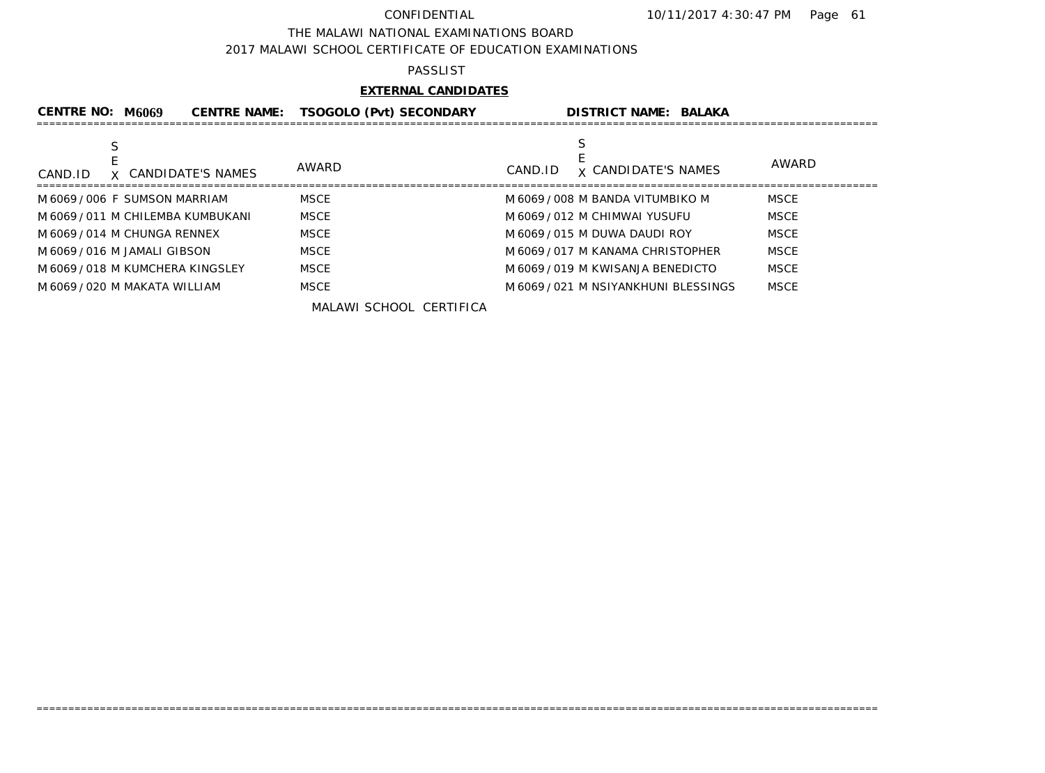CONFIDENTIAL 10/11/2017 4:30:47 PM

THE MALAWI NATIONAL EXAMINATIONS BOARD

2017 MALAWI SCHOOL CERTIFICATE OF EDUCATION EXAMINATIONS

PASSLIST

**EXTERNAL CANDIDATES**

**CENTRE NO: M6069 CENTRE NAME: TSOGOLO (Pvt) SECONDARY DISTRICT NAME: BALAKA**

| CAND.ID | SEX | CANDIDATE'S NAMES | AWARD | CAND.ID | SEX | CANDIDATE'S NAMES | AWARD |
|---|---|---|---|---|---|---|---|
| M6069/006 | F | SUMSON MARRIAM | MSCE | M6069/008 | M | BANDA VITUMBIKO M | MSCE |
| M6069/011 | M | CHILEMBA KUMBUKANI | MSCE | M6069/012 | M | CHIMWAI YUSUFU | MSCE |
| M6069/014 | M | CHUNGA RENNEX | MSCE | M6069/015 | M | DUWA DAUDI ROY | MSCE |
| M6069/016 | M | JAMALI GIBSON | MSCE | M6069/017 | M | KANAMA CHRISTOPHER | MSCE |
| M6069/018 | M | KUMCHERA KINGSLEY | MSCE | M6069/019 | M | KWISANJA BENEDICTO | MSCE |
| M6069/020 | M | MAKATA WILLIAM | MSCE | M6069/021 | M | NSIYANKHUNI BLESSINGS | MSCE |

MALAWI SCHOOL CERTIFICA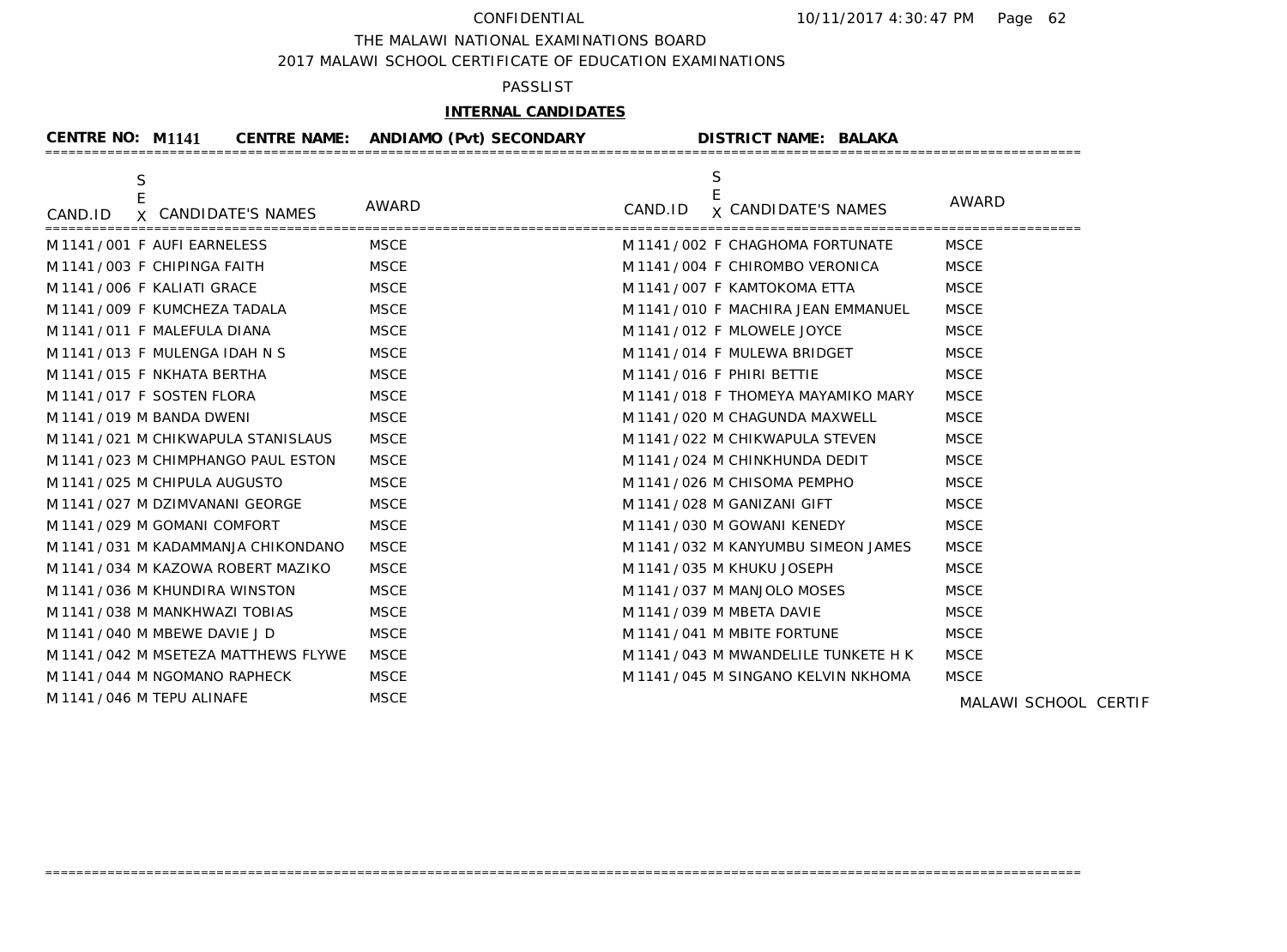CONFIDENTIAL

THE MALAWI NATIONAL EXAMINATIONS BOARD

2017 MALAWI SCHOOL CERTIFICATE OF EDUCATION EXAMINATIONS

PASSLIST

**INTERNAL CANDIDATES**

**CENTRE NO: M1141 CENTRE NAME: ANDIAMO (Pvt) SECONDARY DISTRICT NAME: BALAKA**

| CAND.ID | SEX | CANDIDATE'S NAMES | AWARD | CAND.ID | SEX | CANDIDATE'S NAMES | AWARD |
|---|---|---|---|---|---|---|---|
| M1141/001 | F | AUFI EARNELESS | MSCE | M1141/002 | F | CHAGHOMA FORTUNATE | MSCE |
| M1141/003 | F | CHIPINGA FAITH | MSCE | M1141/004 | F | CHIROMBO VERONICA | MSCE |
| M1141/006 | F | KALIATI GRACE | MSCE | M1141/007 | F | KAMTOKOMA ETTA | MSCE |
| M1141/009 | F | KUMCHEZA TADALA | MSCE | M1141/010 | F | MACHIRA JEAN EMMANUEL | MSCE |
| M1141/011 | F | MALEFULA DIANA | MSCE | M1141/012 | F | MLOWELE JOYCE | MSCE |
| M1141/013 | F | MULENGA IDAH N S | MSCE | M1141/014 | F | MULEWA BRIDGET | MSCE |
| M1141/015 | F | NKHATA BERTHA | MSCE | M1141/016 | F | PHIRI BETTIE | MSCE |
| M1141/017 | F | SOSTEN FLORA | MSCE | M1141/018 | F | THOMEYA MAYAMIKO MARY | MSCE |
| M1141/019 | M | BANDA DWENI | MSCE | M1141/020 | M | CHAGUNDA MAXWELL | MSCE |
| M1141/021 | M | CHIKWAPULA STANISLAUS | MSCE | M1141/022 | M | CHIKWAPULA STEVEN | MSCE |
| M1141/023 | M | CHIMPHANGO PAUL ESTON | MSCE | M1141/024 | M | CHINKHUNDA DEDIT | MSCE |
| M1141/025 | M | CHIPULA AUGUSTO | MSCE | M1141/026 | M | CHISOMA PEMPHO | MSCE |
| M1141/027 | M | DZIMVANANI GEORGE | MSCE | M1141/028 | M | GANIZANI GIFT | MSCE |
| M1141/029 | M | GOMANI COMFORT | MSCE | M1141/030 | M | GOWANI KENEDY | MSCE |
| M1141/031 | M | KADAMMANJA CHIKONDANO | MSCE | M1141/032 | M | KANYUMBU SIMEON JAMES | MSCE |
| M1141/034 | M | KAZOWA ROBERT MAZIKO | MSCE | M1141/035 | M | KHUKU JOSEPH | MSCE |
| M1141/036 | M | KHUNDIRA WINSTON | MSCE | M1141/037 | M | MANJOLO MOSES | MSCE |
| M1141/038 | M | MANKHWAZI TOBIAS | MSCE | M1141/039 | M | MBETA DAVIE | MSCE |
| M1141/040 | M | MBEWE DAVIE J D | MSCE | M1141/041 | M | MBITE FORTUNE | MSCE |
| M1141/042 | M | MSETEZA MATTHEWS FLYWE | MSCE | M1141/043 | M | MWANDELILE TUNKETE H K | MSCE |
| M1141/044 | M | NGOMANO RAPHECK | MSCE | M1141/045 | M | SINGANO KELVIN NKHOMA | MSCE |
| M1141/046 | M | TEPU ALINAFE | MSCE | | | | |

MALAWI SCHOOL CERTIF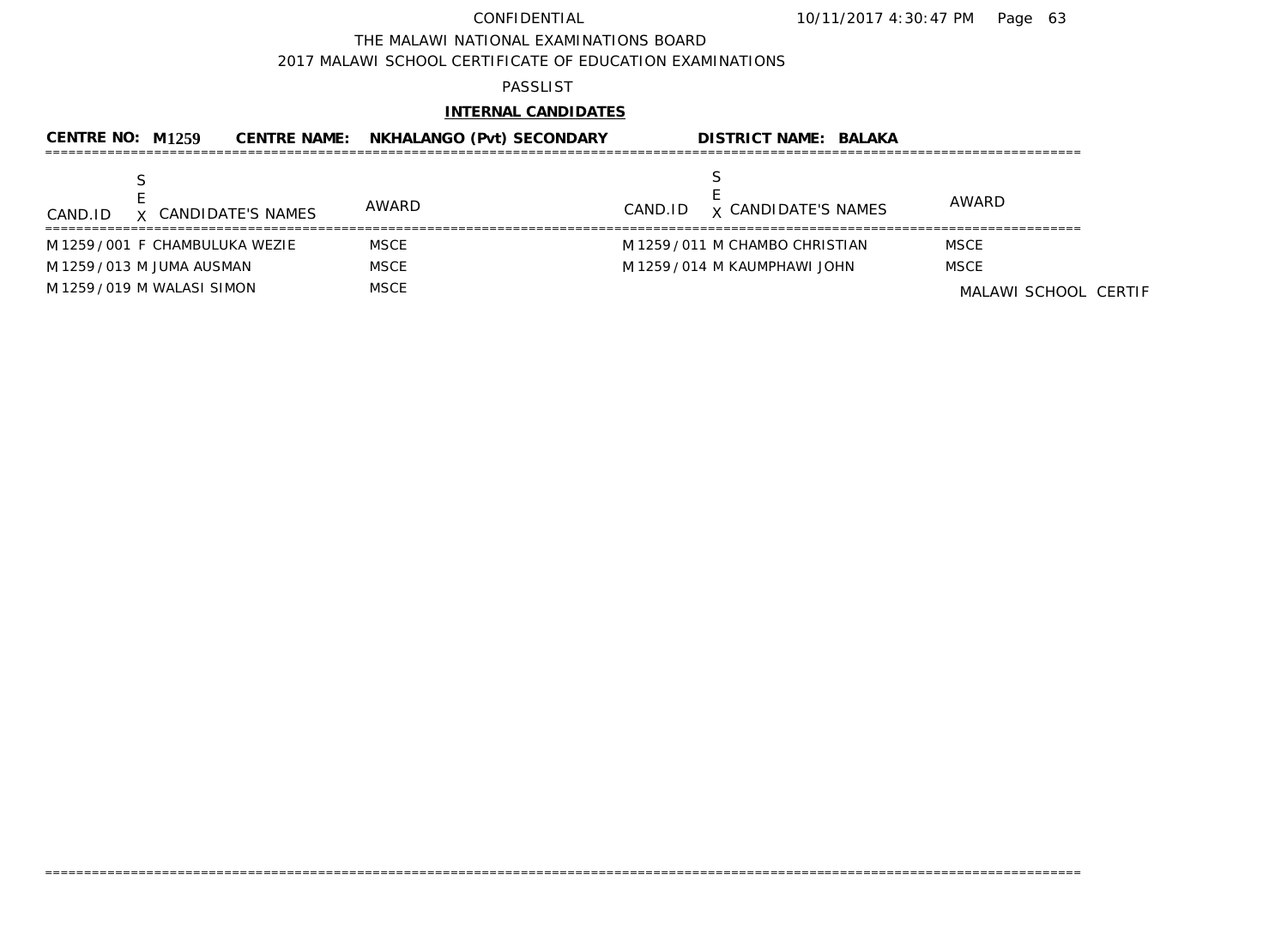CONFIDENTIAL

THE MALAWI NATIONAL EXAMINATIONS BOARD

2017 MALAWI SCHOOL CERTIFICATE OF EDUCATION EXAMINATIONS

PASSLIST

**INTERNAL CANDIDATES**

**CENTRE NO: M1259 CENTRE NAME: NKHALANGO (Pvt) SECONDARY DISTRICT NAME: BALAKA**

| CAND.ID | SEX | CANDIDATE'S NAMES | AWARD | CAND.ID | SEX | CANDIDATE'S NAMES | AWARD |
|---|---|---|---|---|---|---|---|
| M1259/001 | F | CHAMBULUKA WEZIE | MSCE | M1259/011 | M | CHAMBO CHRISTIAN | MSCE |
| M1259/013 | M | JUMA AUSMAN | MSCE | M1259/014 | M | KAUMPHAWI JOHN | MSCE |
| M1259/019 | M | WALASI SIMON | MSCE | | | | |

MALAWI SCHOOL CERTIF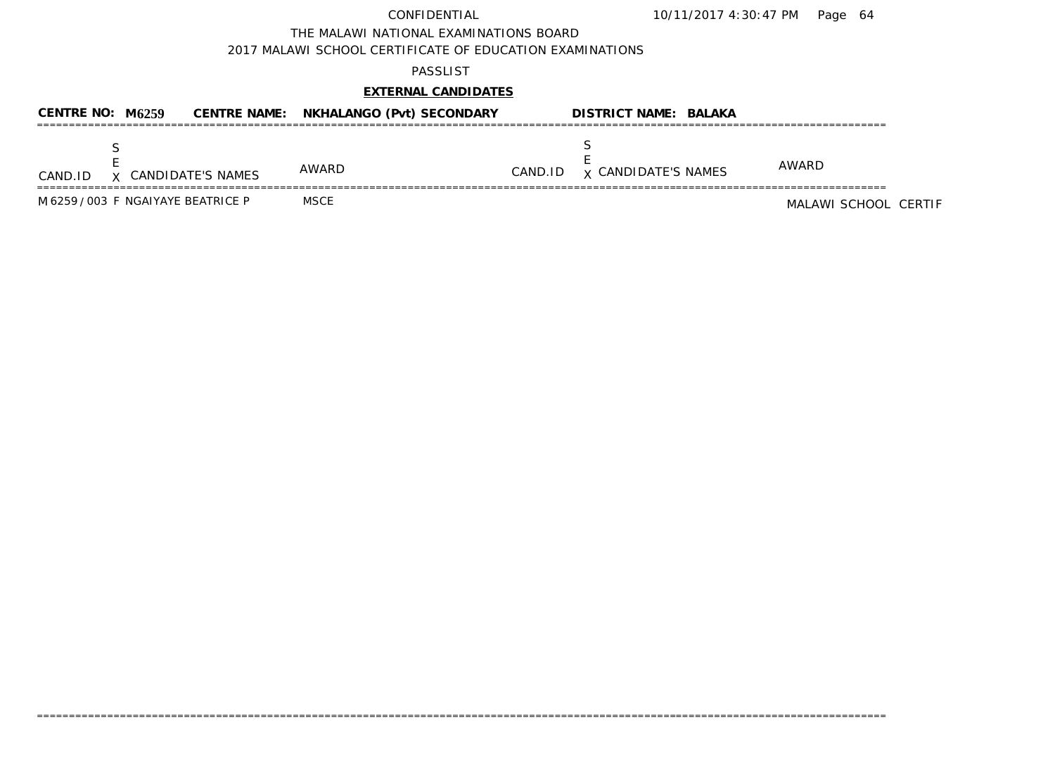CONFIDENTIAL

THE MALAWI NATIONAL EXAMINATIONS BOARD

2017 MALAWI SCHOOL CERTIFICATE OF EDUCATION EXAMINATIONS

PASSLIST

**EXTERNAL CANDIDATES**

**CENTRE NO: M6259 CENTRE NAME: NKHALANGO (Pvt) SECONDARY DISTRICT NAME: BALAKA**

| CAND.ID | SEX | CANDIDATE'S NAMES | AWARD | CAND.ID | SEX | CANDIDATE'S NAMES | AWARD |
|---|---|---|---|---|---|---|---|
| M6259 / 003 | F | NGAIYAYE BEATRICE P | MSCE | | | | |

MALAWI SCHOOL CERTIF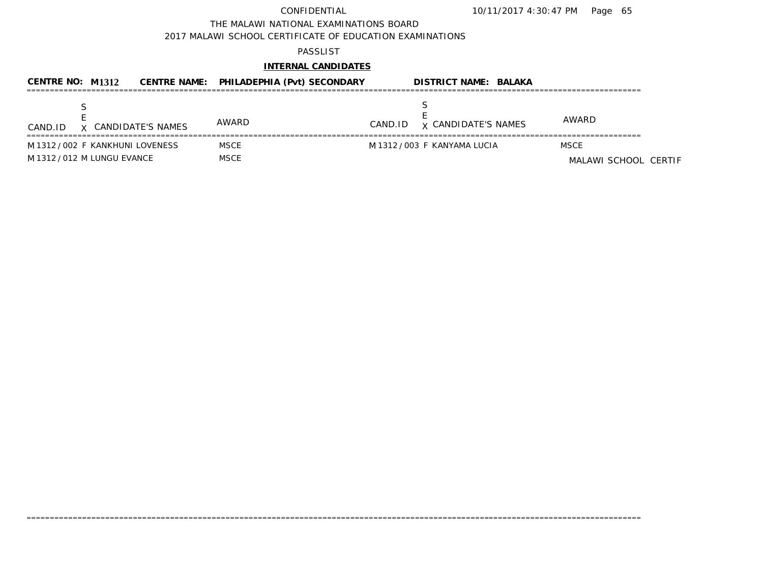CONFIDENTIAL

THE MALAWI NATIONAL EXAMINATIONS BOARD

2017 MALAWI SCHOOL CERTIFICATE OF EDUCATION EXAMINATIONS

PASSLIST

**INTERNAL CANDIDATES**

**CENTRE NO: M1312** **CENTRE NAME: PHILADEPHIA (Pvt) SECONDARY** **DISTRICT NAME: BALAKA**

| CAND.ID | SEX | CANDIDATE'S NAMES | AWARD | CAND.ID | SEX | CANDIDATE'S NAMES | AWARD |
|---|---|---|---|---|---|---|---|
| M 1312 / 002 | F | KANKHUNI LOVENESS | MSCE | M 1312 / 003 | F | KANYAMA LUCIA | MSCE |
| M 1312 / 012 | M | LUNGU EVANCE | MSCE | | | | |

MALAWI SCHOOL CERTIF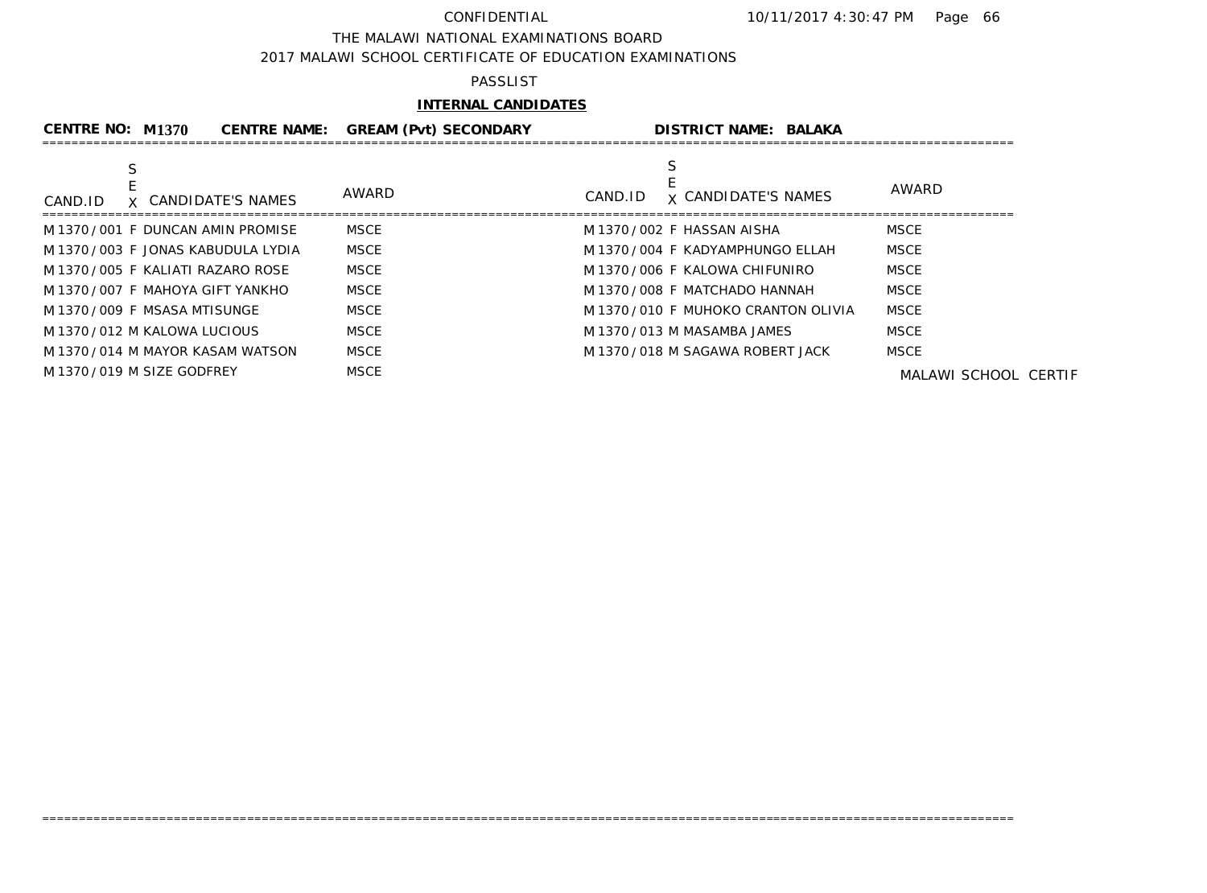CONFIDENTIAL 10/11/2017 4:30:47 PM

THE MALAWI NATIONAL EXAMINATIONS BOARD

2017 MALAWI SCHOOL CERTIFICATE OF EDUCATION EXAMINATIONS

PASSLIST

**INTERNAL CANDIDATES**

**CENTRE NO: M1370 CENTRE NAME: GREAM (Pvt) SECONDARY DISTRICT NAME: BALAKA**

| CAND.ID | SEX | CANDIDATE'S NAMES | AWARD | CAND.ID | SEX | CANDIDATE'S NAMES | AWARD |
|---|---|---|---|---|---|---|---|
| M1370/001 | F | DUNCAN AMIN PROMISE | MSCE | M1370/002 | F | HASSAN AISHA | MSCE |
| M1370/003 | F | JONAS KABUDULA LYDIA | MSCE | M1370/004 | F | KADYAMPHUNGO ELLAH | MSCE |
| M1370/005 | F | KALIATI RAZARO ROSE | MSCE | M1370/006 | F | KALOWA CHIFUNIRO | MSCE |
| M1370/007 | F | MAHOYA GIFT YANKHO | MSCE | M1370/008 | F | MATCHADO HANNAH | MSCE |
| M1370/009 | F | MSASA MTISUNGE | MSCE | M1370/010 | F | MUHOKO CRANTON OLIVIA | MSCE |
| M1370/012 | M | KALOWA LUCIOUS | MSCE | M1370/013 | M | MASAMBA JAMES | MSCE |
| M1370/014 | M | MAYOR KASAM WATSON | MSCE | M1370/018 | M | SAGAWA ROBERT JACK | MSCE |
| M1370/019 | M | SIZE GODFREY | MSCE | | | | |

MALAWI SCHOOL CERTIF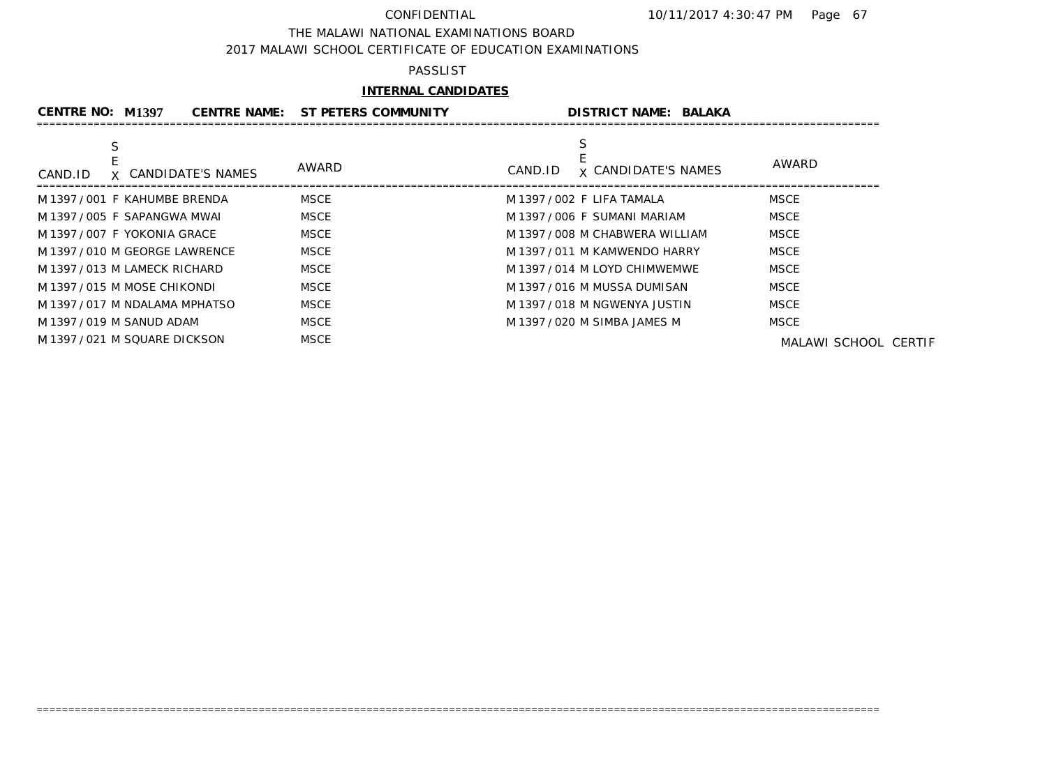CONFIDENTIAL

THE MALAWI NATIONAL EXAMINATIONS BOARD

2017 MALAWI SCHOOL CERTIFICATE OF EDUCATION EXAMINATIONS

PASSLIST

**INTERNAL CANDIDATES**

**CENTRE NO: M1397 CENTRE NAME: ST PETERS COMMUNITY DISTRICT NAME: BALAKA**

| CAND.ID | SEX | CANDIDATE'S NAMES | AWARD | CAND.ID | SEX | CANDIDATE'S NAMES | AWARD |
|---|---|---|---|---|---|---|---|
| M1397/001 | F | KAHUMBE BRENDA | MSCE | M1397/002 | F | LIFA TAMALA | MSCE |
| M1397/005 | F | SAPANGWA MWAI | MSCE | M1397/006 | F | SUMANI MARIAM | MSCE |
| M1397/007 | F | YOKONIA GRACE | MSCE | M1397/008 | M | CHABWERA WILLIAM | MSCE |
| M1397/010 | M | GEORGE LAWRENCE | MSCE | M1397/011 | M | KAMWENDO HARRY | MSCE |
| M1397/013 | M | LAMECK RICHARD | MSCE | M1397/014 | M | LOYD CHIMWEMWE | MSCE |
| M1397/015 | M | MOSE CHIKONDI | MSCE | M1397/016 | M | MUSSA DUMISAN | MSCE |
| M1397/017 | M | NDALAMA MPHATSO | MSCE | M1397/018 | M | NGWENYA JUSTIN | MSCE |
| M1397/019 | M | SANUD ADAM | MSCE | M1397/020 | M | SIMBA JAMES M | MSCE |
| M1397/021 | M | SQUARE DICKSON | MSCE | | | | |

MALAWI SCHOOL CERTIF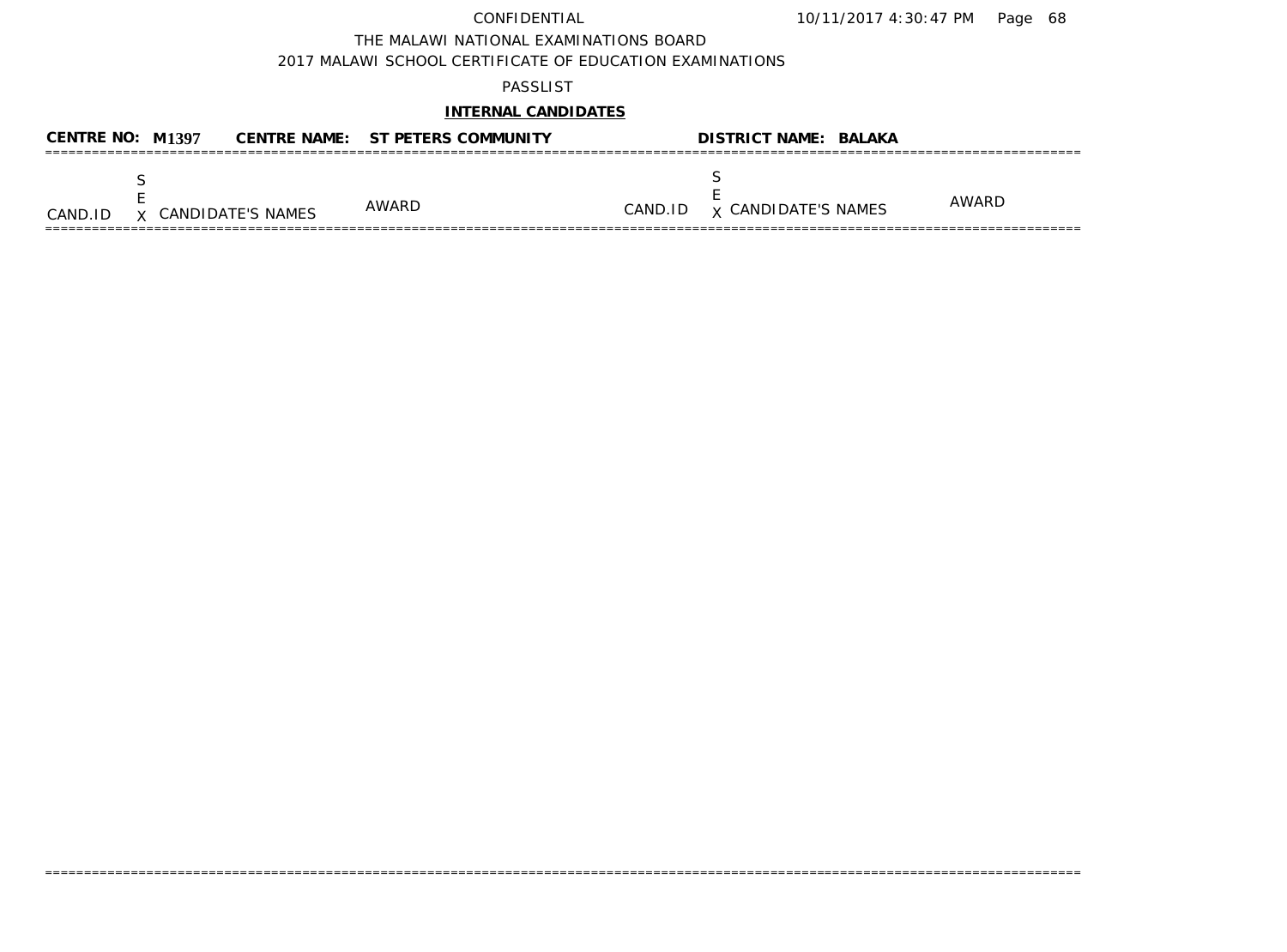CONFIDENTIAL

THE MALAWI NATIONAL EXAMINATIONS BOARD

2017 MALAWI SCHOOL CERTIFICATE OF EDUCATION EXAMINATIONS

PASSLIST

**INTERNAL CANDIDATES**

**CENTRE NO: M1397** **CENTRE NAME: ST PETERS COMMUNITY** **DISTRICT NAME: BALAKA**

| CAND.ID | SEX | CANDIDATE'S NAMES | AWARD | CAND.ID | SEX | CANDIDATE'S NAMES | AWARD |
|---|---|---|---|---|---|---|---|